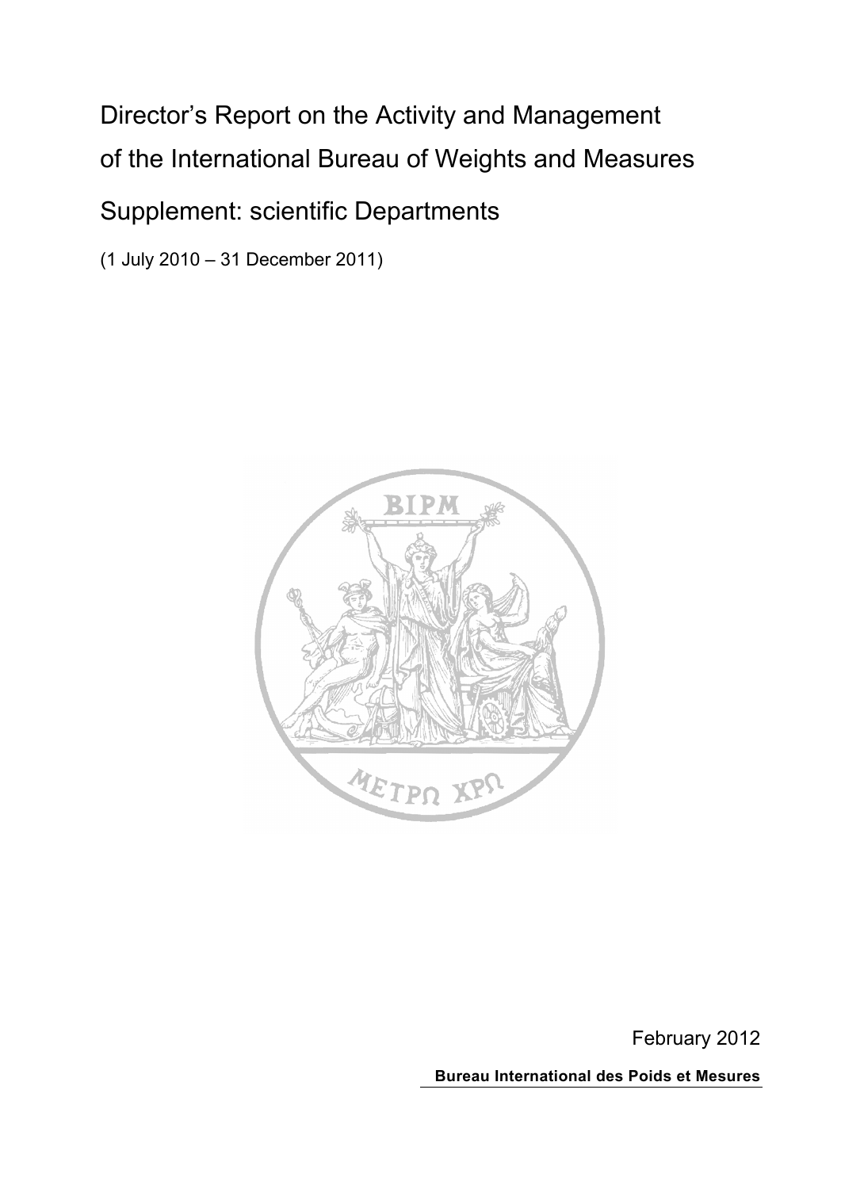# Director's Report on the Activity and Management of the International Bureau of Weights and Measures

## Supplement: scientific Departments

(1 July 2010 – 31 December 2011)

February 2012

**Bureau International des Poids et Mesures**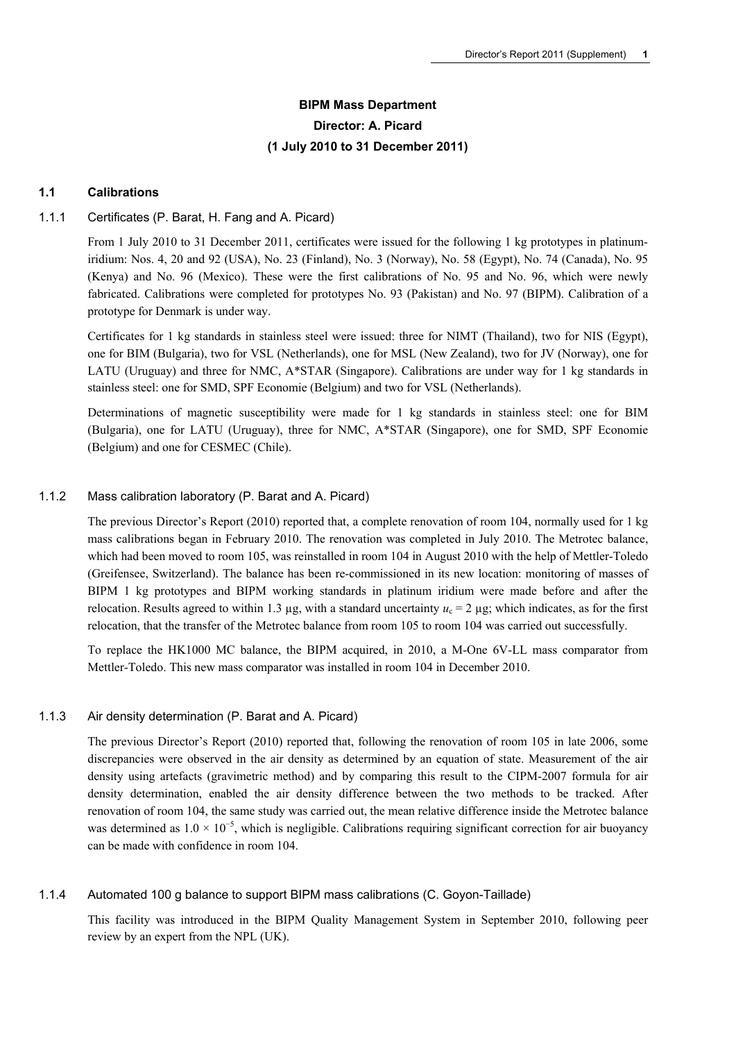## BIPM Mass Department

**Director: A. Picard**

**(1 July 2010 to 31 December 2011)**

### 1.1 Calibrations

#### 1.1.1 Certificates (P. Barat, H. Fang and A. Picard)

From 1 July 2010 to 31 December 2011, certificates were issued for the following 1 kg prototypes in platinum-iridium: Nos. 4, 20 and 92 (USA), No. 23 (Finland), No. 3 (Norway), No. 58 (Egypt), No. 74 (Canada), No. 95 (Kenya) and No. 96 (Mexico). These were the first calibrations of No. 95 and No. 96, which were newly fabricated. Calibrations were completed for prototypes No. 93 (Pakistan) and No. 97 (BIPM). Calibration of a prototype for Denmark is under way.

Certificates for 1 kg standards in stainless steel were issued: three for NIMT (Thailand), two for NIS (Egypt), one for BIM (Bulgaria), two for VSL (Netherlands), one for MSL (New Zealand), two for JV (Norway), one for LATU (Uruguay) and three for NMC, A*STAR (Singapore). Calibrations are under way for 1 kg standards in stainless steel: one for SMD, SPF Economie (Belgium) and two for VSL (Netherlands).

Determinations of magnetic susceptibility were made for 1 kg standards in stainless steel: one for BIM (Bulgaria), one for LATU (Uruguay), three for NMC, A*STAR (Singapore), one for SMD, SPF Economie (Belgium) and one for CESMEC (Chile).

#### 1.1.2 Mass calibration laboratory (P. Barat and A. Picard)

The previous Director's Report (2010) reported that, a complete renovation of room 104, normally used for 1 kg mass calibrations began in February 2010. The renovation was completed in July 2010. The Metrotec balance, which had been moved to room 105, was reinstalled in room 104 in August 2010 with the help of Mettler-Toledo (Greifensee, Switzerland). The balance has been re-commissioned in its new location: monitoring of masses of BIPM 1 kg prototypes and BIPM working standards in platinum iridium were made before and after the relocation. Results agreed to within 1.3 µg, with a standard uncertainty $u_c = 2$ µg; which indicates, as for the first relocation, that the transfer of the Metrotec balance from room 105 to room 104 was carried out successfully.

To replace the HK1000 MC balance, the BIPM acquired, in 2010, a M-One 6V-LL mass comparator from Mettler-Toledo. This new mass comparator was installed in room 104 in December 2010.

#### 1.1.3 Air density determination (P. Barat and A. Picard)

The previous Director's Report (2010) reported that, following the renovation of room 105 in late 2006, some discrepancies were observed in the air density as determined by an equation of state. Measurement of the air density using artefacts (gravimetric method) and by comparing this result to the CIPM-2007 formula for air density determination, enabled the air density difference between the two methods to be tracked. After renovation of room 104, the same study was carried out, the mean relative difference inside the Metrotec balance was determined as $1.0 \times 10^{-5}$, which is negligible. Calibrations requiring significant correction for air buoyancy can be made with confidence in room 104.

#### 1.1.4 Automated 100 g balance to support BIPM mass calibrations (C. Goyon-Taillade)

This facility was introduced in the BIPM Quality Management System in September 2010, following peer review by an expert from the NPL (UK).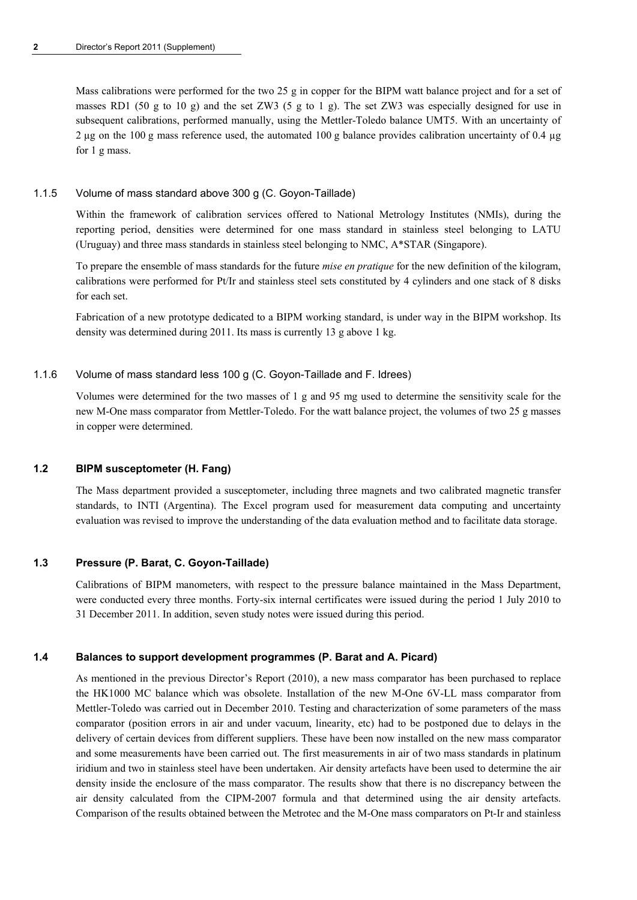Mass calibrations were performed for the two 25 g in copper for the BIPM watt balance project and for a set of masses RD1 (50 g to 10 g) and the set ZW3 (5 g to 1 g). The set ZW3 was especially designed for use in subsequent calibrations, performed manually, using the Mettler-Toledo balance UMT5. With an uncertainty of 2 µg on the 100 g mass reference used, the automated 100 g balance provides calibration uncertainty of 0.4 µg for 1 g mass.

#### 1.1.5 Volume of mass standard above 300 g (C. Goyon-Taillade)

Within the framework of calibration services offered to National Metrology Institutes (NMIs), during the reporting period, densities were determined for one mass standard in stainless steel belonging to LATU (Uruguay) and three mass standards in stainless steel belonging to NMC, A*STAR (Singapore).

To prepare the ensemble of mass standards for the future *mise en pratique* for the new definition of the kilogram, calibrations were performed for Pt/Ir and stainless steel sets constituted by 4 cylinders and one stack of 8 disks for each set.

Fabrication of a new prototype dedicated to a BIPM working standard, is under way in the BIPM workshop. Its density was determined during 2011. Its mass is currently 13 g above 1 kg.

#### 1.1.6 Volume of mass standard less 100 g (C. Goyon-Taillade and F. Idrees)

Volumes were determined for the two masses of 1 g and 95 mg used to determine the sensitivity scale for the new M-One mass comparator from Mettler-Toledo. For the watt balance project, the volumes of two 25 g masses in copper were determined.

### 1.2 BIPM susceptometer (H. Fang)

The Mass department provided a susceptometer, including three magnets and two calibrated magnetic transfer standards, to INTI (Argentina). The Excel program used for measurement data computing and uncertainty evaluation was revised to improve the understanding of the data evaluation method and to facilitate data storage.

### 1.3 Pressure (P. Barat, C. Goyon-Taillade)

Calibrations of BIPM manometers, with respect to the pressure balance maintained in the Mass Department, were conducted every three months. Forty-six internal certificates were issued during the period 1 July 2010 to 31 December 2011. In addition, seven study notes were issued during this period.

### 1.4 Balances to support development programmes (P. Barat and A. Picard)

As mentioned in the previous Director's Report (2010), a new mass comparator has been purchased to replace the HK1000 MC balance which was obsolete. Installation of the new M-One 6V-LL mass comparator from Mettler-Toledo was carried out in December 2010. Testing and characterization of some parameters of the mass comparator (position errors in air and under vacuum, linearity, etc) had to be postponed due to delays in the delivery of certain devices from different suppliers. These have been now installed on the new mass comparator and some measurements have been carried out. The first measurements in air of two mass standards in platinum iridium and two in stainless steel have been undertaken. Air density artefacts have been used to determine the air density inside the enclosure of the mass comparator. The results show that there is no discrepancy between the air density calculated from the CIPM-2007 formula and that determined using the air density artefacts. Comparison of the results obtained between the Metrotec and the M-One mass comparators on Pt-Ir and stainless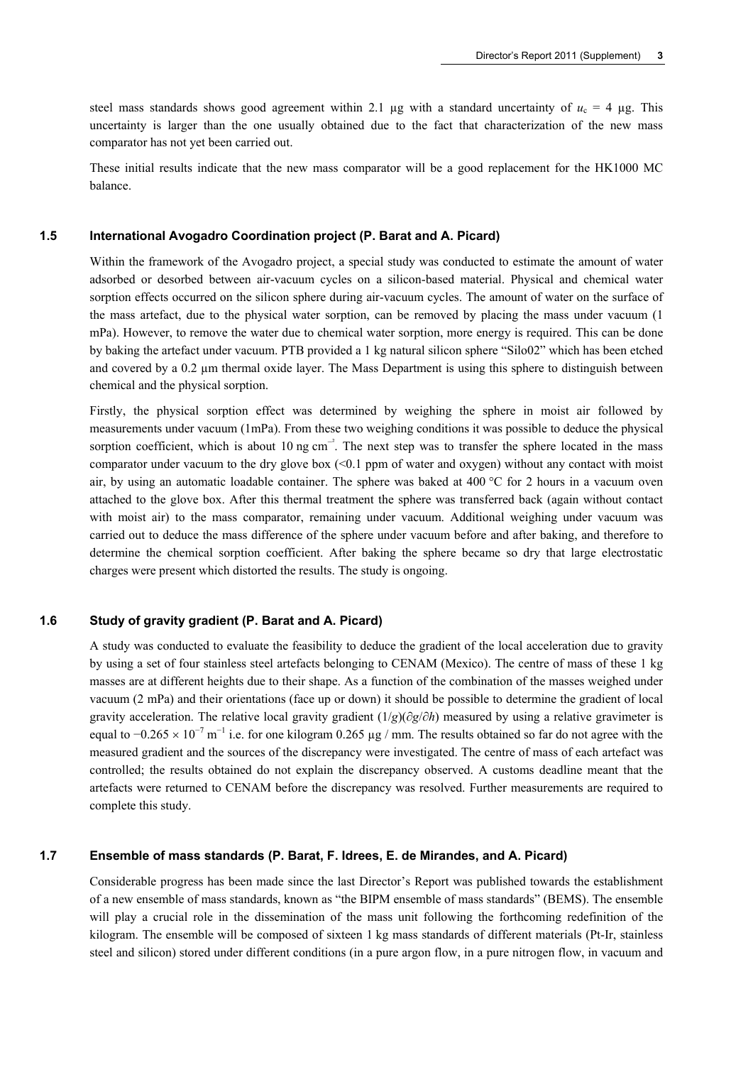steel mass standards shows good agreement within 2.1 µg with a standard uncertainty of $u_c$ = 4 µg. This uncertainty is larger than the one usually obtained due to the fact that characterization of the new mass comparator has not yet been carried out.

These initial results indicate that the new mass comparator will be a good replacement for the HK1000 MC balance.

### 1.5 International Avogadro Coordination project (P. Barat and A. Picard)

Within the framework of the Avogadro project, a special study was conducted to estimate the amount of water adsorbed or desorbed between air-vacuum cycles on a silicon-based material. Physical and chemical water sorption effects occurred on the silicon sphere during air-vacuum cycles. The amount of water on the surface of the mass artefact, due to the physical water sorption, can be removed by placing the mass under vacuum (1 mPa). However, to remove the water due to chemical water sorption, more energy is required. This can be done by baking the artefact under vacuum. PTB provided a 1 kg natural silicon sphere "Silo02" which has been etched and covered by a 0.2 µm thermal oxide layer. The Mass Department is using this sphere to distinguish between chemical and the physical sorption.

Firstly, the physical sorption effect was determined by weighing the sphere in moist air followed by measurements under vacuum (1mPa). From these two weighing conditions it was possible to deduce the physical sorption coefficient, which is about 10 ng $cm^{-2}$. The next step was to transfer the sphere located in the mass comparator under vacuum to the dry glove box (<0.1 ppm of water and oxygen) without any contact with moist air, by using an automatic loadable container. The sphere was baked at 400 °C for 2 hours in a vacuum oven attached to the glove box. After this thermal treatment the sphere was transferred back (again without contact with moist air) to the mass comparator, remaining under vacuum. Additional weighing under vacuum was carried out to deduce the mass difference of the sphere under vacuum before and after baking, and therefore to determine the chemical sorption coefficient. After baking the sphere became so dry that large electrostatic charges were present which distorted the results. The study is ongoing.

### 1.6 Study of gravity gradient (P. Barat and A. Picard)

A study was conducted to evaluate the feasibility to deduce the gradient of the local acceleration due to gravity by using a set of four stainless steel artefacts belonging to CENAM (Mexico). The centre of mass of these 1 kg masses are at different heights due to their shape. As a function of the combination of the masses weighed under vacuum (2 mPa) and their orientations (face up or down) it should be possible to determine the gradient of local gravity acceleration. The relative local gravity gradient $(1/g)(\partial g/\partial h)$ measured by using a relative gravimeter is equal to $-0.265 \times 10^{-7}$ $m^{-1}$ i.e. for one kilogram 0.265 µg / mm. The results obtained so far do not agree with the measured gradient and the sources of the discrepancy were investigated. The centre of mass of each artefact was controlled; the results obtained do not explain the discrepancy observed. A customs deadline meant that the artefacts were returned to CENAM before the discrepancy was resolved. Further measurements are required to complete this study.

### 1.7 Ensemble of mass standards (P. Barat, F. Idrees, E. de Mirandes, and A. Picard)

Considerable progress has been made since the last Director's Report was published towards the establishment of a new ensemble of mass standards, known as "the BIPM ensemble of mass standards" (BEMS). The ensemble will play a crucial role in the dissemination of the mass unit following the forthcoming redefinition of the kilogram. The ensemble will be composed of sixteen 1 kg mass standards of different materials (Pt-Ir, stainless steel and silicon) stored under different conditions (in a pure argon flow, in a pure nitrogen flow, in vacuum and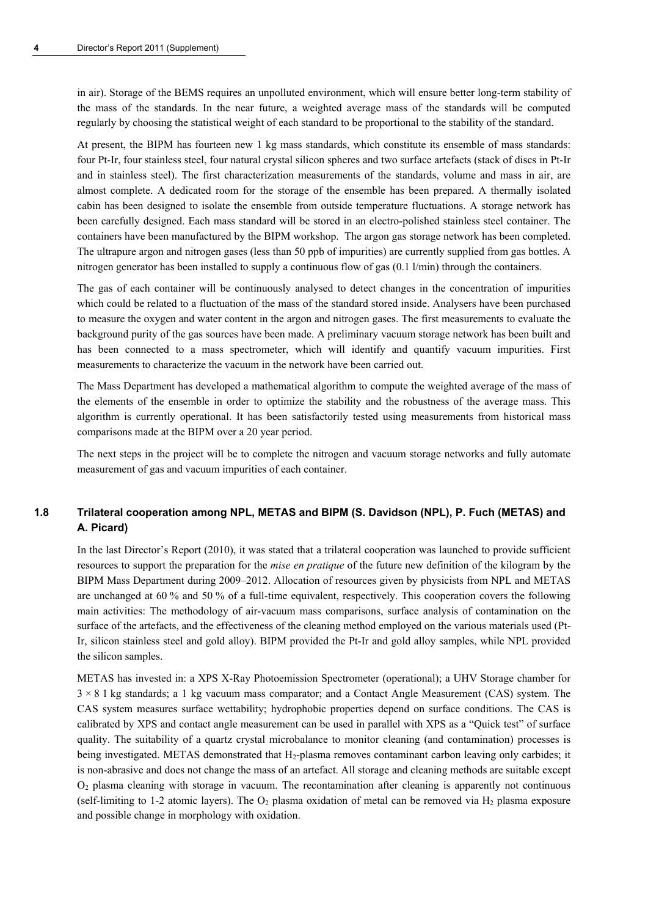in air). Storage of the BEMS requires an unpolluted environment, which will ensure better long-term stability of the mass of the standards. In the near future, a weighted average mass of the standards will be computed regularly by choosing the statistical weight of each standard to be proportional to the stability of the standard.

At present, the BIPM has fourteen new 1 kg mass standards, which constitute its ensemble of mass standards: four Pt-Ir, four stainless steel, four natural crystal silicon spheres and two surface artefacts (stack of discs in Pt-Ir and in stainless steel). The first characterization measurements of the standards, volume and mass in air, are almost complete. A dedicated room for the storage of the ensemble has been prepared. A thermally isolated cabin has been designed to isolate the ensemble from outside temperature fluctuations. A storage network has been carefully designed. Each mass standard will be stored in an electro-polished stainless steel container. The containers have been manufactured by the BIPM workshop. The argon gas storage network has been completed. The ultrapure argon and nitrogen gases (less than 50 ppb of impurities) are currently supplied from gas bottles. A nitrogen generator has been installed to supply a continuous flow of gas (0.1 l/min) through the containers.

The gas of each container will be continuously analysed to detect changes in the concentration of impurities which could be related to a fluctuation of the mass of the standard stored inside. Analysers have been purchased to measure the oxygen and water content in the argon and nitrogen gases. The first measurements to evaluate the background purity of the gas sources have been made. A preliminary vacuum storage network has been built and has been connected to a mass spectrometer, which will identify and quantify vacuum impurities. First measurements to characterize the vacuum in the network have been carried out.

The Mass Department has developed a mathematical algorithm to compute the weighted average of the mass of the elements of the ensemble in order to optimize the stability and the robustness of the average mass. This algorithm is currently operational. It has been satisfactorily tested using measurements from historical mass comparisons made at the BIPM over a 20 year period.

The next steps in the project will be to complete the nitrogen and vacuum storage networks and fully automate measurement of gas and vacuum impurities of each container.

### 1.8 Trilateral cooperation among NPL, METAS and BIPM (S. Davidson (NPL), P. Fuch (METAS) and A. Picard)

In the last Director's Report (2010), it was stated that a trilateral cooperation was launched to provide sufficient resources to support the preparation for the *mise en pratique* of the future new definition of the kilogram by the BIPM Mass Department during 2009–2012. Allocation of resources given by physicists from NPL and METAS are unchanged at 60 % and 50 % of a full-time equivalent, respectively. This cooperation covers the following main activities: The methodology of air-vacuum mass comparisons, surface analysis of contamination on the surface of the artefacts, and the effectiveness of the cleaning method employed on the various materials used (Pt-Ir, silicon stainless steel and gold alloy). BIPM provided the Pt-Ir and gold alloy samples, while NPL provided the silicon samples.

METAS has invested in: a XPS X-Ray Photoemission Spectrometer (operational); a UHV Storage chamber for $3 \times 8$ 1 kg standards; a 1 kg vacuum mass comparator; and a Contact Angle Measurement (CAS) system. The CAS system measures surface wettability; hydrophobic properties depend on surface conditions. The CAS is calibrated by XPS and contact angle measurement can be used in parallel with XPS as a "Quick test" of surface quality. The suitability of a quartz crystal microbalance to monitor cleaning (and contamination) processes is being investigated. METAS demonstrated that $H_2$-plasma removes contaminant carbon leaving only carbides; it is non-abrasive and does not change the mass of an artefact. All storage and cleaning methods are suitable except $O_2$ plasma cleaning with storage in vacuum. The recontamination after cleaning is apparently not continuous (self-limiting to 1-2 atomic layers). The $O_2$ plasma oxidation of metal can be removed via $H_2$ plasma exposure and possible change in morphology with oxidation.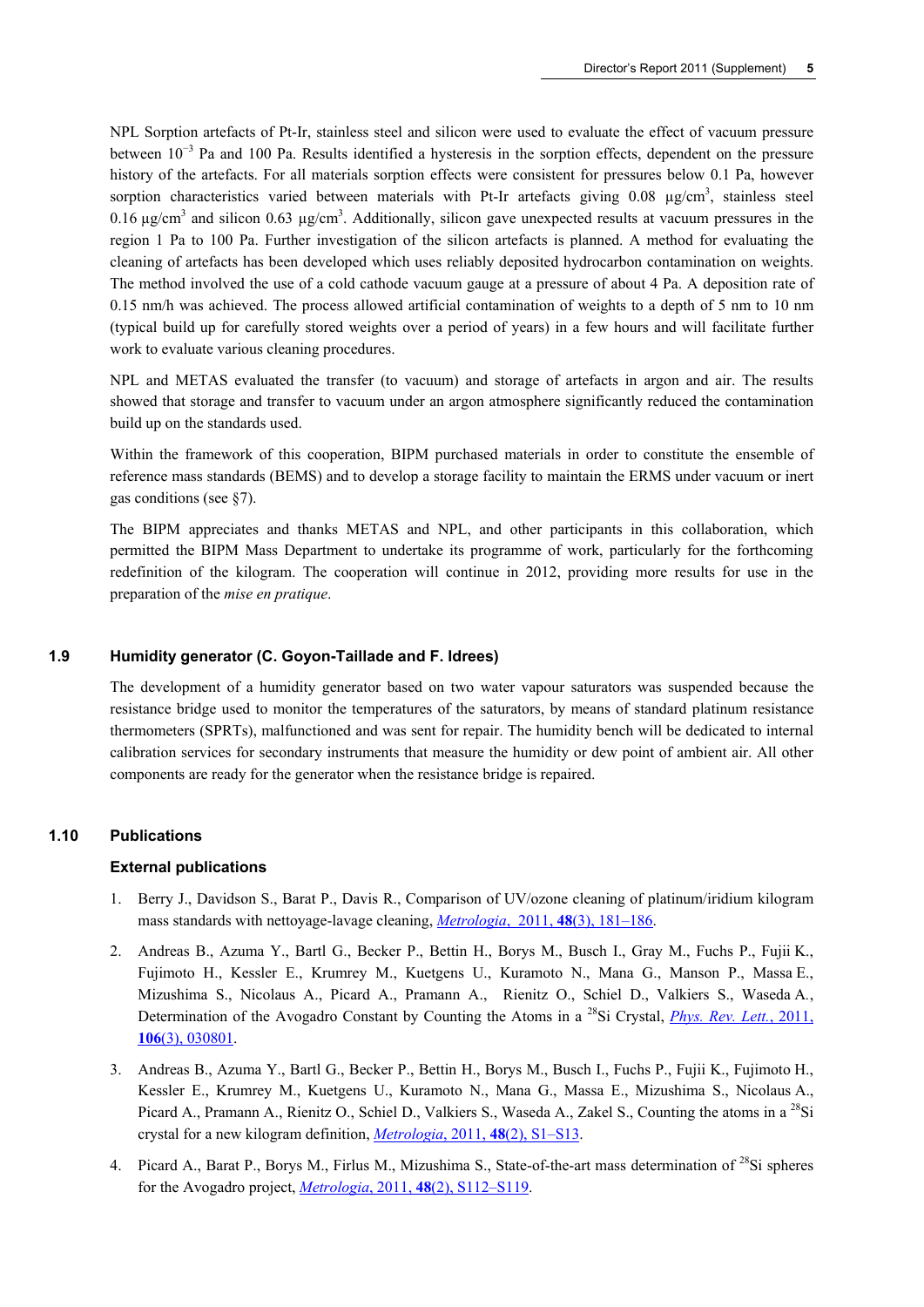NPL Sorption artefacts of Pt-Ir, stainless steel and silicon were used to evaluate the effect of vacuum pressure between $10^{-3}$ Pa and 100 Pa. Results identified a hysteresis in the sorption effects, dependent on the pressure history of the artefacts. For all materials sorption effects were consistent for pressures below 0.1 Pa, however sorption characteristics varied between materials with Pt-Ir artefacts giving 0.08 μg/cm$^3$, stainless steel 0.16 μg/cm$^3$ and silicon 0.63 μg/cm$^3$. Additionally, silicon gave unexpected results at vacuum pressures in the region 1 Pa to 100 Pa. Further investigation of the silicon artefacts is planned. A method for evaluating the cleaning of artefacts has been developed which uses reliably deposited hydrocarbon contamination on weights. The method involved the use of a cold cathode vacuum gauge at a pressure of about 4 Pa. A deposition rate of 0.15 nm/h was achieved. The process allowed artificial contamination of weights to a depth of 5 nm to 10 nm (typical build up for carefully stored weights over a period of years) in a few hours and will facilitate further work to evaluate various cleaning procedures.

NPL and METAS evaluated the transfer (to vacuum) and storage of artefacts in argon and air. The results showed that storage and transfer to vacuum under an argon atmosphere significantly reduced the contamination build up on the standards used.

Within the framework of this cooperation, BIPM purchased materials in order to constitute the ensemble of reference mass standards (BEMS) and to develop a storage facility to maintain the ERMS under vacuum or inert gas conditions (see §7).

The BIPM appreciates and thanks METAS and NPL, and other participants in this collaboration, which permitted the BIPM Mass Department to undertake its programme of work, particularly for the forthcoming redefinition of the kilogram. The cooperation will continue in 2012, providing more results for use in the preparation of the *mise en pratique*.

## 1.9 Humidity generator (C. Goyon-Taillade and F. Idrees)

The development of a humidity generator based on two water vapour saturators was suspended because the resistance bridge used to monitor the temperatures of the saturators, by means of standard platinum resistance thermometers (SPRTs), malfunctioned and was sent for repair. The humidity bench will be dedicated to internal calibration services for secondary instruments that measure the humidity or dew point of ambient air. All other components are ready for the generator when the resistance bridge is repaired.

## 1.10 Publications

### External publications

1. Berry J., Davidson S., Barat P., Davis R., Comparison of UV/ozone cleaning of platinum/iridium kilogram mass standards with nettoyage-lavage cleaning, *Metrologia*, 2011, **48**(3), 181–186.

2. Andreas B., Azuma Y., Bartl G., Becker P., Bettin H., Borys M., Busch I., Gray M., Fuchs P., Fujii K., Fujimoto H., Kessler E., Krumrey M., Kuetgens U., Kuramoto N., Mana G., Manson P., Massa E., Mizushima S., Nicolaus A., Picard A., Pramann A., Rienitz O., Schiel D., Valkiers S., Waseda A., Determination of the Avogadro Constant by Counting the Atoms in a $^{28}$Si Crystal, *Phys. Rev. Lett.*, 2011, **106**(3), 030801.

3. Andreas B., Azuma Y., Bartl G., Becker P., Bettin H., Borys M., Busch I., Fuchs P., Fujii K., Fujimoto H., Kessler E., Krumrey M., Kuetgens U., Kuramoto N., Mana G., Massa E., Mizushima S., Nicolaus A., Picard A., Pramann A., Rienitz O., Schiel D., Valkiers S., Waseda A., Zakel S., Counting the atoms in a $^{28}$Si crystal for a new kilogram definition, *Metrologia*, 2011, **48**(2), S1–S13.

4. Picard A., Barat P., Borys M., Firlus M., Mizushima S., State-of-the-art mass determination of $^{28}$Si spheres for the Avogadro project, *Metrologia*, 2011, **48**(2), S112–S119.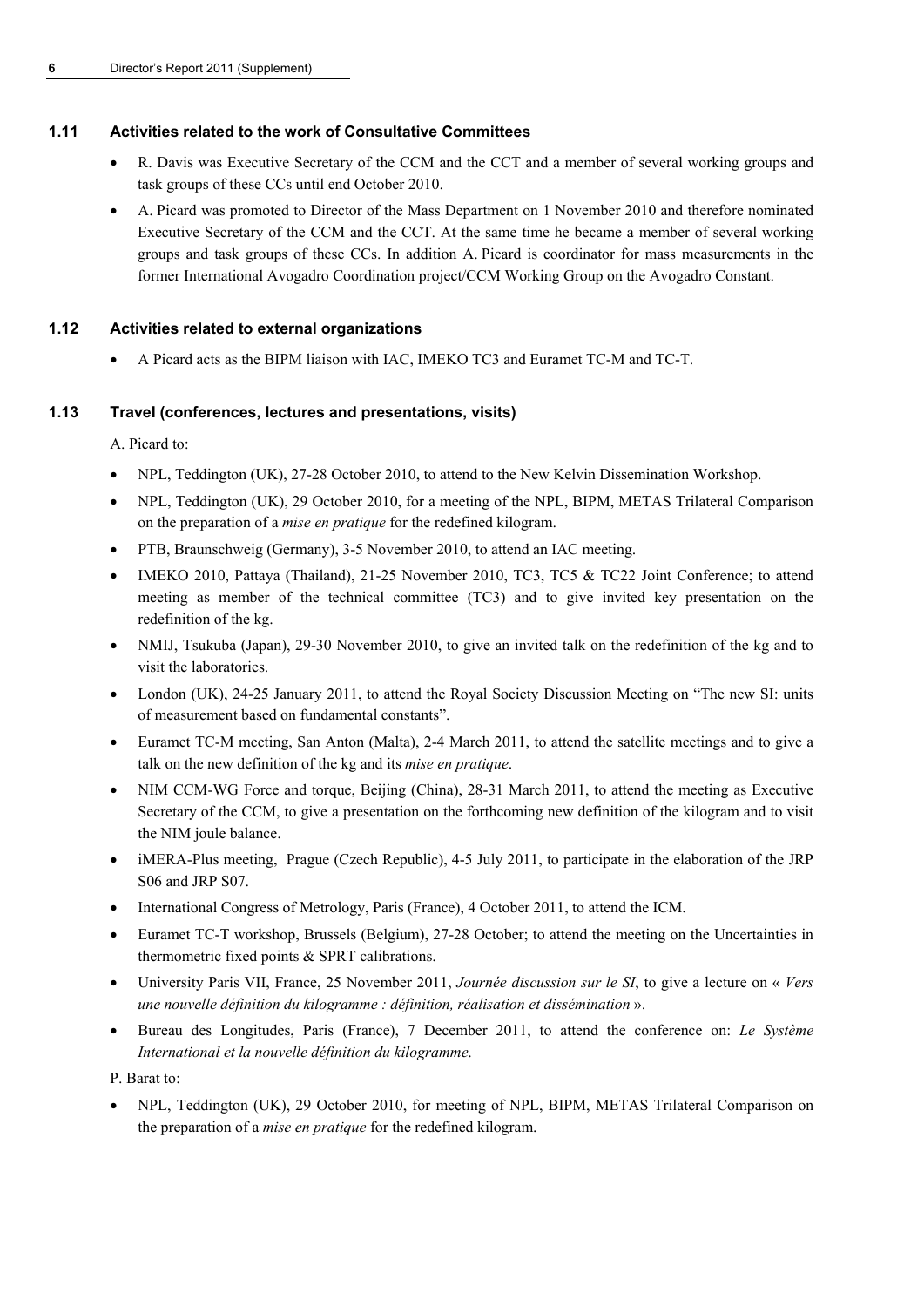### 1.11 Activities related to the work of Consultative Committees

- R. Davis was Executive Secretary of the CCM and the CCT and a member of several working groups and task groups of these CCs until end October 2010.
- A. Picard was promoted to Director of the Mass Department on 1 November 2010 and therefore nominated Executive Secretary of the CCM and the CCT. At the same time he became a member of several working groups and task groups of these CCs. In addition A. Picard is coordinator for mass measurements in the former International Avogadro Coordination project/CCM Working Group on the Avogadro Constant.

### 1.12 Activities related to external organizations

- A Picard acts as the BIPM liaison with IAC, IMEKO TC3 and Euramet TC-M and TC-T.

### 1.13 Travel (conferences, lectures and presentations, visits)

A. Picard to:

- NPL, Teddington (UK), 27-28 October 2010, to attend to the New Kelvin Dissemination Workshop.
- NPL, Teddington (UK), 29 October 2010, for a meeting of the NPL, BIPM, METAS Trilateral Comparison on the preparation of a *mise en pratique* for the redefined kilogram.
- PTB, Braunschweig (Germany), 3-5 November 2010, to attend an IAC meeting.
- IMEKO 2010, Pattaya (Thailand), 21-25 November 2010, TC3, TC5 & TC22 Joint Conference; to attend meeting as member of the technical committee (TC3) and to give invited key presentation on the redefinition of the kg.
- NMIJ, Tsukuba (Japan), 29-30 November 2010, to give an invited talk on the redefinition of the kg and to visit the laboratories.
- London (UK), 24-25 January 2011, to attend the Royal Society Discussion Meeting on "The new SI: units of measurement based on fundamental constants".
- Euramet TC-M meeting, San Anton (Malta), 2-4 March 2011, to attend the satellite meetings and to give a talk on the new definition of the kg and its *mise en pratique*.
- NIM CCM-WG Force and torque, Beijing (China), 28-31 March 2011, to attend the meeting as Executive Secretary of the CCM, to give a presentation on the forthcoming new definition of the kilogram and to visit the NIM joule balance.
- iMERA-Plus meeting, Prague (Czech Republic), 4-5 July 2011, to participate in the elaboration of the JRP S06 and JRP S07.
- International Congress of Metrology, Paris (France), 4 October 2011, to attend the ICM.
- Euramet TC-T workshop, Brussels (Belgium), 27-28 October; to attend the meeting on the Uncertainties in thermometric fixed points & SPRT calibrations.
- University Paris VII, France, 25 November 2011, *Journée discussion sur le SI*, to give a lecture on « *Vers une nouvelle définition du kilogramme : définition, réalisation et dissémination* ».
- Bureau des Longitudes, Paris (France), 7 December 2011, to attend the conference on: *Le Système International et la nouvelle définition du kilogramme*.

P. Barat to:

- NPL, Teddington (UK), 29 October 2010, for meeting of NPL, BIPM, METAS Trilateral Comparison on the preparation of a *mise en pratique* for the redefined kilogram.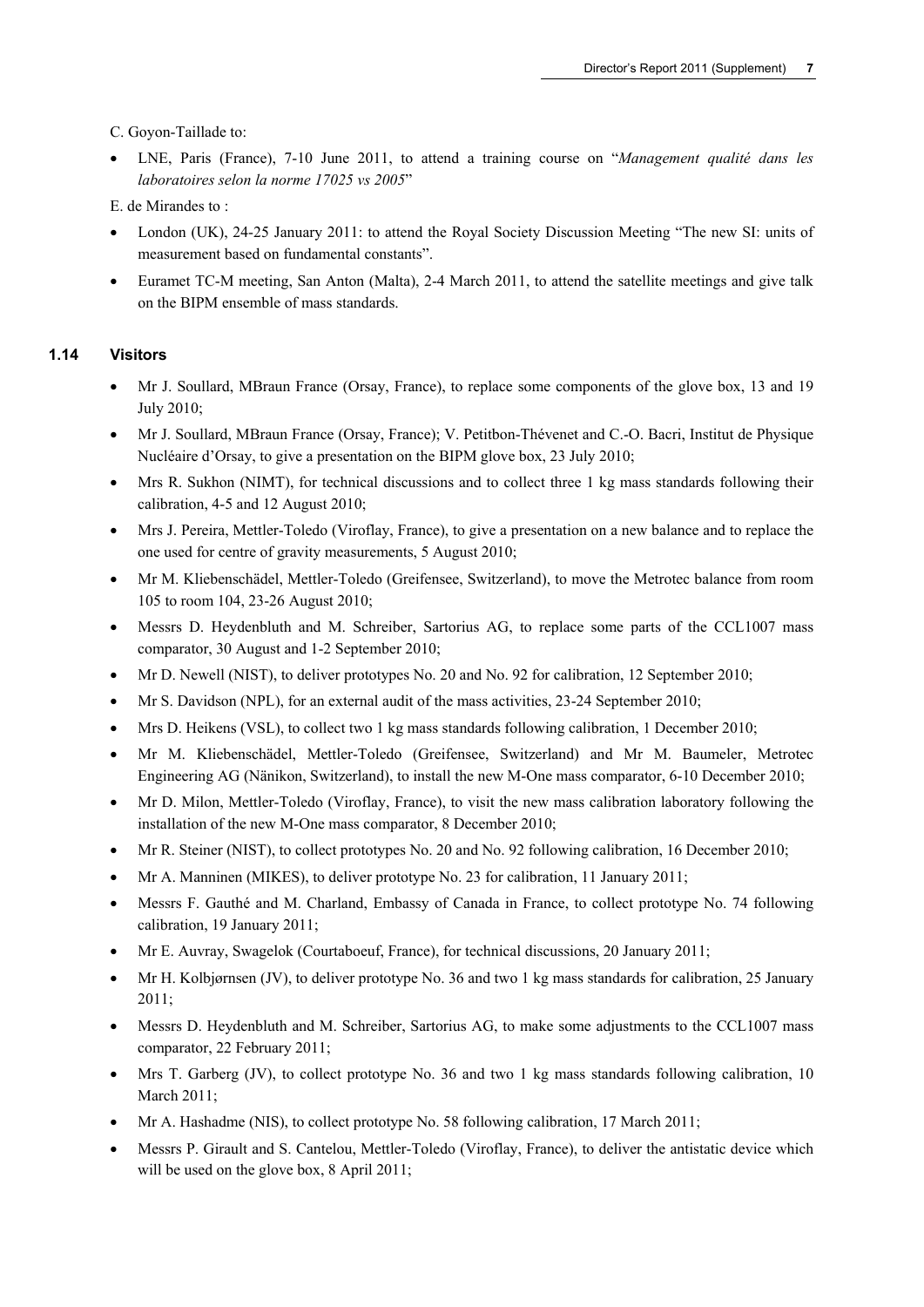C. Goyon-Taillade to:

- LNE, Paris (France), 7-10 June 2011, to attend a training course on "*Management qualité dans les laboratoires selon la norme 17025 vs 2005*"

E. de Mirandes to :

- London (UK), 24-25 January 2011: to attend the Royal Society Discussion Meeting "The new SI: units of measurement based on fundamental constants".
- Euramet TC-M meeting, San Anton (Malta), 2-4 March 2011, to attend the satellite meetings and give talk on the BIPM ensemble of mass standards.

### 1.14 Visitors

- Mr J. Soullard, MBraun France (Orsay, France), to replace some components of the glove box, 13 and 19 July 2010;
- Mr J. Soullard, MBraun France (Orsay, France); V. Petitbon-Thévenet and C.-O. Bacri, Institut de Physique Nucléaire d'Orsay, to give a presentation on the BIPM glove box, 23 July 2010;
- Mrs R. Sukhon (NIMT), for technical discussions and to collect three 1 kg mass standards following their calibration, 4-5 and 12 August 2010;
- Mrs J. Pereira, Mettler-Toledo (Viroflay, France), to give a presentation on a new balance and to replace the one used for centre of gravity measurements, 5 August 2010;
- Mr M. Kliebenschädel, Mettler-Toledo (Greifensee, Switzerland), to move the Metrotec balance from room 105 to room 104, 23-26 August 2010;
- Messrs D. Heydenbluth and M. Schreiber, Sartorius AG, to replace some parts of the CCL1007 mass comparator, 30 August and 1-2 September 2010;
- Mr D. Newell (NIST), to deliver prototypes No. 20 and No. 92 for calibration, 12 September 2010;
- Mr S. Davidson (NPL), for an external audit of the mass activities, 23-24 September 2010;
- Mrs D. Heikens (VSL), to collect two 1 kg mass standards following calibration, 1 December 2010;
- Mr M. Kliebenschädel, Mettler-Toledo (Greifensee, Switzerland) and Mr M. Baumeler, Metrotec Engineering AG (Nänikon, Switzerland), to install the new M-One mass comparator, 6-10 December 2010;
- Mr D. Milon, Mettler-Toledo (Viroflay, France), to visit the new mass calibration laboratory following the installation of the new M-One mass comparator, 8 December 2010;
- Mr R. Steiner (NIST), to collect prototypes No. 20 and No. 92 following calibration, 16 December 2010;
- Mr A. Manninen (MIKES), to deliver prototype No. 23 for calibration, 11 January 2011;
- Messrs F. Gauthé and M. Charland, Embassy of Canada in France, to collect prototype No. 74 following calibration, 19 January 2011;
- Mr E. Auvray, Swagelok (Courtaboeuf, France), for technical discussions, 20 January 2011;
- Mr H. Kolbjørnsen (JV), to deliver prototype No. 36 and two 1 kg mass standards for calibration, 25 January 2011;
- Messrs D. Heydenbluth and M. Schreiber, Sartorius AG, to make some adjustments to the CCL1007 mass comparator, 22 February 2011;
- Mrs T. Garberg (JV), to collect prototype No. 36 and two 1 kg mass standards following calibration, 10 March 2011;
- Mr A. Hashadme (NIS), to collect prototype No. 58 following calibration, 17 March 2011;
- Messrs P. Girault and S. Cantelou, Mettler-Toledo (Viroflay, France), to deliver the antistatic device which will be used on the glove box, 8 April 2011;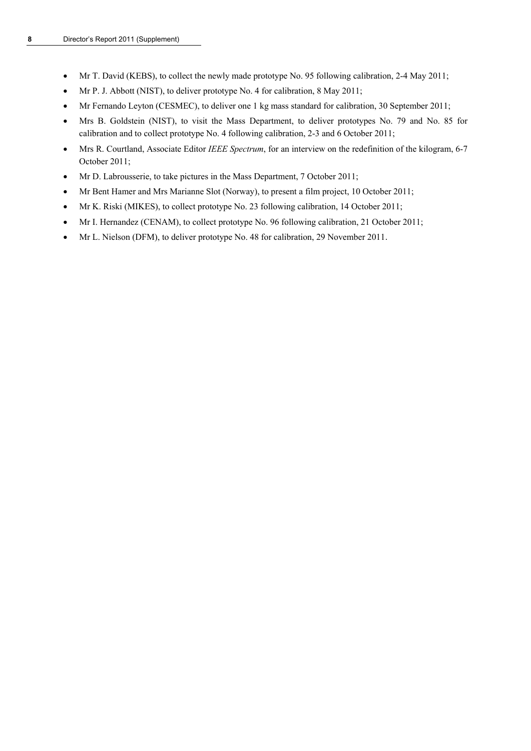- Mr T. David (KEBS), to collect the newly made prototype No. 95 following calibration, 2-4 May 2011;
- Mr P. J. Abbott (NIST), to deliver prototype No. 4 for calibration, 8 May 2011;
- Mr Fernando Leyton (CESMEC), to deliver one 1 kg mass standard for calibration, 30 September 2011;
- Mrs B. Goldstein (NIST), to visit the Mass Department, to deliver prototypes No. 79 and No. 85 for calibration and to collect prototype No. 4 following calibration, 2-3 and 6 October 2011;
- Mrs R. Courtland, Associate Editor *IEEE Spectrum*, for an interview on the redefinition of the kilogram, 6-7 October 2011;
- Mr D. Labrousserie, to take pictures in the Mass Department, 7 October 2011;
- Mr Bent Hamer and Mrs Marianne Slot (Norway), to present a film project, 10 October 2011;
- Mr K. Riski (MIKES), to collect prototype No. 23 following calibration, 14 October 2011;
- Mr I. Hernandez (CENAM), to collect prototype No. 96 following calibration, 21 October 2011;
- Mr L. Nielson (DFM), to deliver prototype No. 48 for calibration, 29 November 2011.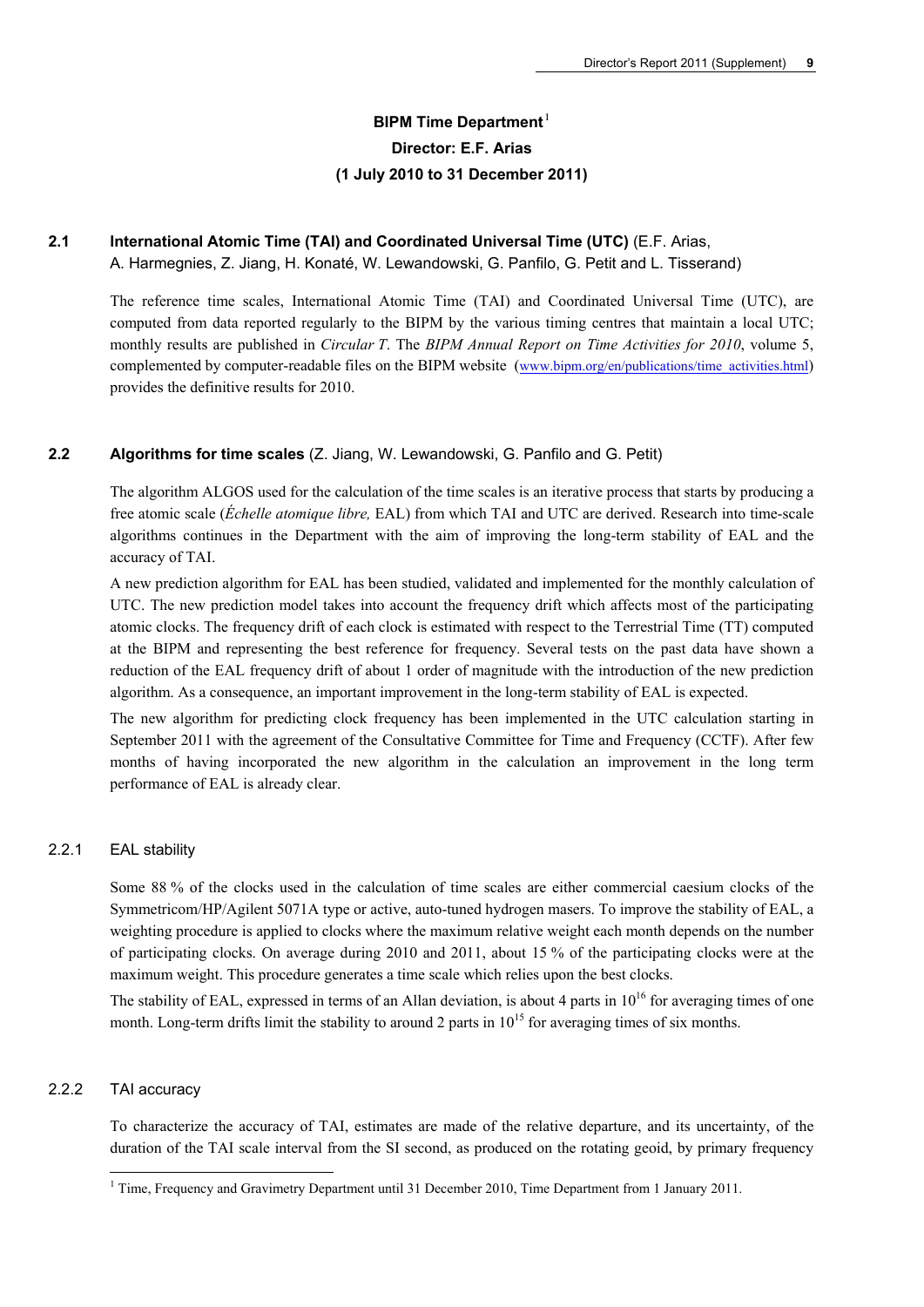# BIPM Time Department[1]

# Director: E.F. Arias

# (1 July 2010 to 31 December 2011)

## 2.1 International Atomic Time (TAI) and Coordinated Universal Time (UTC) (E.F. Arias, A. Harmegnies, Z. Jiang, H. Konaté, W. Lewandowski, G. Panfilo, G. Petit and L. Tisserand)

The reference time scales, International Atomic Time (TAI) and Coordinated Universal Time (UTC), are computed from data reported regularly to the BIPM by the various timing centres that maintain a local UTC; monthly results are published in *Circular T*. The *BIPM Annual Report on Time Activities for 2010*, volume 5, complemented by computer-readable files on the BIPM website (www.bipm.org/en/publications/time_activities.html) provides the definitive results for 2010.

## 2.2 Algorithms for time scales (Z. Jiang, W. Lewandowski, G. Panfilo and G. Petit)

The algorithm ALGOS used for the calculation of the time scales is an iterative process that starts by producing a free atomic scale (*Échelle atomique libre,* EAL) from which TAI and UTC are derived. Research into time-scale algorithms continues in the Department with the aim of improving the long-term stability of EAL and the accuracy of TAI.

A new prediction algorithm for EAL has been studied, validated and implemented for the monthly calculation of UTC. The new prediction model takes into account the frequency drift which affects most of the participating atomic clocks. The frequency drift of each clock is estimated with respect to the Terrestrial Time (TT) computed at the BIPM and representing the best reference for frequency. Several tests on the past data have shown a reduction of the EAL frequency drift of about 1 order of magnitude with the introduction of the new prediction algorithm. As a consequence, an important improvement in the long-term stability of EAL is expected.

The new algorithm for predicting clock frequency has been implemented in the UTC calculation starting in September 2011 with the agreement of the Consultative Committee for Time and Frequency (CCTF). After few months of having incorporated the new algorithm in the calculation an improvement in the long term performance of EAL is already clear.

### 2.2.1 EAL stability

Some 88 % of the clocks used in the calculation of time scales are either commercial caesium clocks of the Symmetricom/HP/Agilent 5071A type or active, auto-tuned hydrogen masers. To improve the stability of EAL, a weighting procedure is applied to clocks where the maximum relative weight each month depends on the number of participating clocks. On average during 2010 and 2011, about 15 % of the participating clocks were at the maximum weight. This procedure generates a time scale which relies upon the best clocks.

The stability of EAL, expressed in terms of an Allan deviation, is about 4 parts in $10^{16}$ for averaging times of one month. Long-term drifts limit the stability to around 2 parts in $10^{15}$ for averaging times of six months.

### 2.2.2 TAI accuracy

To characterize the accuracy of TAI, estimates are made of the relative departure, and its uncertainty, of the duration of the TAI scale interval from the SI second, as produced on the rotating geoid, by primary frequency

[1] Time, Frequency and Gravimetry Department until 31 December 2010, Time Department from 1 January 2011.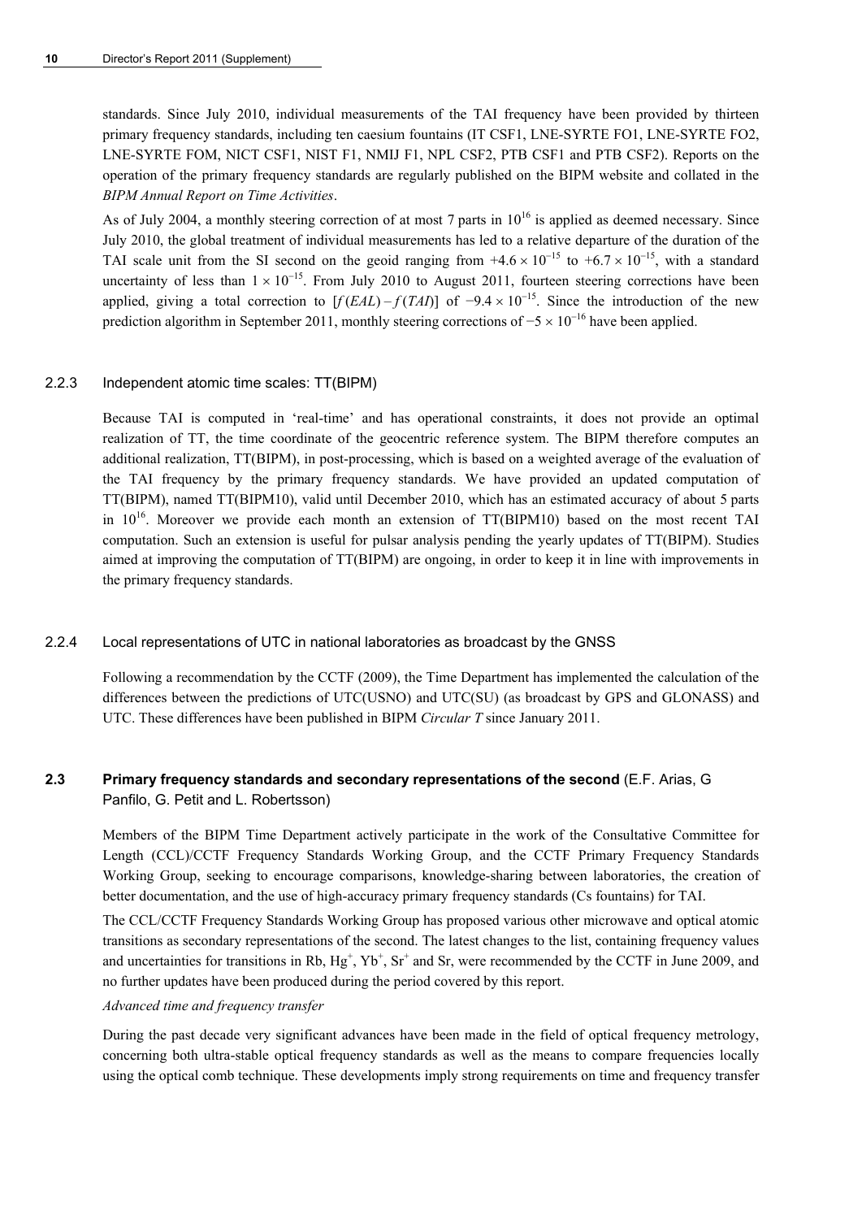standards. Since July 2010, individual measurements of the TAI frequency have been provided by thirteen primary frequency standards, including ten caesium fountains (IT CSF1, LNE-SYRTE FO1, LNE-SYRTE FO2, LNE-SYRTE FOM, NICT CSF1, NIST F1, NMIJ F1, NPL CSF2, PTB CSF1 and PTB CSF2). Reports on the operation of the primary frequency standards are regularly published on the BIPM website and collated in the *BIPM Annual Report on Time Activities*.

As of July 2004, a monthly steering correction of at most 7 parts in $10^{16}$ is applied as deemed necessary. Since July 2010, the global treatment of individual measurements has led to a relative departure of the duration of the TAI scale unit from the SI second on the geoid ranging from $+4.6 \times 10^{-15}$ to $+6.7 \times 10^{-15}$, with a standard uncertainty of less than $1 \times 10^{-15}$. From July 2010 to August 2011, fourteen steering corrections have been applied, giving a total correction to $[f(EAL) - f(TAI)]$ of $-9.4 \times 10^{-15}$. Since the introduction of the new prediction algorithm in September 2011, monthly steering corrections of $-5 \times 10^{-16}$ have been applied.

#### 2.2.3 Independent atomic time scales: TT(BIPM)

Because TAI is computed in 'real-time' and has operational constraints, it does not provide an optimal realization of TT, the time coordinate of the geocentric reference system. The BIPM therefore computes an additional realization, TT(BIPM), in post-processing, which is based on a weighted average of the evaluation of the TAI frequency by the primary frequency standards. We have provided an updated computation of TT(BIPM), named TT(BIPM10), valid until December 2010, which has an estimated accuracy of about 5 parts in $10^{16}$. Moreover we provide each month an extension of TT(BIPM10) based on the most recent TAI computation. Such an extension is useful for pulsar analysis pending the yearly updates of TT(BIPM). Studies aimed at improving the computation of TT(BIPM) are ongoing, in order to keep it in line with improvements in the primary frequency standards.

#### 2.2.4 Local representations of UTC in national laboratories as broadcast by the GNSS

Following a recommendation by the CCTF (2009), the Time Department has implemented the calculation of the differences between the predictions of UTC(USNO) and UTC(SU) (as broadcast by GPS and GLONASS) and UTC. These differences have been published in BIPM *Circular T* since January 2011.

### 2.3 Primary frequency standards and secondary representations of the second (E.F. Arias, G Panfilo, G. Petit and L. Robertsson)

Members of the BIPM Time Department actively participate in the work of the Consultative Committee for Length (CCL)/CCTF Frequency Standards Working Group, and the CCTF Primary Frequency Standards Working Group, seeking to encourage comparisons, knowledge-sharing between laboratories, the creation of better documentation, and the use of high-accuracy primary frequency standards (Cs fountains) for TAI.

The CCL/CCTF Frequency Standards Working Group has proposed various other microwave and optical atomic transitions as secondary representations of the second. The latest changes to the list, containing frequency values and uncertainties for transitions in Rb, $Hg^+$, $Yb^+$, $Sr^+$ and Sr, were recommended by the CCTF in June 2009, and no further updates have been produced during the period covered by this report.

*Advanced time and frequency transfer*

During the past decade very significant advances have been made in the field of optical frequency metrology, concerning both ultra-stable optical frequency standards as well as the means to compare frequencies locally using the optical comb technique. These developments imply strong requirements on time and frequency transfer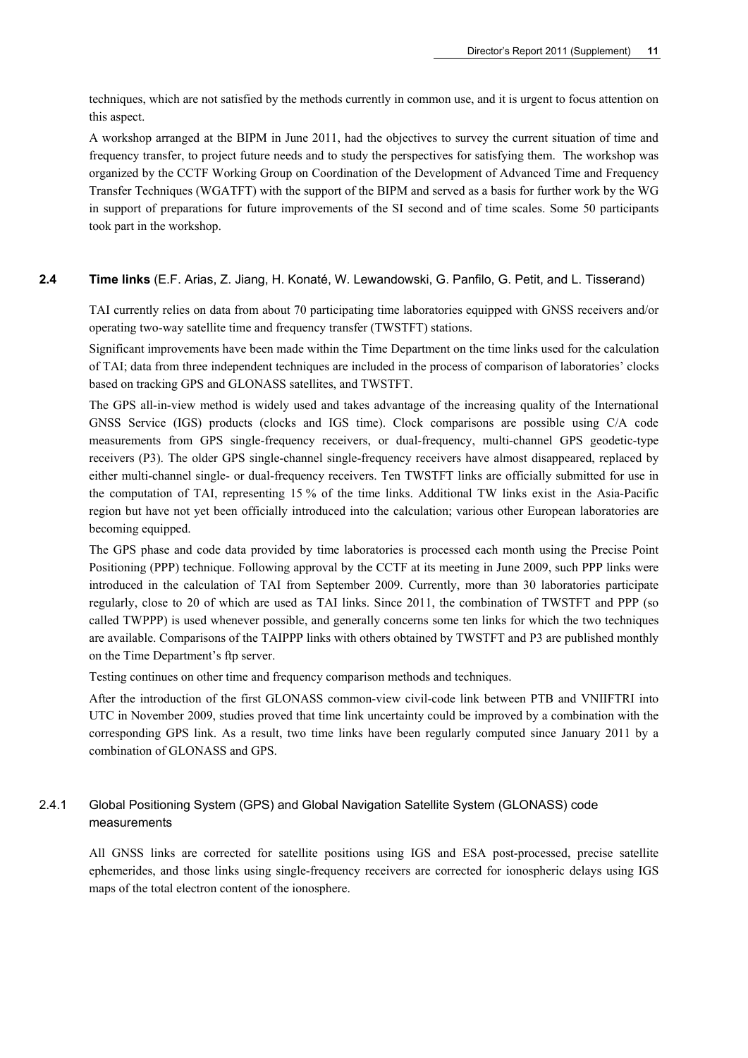techniques, which are not satisfied by the methods currently in common use, and it is urgent to focus attention on this aspect.

A workshop arranged at the BIPM in June 2011, had the objectives to survey the current situation of time and frequency transfer, to project future needs and to study the perspectives for satisfying them. The workshop was organized by the CCTF Working Group on Coordination of the Development of Advanced Time and Frequency Transfer Techniques (WGATFT) with the support of the BIPM and served as a basis for further work by the WG in support of preparations for future improvements of the SI second and of time scales. Some 50 participants took part in the workshop.

## 2.4 Time links (E.F. Arias, Z. Jiang, H. Konaté, W. Lewandowski, G. Panfilo, G. Petit, and L. Tisserand)

TAI currently relies on data from about 70 participating time laboratories equipped with GNSS receivers and/or operating two-way satellite time and frequency transfer (TWSTFT) stations.

Significant improvements have been made within the Time Department on the time links used for the calculation of TAI; data from three independent techniques are included in the process of comparison of laboratories' clocks based on tracking GPS and GLONASS satellites, and TWSTFT.

The GPS all-in-view method is widely used and takes advantage of the increasing quality of the International GNSS Service (IGS) products (clocks and IGS time). Clock comparisons are possible using C/A code measurements from GPS single-frequency receivers, or dual-frequency, multi-channel GPS geodetic-type receivers (P3). The older GPS single-channel single-frequency receivers have almost disappeared, replaced by either multi-channel single- or dual-frequency receivers. Ten TWSTFT links are officially submitted for use in the computation of TAI, representing 15 % of the time links. Additional TW links exist in the Asia-Pacific region but have not yet been officially introduced into the calculation; various other European laboratories are becoming equipped.

The GPS phase and code data provided by time laboratories is processed each month using the Precise Point Positioning (PPP) technique. Following approval by the CCTF at its meeting in June 2009, such PPP links were introduced in the calculation of TAI from September 2009. Currently, more than 30 laboratories participate regularly, close to 20 of which are used as TAI links. Since 2011, the combination of TWSTFT and PPP (so called TWPPP) is used whenever possible, and generally concerns some ten links for which the two techniques are available. Comparisons of the TAIPPP links with others obtained by TWSTFT and P3 are published monthly on the Time Department's ftp server.

Testing continues on other time and frequency comparison methods and techniques.

After the introduction of the first GLONASS common-view civil-code link between PTB and VNIIFTRI into UTC in November 2009, studies proved that time link uncertainty could be improved by a combination with the corresponding GPS link. As a result, two time links have been regularly computed since January 2011 by a combination of GLONASS and GPS.

### 2.4.1 Global Positioning System (GPS) and Global Navigation Satellite System (GLONASS) code measurements

All GNSS links are corrected for satellite positions using IGS and ESA post-processed, precise satellite ephemerides, and those links using single-frequency receivers are corrected for ionospheric delays using IGS maps of the total electron content of the ionosphere.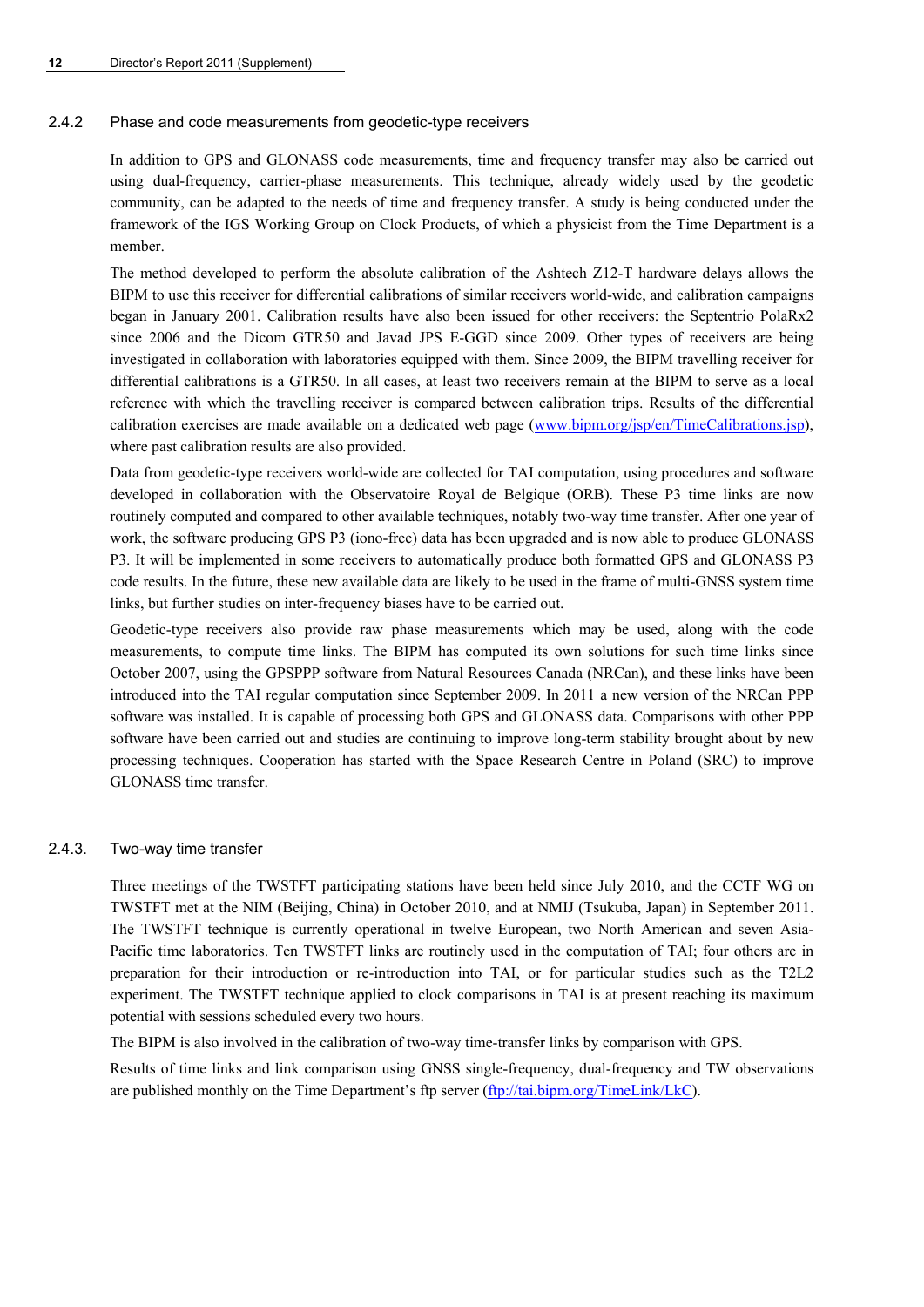### 2.4.2 Phase and code measurements from geodetic-type receivers

In addition to GPS and GLONASS code measurements, time and frequency transfer may also be carried out using dual-frequency, carrier-phase measurements. This technique, already widely used by the geodetic community, can be adapted to the needs of time and frequency transfer. A study is being conducted under the framework of the IGS Working Group on Clock Products, of which a physicist from the Time Department is a member.

The method developed to perform the absolute calibration of the Ashtech Z12-T hardware delays allows the BIPM to use this receiver for differential calibrations of similar receivers world-wide, and calibration campaigns began in January 2001. Calibration results have also been issued for other receivers: the Septentrio PolaRx2 since 2006 and the Dicom GTR50 and Javad JPS E-GGD since 2009. Other types of receivers are being investigated in collaboration with laboratories equipped with them. Since 2009, the BIPM travelling receiver for differential calibrations is a GTR50. In all cases, at least two receivers remain at the BIPM to serve as a local reference with which the travelling receiver is compared between calibration trips. Results of the differential calibration exercises are made available on a dedicated web page (www.bipm.org/jsp/en/TimeCalibrations.jsp), where past calibration results are also provided.

Data from geodetic-type receivers world-wide are collected for TAI computation, using procedures and software developed in collaboration with the Observatoire Royal de Belgique (ORB). These P3 time links are now routinely computed and compared to other available techniques, notably two-way time transfer. After one year of work, the software producing GPS P3 (iono-free) data has been upgraded and is now able to produce GLONASS P3. It will be implemented in some receivers to automatically produce both formatted GPS and GLONASS P3 code results. In the future, these new available data are likely to be used in the frame of multi-GNSS system time links, but further studies on inter-frequency biases have to be carried out.

Geodetic-type receivers also provide raw phase measurements which may be used, along with the code measurements, to compute time links. The BIPM has computed its own solutions for such time links since October 2007, using the GPSPPP software from Natural Resources Canada (NRCan), and these links have been introduced into the TAI regular computation since September 2009. In 2011 a new version of the NRCan PPP software was installed. It is capable of processing both GPS and GLONASS data. Comparisons with other PPP software have been carried out and studies are continuing to improve long-term stability brought about by new processing techniques. Cooperation has started with the Space Research Centre in Poland (SRC) to improve GLONASS time transfer.

### 2.4.3. Two-way time transfer

Three meetings of the TWSTFT participating stations have been held since July 2010, and the CCTF WG on TWSTFT met at the NIM (Beijing, China) in October 2010, and at NMIJ (Tsukuba, Japan) in September 2011. The TWSTFT technique is currently operational in twelve European, two North American and seven Asia-Pacific time laboratories. Ten TWSTFT links are routinely used in the computation of TAI; four others are in preparation for their introduction or re-introduction into TAI, or for particular studies such as the T2L2 experiment. The TWSTFT technique applied to clock comparisons in TAI is at present reaching its maximum potential with sessions scheduled every two hours.

The BIPM is also involved in the calibration of two-way time-transfer links by comparison with GPS.

Results of time links and link comparison using GNSS single-frequency, dual-frequency and TW observations are published monthly on the Time Department's ftp server (ftp://tai.bipm.org/TimeLink/LkC).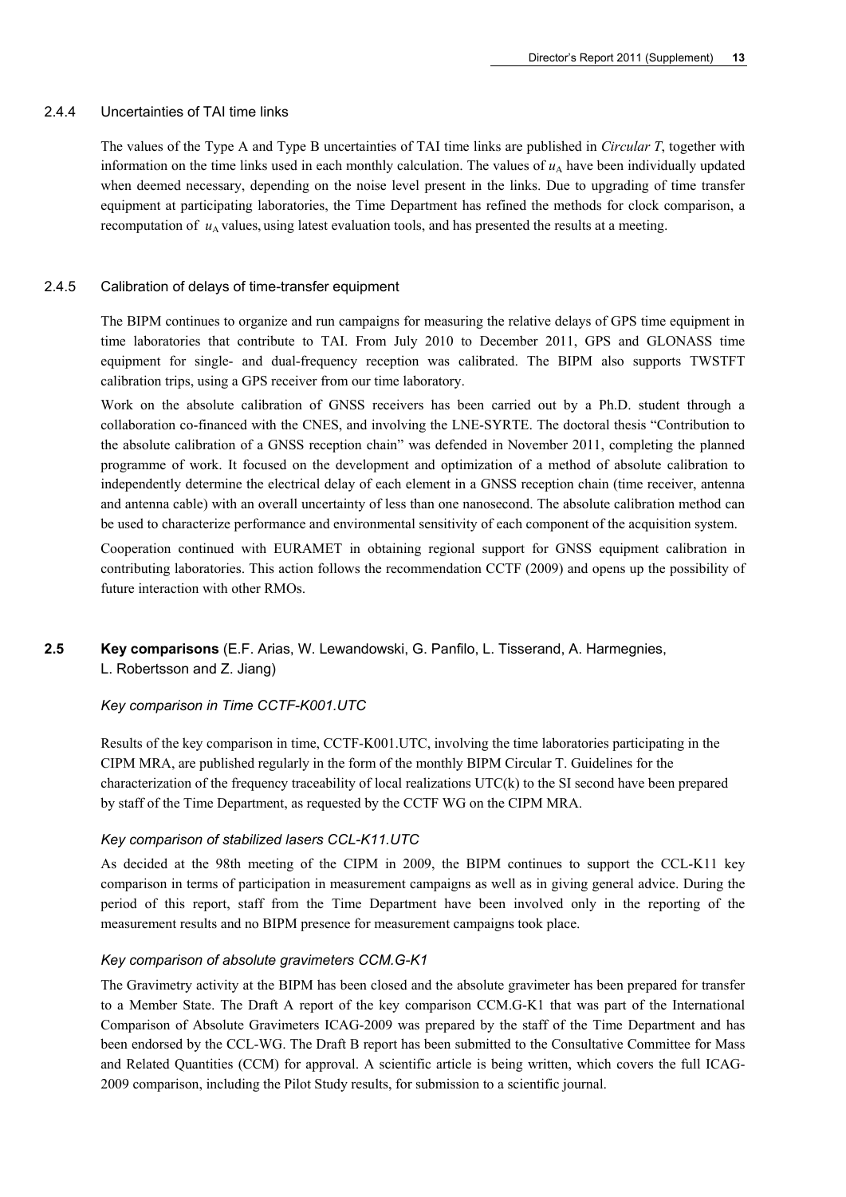### 2.4.4 Uncertainties of TAI time links

The values of the Type A and Type B uncertainties of TAI time links are published in *Circular T*, together with information on the time links used in each monthly calculation. The values of $u_A$ have been individually updated when deemed necessary, depending on the noise level present in the links. Due to upgrading of time transfer equipment at participating laboratories, the Time Department has refined the methods for clock comparison, a recomputation of $u_A$ values, using latest evaluation tools, and has presented the results at a meeting.

### 2.4.5 Calibration of delays of time-transfer equipment

The BIPM continues to organize and run campaigns for measuring the relative delays of GPS time equipment in time laboratories that contribute to TAI. From July 2010 to December 2011, GPS and GLONASS time equipment for single- and dual-frequency reception was calibrated. The BIPM also supports TWSTFT calibration trips, using a GPS receiver from our time laboratory.

Work on the absolute calibration of GNSS receivers has been carried out by a Ph.D. student through a collaboration co-financed with the CNES, and involving the LNE-SYRTE. The doctoral thesis "Contribution to the absolute calibration of a GNSS reception chain" was defended in November 2011, completing the planned programme of work. It focused on the development and optimization of a method of absolute calibration to independently determine the electrical delay of each element in a GNSS reception chain (time receiver, antenna and antenna cable) with an overall uncertainty of less than one nanosecond. The absolute calibration method can be used to characterize performance and environmental sensitivity of each component of the acquisition system.

Cooperation continued with EURAMET in obtaining regional support for GNSS equipment calibration in contributing laboratories. This action follows the recommendation CCTF (2009) and opens up the possibility of future interaction with other RMOs.

## 2.5 Key comparisons (E.F. Arias, W. Lewandowski, G. Panfilo, L. Tisserand, A. Harmegnies, L. Robertsson and Z. Jiang)

*Key comparison in Time CCTF-K001.UTC*

Results of the key comparison in time, CCTF-K001.UTC, involving the time laboratories participating in the CIPM MRA, are published regularly in the form of the monthly BIPM Circular T. Guidelines for the characterization of the frequency traceability of local realizations UTC(k) to the SI second have been prepared by staff of the Time Department, as requested by the CCTF WG on the CIPM MRA.

*Key comparison of stabilized lasers CCL-K11.UTC*

As decided at the 98th meeting of the CIPM in 2009, the BIPM continues to support the CCL-K11 key comparison in terms of participation in measurement campaigns as well as in giving general advice. During the period of this report, staff from the Time Department have been involved only in the reporting of the measurement results and no BIPM presence for measurement campaigns took place.

*Key comparison of absolute gravimeters CCM.G-K1*

The Gravimetry activity at the BIPM has been closed and the absolute gravimeter has been prepared for transfer to a Member State. The Draft A report of the key comparison CCM.G-K1 that was part of the International Comparison of Absolute Gravimeters ICAG-2009 was prepared by the staff of the Time Department and has been endorsed by the CCL-WG. The Draft B report has been submitted to the Consultative Committee for Mass and Related Quantities (CCM) for approval. A scientific article is being written, which covers the full ICAG-2009 comparison, including the Pilot Study results, for submission to a scientific journal.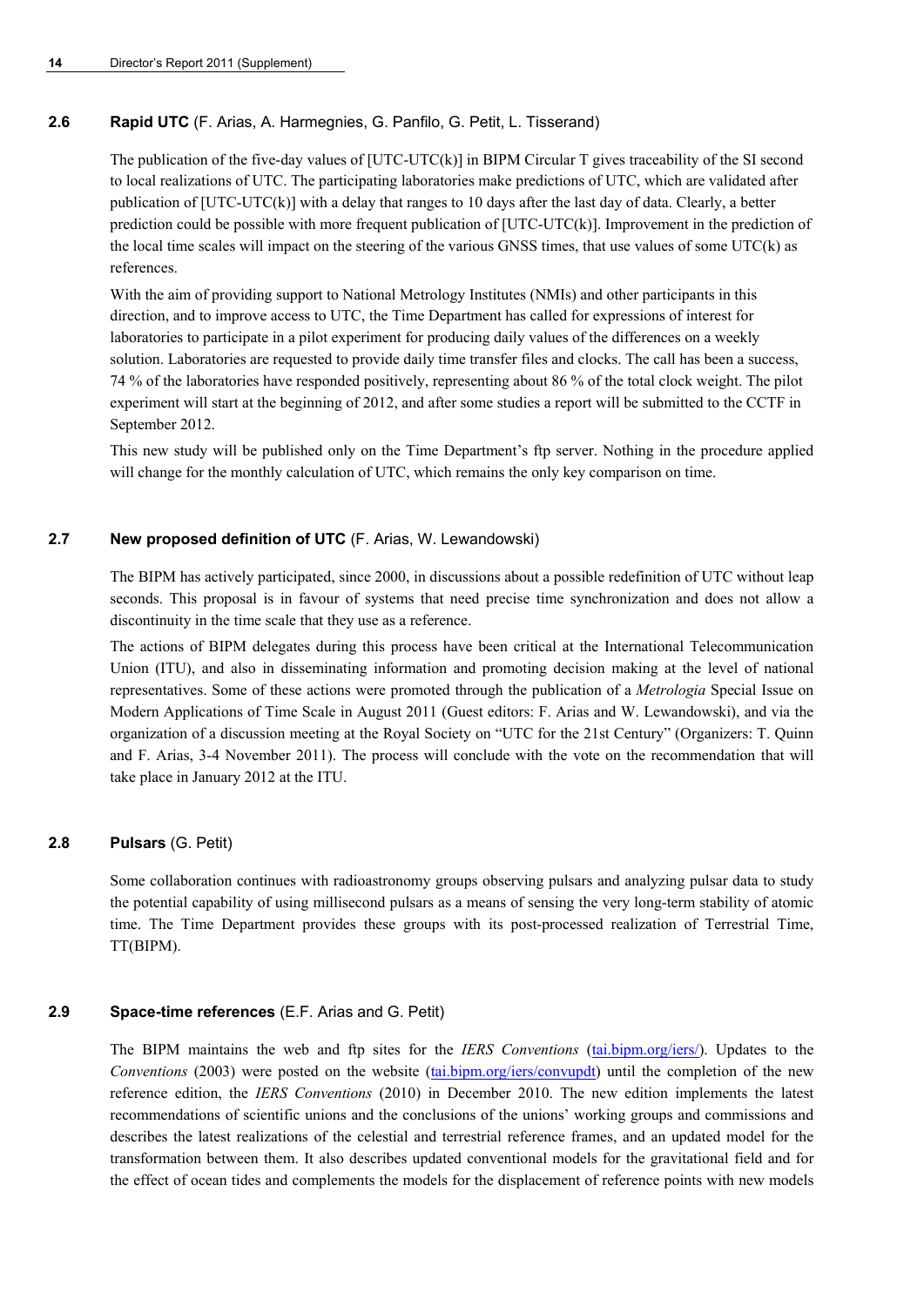## 2.6 **Rapid UTC** (F. Arias, A. Harmegnies, G. Panfilo, G. Petit, L. Tisserand)

The publication of the five-day values of [UTC-UTC(k)] in BIPM Circular T gives traceability of the SI second to local realizations of UTC. The participating laboratories make predictions of UTC, which are validated after publication of [UTC-UTC(k)] with a delay that ranges to 10 days after the last day of data. Clearly, a better prediction could be possible with more frequent publication of [UTC-UTC(k)]. Improvement in the prediction of the local time scales will impact on the steering of the various GNSS times, that use values of some UTC(k) as references.

With the aim of providing support to National Metrology Institutes (NMIs) and other participants in this direction, and to improve access to UTC, the Time Department has called for expressions of interest for laboratories to participate in a pilot experiment for producing daily values of the differences on a weekly solution. Laboratories are requested to provide daily time transfer files and clocks. The call has been a success, 74 % of the laboratories have responded positively, representing about 86 % of the total clock weight. The pilot experiment will start at the beginning of 2012, and after some studies a report will be submitted to the CCTF in September 2012.

This new study will be published only on the Time Department's ftp server. Nothing in the procedure applied will change for the monthly calculation of UTC, which remains the only key comparison on time.

## 2.7 **New proposed definition of UTC** (F. Arias, W. Lewandowski)

The BIPM has actively participated, since 2000, in discussions about a possible redefinition of UTC without leap seconds. This proposal is in favour of systems that need precise time synchronization and does not allow a discontinuity in the time scale that they use as a reference.

The actions of BIPM delegates during this process have been critical at the International Telecommunication Union (ITU), and also in disseminating information and promoting decision making at the level of national representatives. Some of these actions were promoted through the publication of a *Metrologia* Special Issue on Modern Applications of Time Scale in August 2011 (Guest editors: F. Arias and W. Lewandowski), and via the organization of a discussion meeting at the Royal Society on "UTC for the 21st Century" (Organizers: T. Quinn and F. Arias, 3-4 November 2011). The process will conclude with the vote on the recommendation that will take place in January 2012 at the ITU.

## 2.8 **Pulsars** (G. Petit)

Some collaboration continues with radioastronomy groups observing pulsars and analyzing pulsar data to study the potential capability of using millisecond pulsars as a means of sensing the very long-term stability of atomic time. The Time Department provides these groups with its post-processed realization of Terrestrial Time, TT(BIPM).

## 2.9 **Space-time references** (E.F. Arias and G. Petit)

The BIPM maintains the web and ftp sites for the *IERS Conventions* (tai.bipm.org/iers/). Updates to the *Conventions* (2003) were posted on the website (tai.bipm.org/iers/convupdt) until the completion of the new reference edition, the *IERS Conventions* (2010) in December 2010. The new edition implements the latest recommendations of scientific unions and the conclusions of the unions' working groups and commissions and describes the latest realizations of the celestial and terrestrial reference frames, and an updated model for the transformation between them. It also describes updated conventional models for the gravitational field and for the effect of ocean tides and complements the models for the displacement of reference points with new models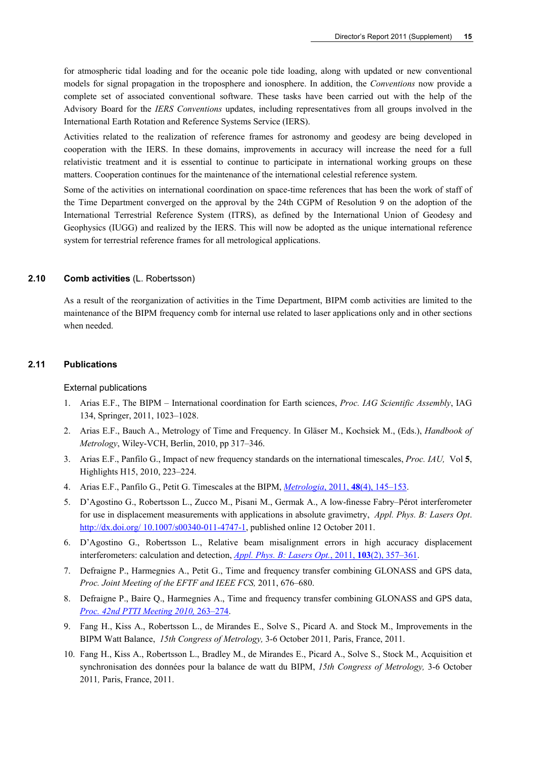for atmospheric tidal loading and for the oceanic pole tide loading, along with updated or new conventional models for signal propagation in the troposphere and ionosphere. In addition, the *Conventions* now provide a complete set of associated conventional software. These tasks have been carried out with the help of the Advisory Board for the *IERS Conventions* updates, including representatives from all groups involved in the International Earth Rotation and Reference Systems Service (IERS).

Activities related to the realization of reference frames for astronomy and geodesy are being developed in cooperation with the IERS. In these domains, improvements in accuracy will increase the need for a full relativistic treatment and it is essential to continue to participate in international working groups on these matters. Cooperation continues for the maintenance of the international celestial reference system.

Some of the activities on international coordination on space-time references that has been the work of staff of the Time Department converged on the approval by the 24th CGPM of Resolution 9 on the adoption of the International Terrestrial Reference System (ITRS), as defined by the International Union of Geodesy and Geophysics (IUGG) and realized by the IERS. This will now be adopted as the unique international reference system for terrestrial reference frames for all metrological applications.

## 2.10 **Comb activities** (L. Robertsson)

As a result of the reorganization of activities in the Time Department, BIPM comb activities are limited to the maintenance of the BIPM frequency comb for internal use related to laser applications only and in other sections when needed.

## 2.11 Publications

### External publications

1. Arias E.F., The BIPM – International coordination for Earth sciences, *Proc. IAG Scientific Assembly*, IAG 134, Springer, 2011, 1023–1028.
2. Arias E.F., Bauch A., Metrology of Time and Frequency. In Gläser M., Kochsiek M., (Eds.), *Handbook of Metrology*, Wiley-VCH, Berlin, 2010, pp 317–346.
3. Arias E.F., Panfilo G., Impact of new frequency standards on the international timescales, *Proc. IAU,* Vol **5**, Highlights H15, 2010, 223–224.
4. Arias E.F., Panfilo G., Petit G. Timescales at the BIPM, *Metrologia*, 2011, **48**(4), 145–153.
5. D'Agostino G., Robertsson L., Zucco M., Pisani M., Germak A., A low-finesse Fabry–Pérot interferometer for use in displacement measurements with applications in absolute gravimetry, *Appl. Phys. B: Lasers Opt*. http://dx.doi.org/ 10.1007/s00340-011-4747-1, published online 12 October 2011.
6. D'Agostino G., Robertsson L., Relative beam misalignment errors in high accuracy displacement interferometers: calculation and detection, *Appl. Phys. B: Lasers Opt.*, 2011, **103**(2), 357–361.
7. Defraigne P., Harmegnies A., Petit G., Time and frequency transfer combining GLONASS and GPS data, *Proc. Joint Meeting of the EFTF and IEEE FCS,* 2011, 676–680.
8. Defraigne P., Baire Q., Harmegnies A., Time and frequency transfer combining GLONASS and GPS data, *Proc. 42nd PTTI Meeting 2010,* 263–274.
9. Fang H., Kiss A., Robertsson L., de Mirandes E., Solve S., Picard A. and Stock M., Improvements in the BIPM Watt Balance, *15th Congress of Metrology,* 3-6 October 2011*,* Paris, France, 2011.
10. Fang H., Kiss A., Robertsson L., Bradley M., de Mirandes E., Picard A., Solve S., Stock M., Acquisition et synchronisation des données pour la balance de watt du BIPM, *15th Congress of Metrology,* 3-6 October 2011*,* Paris, France, 2011.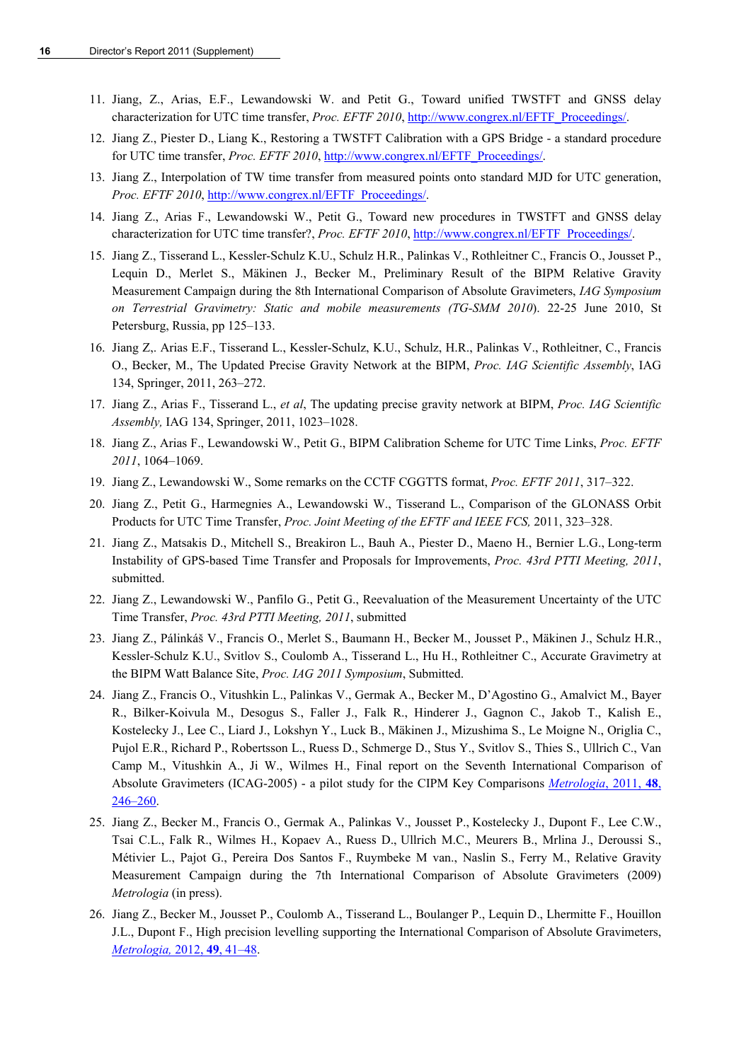11. Jiang, Z., Arias, E.F., Lewandowski W. and Petit G., Toward unified TWSTFT and GNSS delay characterization for UTC time transfer, *Proc. EFTF 2010*, http://www.congrex.nl/EFTF_Proceedings/.
12. Jiang Z., Piester D., Liang K., Restoring a TWSTFT Calibration with a GPS Bridge - a standard procedure for UTC time transfer, *Proc. EFTF 2010*, http://www.congrex.nl/EFTF_Proceedings/.
13. Jiang Z., Interpolation of TW time transfer from measured points onto standard MJD for UTC generation, *Proc. EFTF 2010*, http://www.congrex.nl/EFTF_Proceedings/.
14. Jiang Z., Arias F., Lewandowski W., Petit G., Toward new procedures in TWSTFT and GNSS delay characterization for UTC time transfer?, *Proc. EFTF 2010*, http://www.congrex.nl/EFTF_Proceedings/.
15. Jiang Z., Tisserand L., Kessler-Schulz K.U., Schulz H.R., Palinkas V., Rothleitner C., Francis O., Jousset P., Lequin D., Merlet S., Mäkinen J., Becker M., Preliminary Result of the BIPM Relative Gravity Measurement Campaign during the 8th International Comparison of Absolute Gravimeters, *IAG Symposium on Terrestrial Gravimetry: Static and mobile measurements (TG-SMM 2010)*. 22-25 June 2010, St Petersburg, Russia, pp 125–133.
16. Jiang Z,. Arias E.F., Tisserand L., Kessler-Schulz, K.U., Schulz, H.R., Palinkas V., Rothleitner, C., Francis O., Becker, M., The Updated Precise Gravity Network at the BIPM, *Proc. IAG Scientific Assembly*, IAG 134, Springer, 2011, 263–272.
17. Jiang Z., Arias F., Tisserand L., *et al*, The updating precise gravity network at BIPM, *Proc. IAG Scientific Assembly,* IAG 134, Springer, 2011, 1023–1028.
18. Jiang Z., Arias F., Lewandowski W., Petit G., BIPM Calibration Scheme for UTC Time Links, *Proc. EFTF 2011*, 1064–1069.
19. Jiang Z., Lewandowski W., Some remarks on the CCTF CGGTTS format, *Proc. EFTF 2011*, 317–322.
20. Jiang Z., Petit G., Harmegnies A., Lewandowski W., Tisserand L., Comparison of the GLONASS Orbit Products for UTC Time Transfer, *Proc. Joint Meeting of the EFTF and IEEE FCS,* 2011, 323–328.
21. Jiang Z., Matsakis D., Mitchell S., Breakiron L., Bauh A., Piester D., Maeno H., Bernier L.G., Long-term Instability of GPS-based Time Transfer and Proposals for Improvements, *Proc. 43rd PTTI Meeting, 2011*, submitted.
22. Jiang Z., Lewandowski W., Panfilo G., Petit G., Reevaluation of the Measurement Uncertainty of the UTC Time Transfer, *Proc. 43rd PTTI Meeting, 2011*, submitted
23. Jiang Z., Pálinkáš V., Francis O., Merlet S., Baumann H., Becker M., Jousset P., Mäkinen J., Schulz H.R., Kessler-Schulz K.U., Svitlov S., Coulomb A., Tisserand L., Hu H., Rothleitner C., Accurate Gravimetry at the BIPM Watt Balance Site, *Proc. IAG 2011 Symposium*, Submitted.
24. Jiang Z., Francis O., Vitushkin L., Palinkas V., Germak A., Becker M., D'Agostino G., Amalvict M., Bayer R., Bilker-Koivula M., Desogus S., Faller J., Falk R., Hinderer J., Gagnon C., Jakob T., Kalish E., Kostelecky J., Lee C., Liard J., Lokshyn Y., Luck B., Mäkinen J., Mizushima S., Le Moigne N., Origlia C., Pujol E.R., Richard P., Robertsson L., Ruess D., Schmerge D., Stus Y., Svitlov S., Thies S., Ullrich C., Van Camp M., Vitushkin A., Ji W., Wilmes H., Final report on the Seventh International Comparison of Absolute Gravimeters (ICAG-2005) - a pilot study for the CIPM Key Comparisons *Metrologia*, 2011, **48**, 246–260.
25. Jiang Z., Becker M., Francis O., Germak A., Palinkas V., Jousset P., Kostelecky J., Dupont F., Lee C.W., Tsai C.L., Falk R., Wilmes H., Kopaev A., Ruess D., Ullrich M.C., Meurers B., Mrlina J., Deroussi S., Métivier L., Pajot G., Pereira Dos Santos F., Ruymbeke M van., Naslin S., Ferry M., Relative Gravity Measurement Campaign during the 7th International Comparison of Absolute Gravimeters (2009) *Metrologia* (in press).
26. Jiang Z., Becker M., Jousset P., Coulomb A., Tisserand L., Boulanger P., Lequin D., Lhermitte F., Houillon J.L., Dupont F., High precision levelling supporting the International Comparison of Absolute Gravimeters, *Metrologia,* 2012, **49**, 41–48.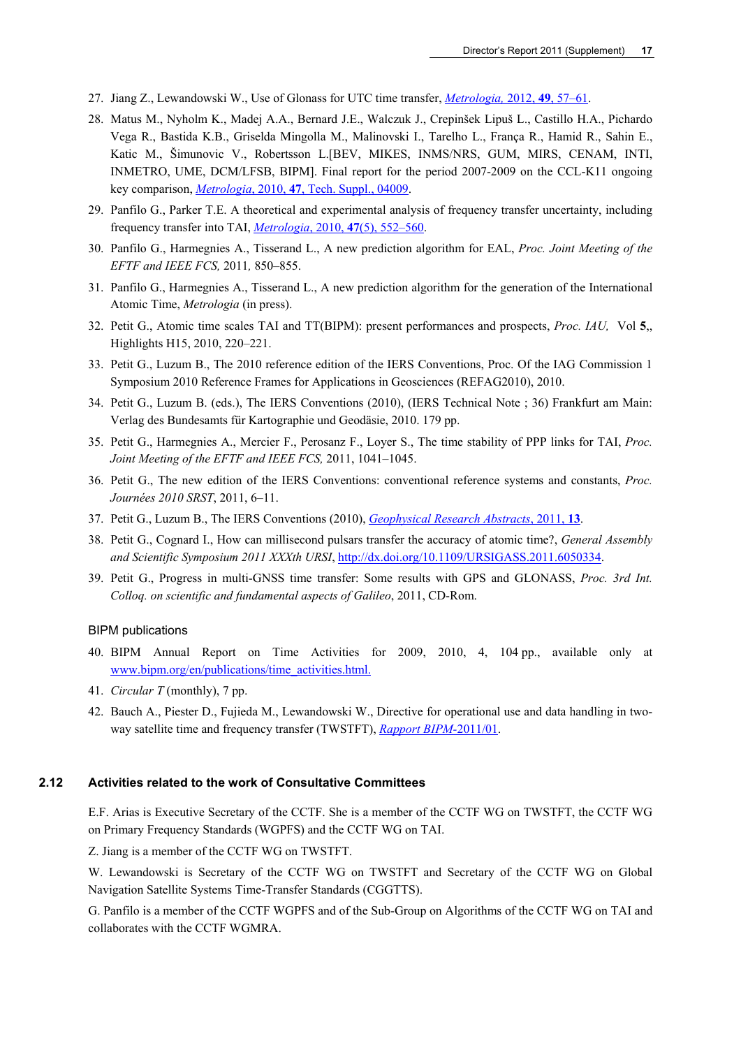27. Jiang Z., Lewandowski W., Use of Glonass for UTC time transfer, *Metrologia,* 2012, **49**, 57–61.
28. Matus M., Nyholm K., Madej A.A., Bernard J.E., Walczuk J., Crepinšek Lipuš L., Castillo H.A., Pichardo Vega R., Bastida K.B., Griselda Mingolla M., Malinovski I., Tarelho L., França R., Hamid R., Sahin E., Katic M., Šimunovic V., Robertsson L.[BEV, MIKES, INMS/NRS, GUM, MIRS, CENAM, INTI, INMETRO, UME, DCM/LFSB, BIPM]. Final report for the period 2007-2009 on the CCL-K11 ongoing key comparison, *Metrologia*, 2010, **47**, Tech. Suppl., 04009.
29. Panfilo G., Parker T.E. A theoretical and experimental analysis of frequency transfer uncertainty, including frequency transfer into TAI, *Metrologia*, 2010, **47**(5), 552–560.
30. Panfilo G., Harmegnies A., Tisserand L., A new prediction algorithm for EAL, *Proc. Joint Meeting of the EFTF and IEEE FCS,* 2011*,* 850–855.
31. Panfilo G., Harmegnies A., Tisserand L., A new prediction algorithm for the generation of the International Atomic Time, *Metrologia* (in press).
32. Petit G., Atomic time scales TAI and TT(BIPM): present performances and prospects, *Proc. IAU,* Vol **5**,, Highlights H15, 2010, 220–221.
33. Petit G., Luzum B., The 2010 reference edition of the IERS Conventions, Proc. Of the IAG Commission 1 Symposium 2010 Reference Frames for Applications in Geosciences (REFAG2010), 2010.
34. Petit G., Luzum B. (eds.), The IERS Conventions (2010), (IERS Technical Note ; 36) Frankfurt am Main: Verlag des Bundesamts für Kartographie und Geodäsie, 2010. 179 pp.
35. Petit G., Harmegnies A., Mercier F., Perosanz F., Loyer S., The time stability of PPP links for TAI, *Proc. Joint Meeting of the EFTF and IEEE FCS,* 2011, 1041–1045.
36. Petit G., The new edition of the IERS Conventions: conventional reference systems and constants, *Proc. Journées 2010 SRST*, 2011, 6–11.
37. Petit G., Luzum B., The IERS Conventions (2010), *Geophysical Research Abstracts*, 2011, **13**.
38. Petit G., Cognard I., How can millisecond pulsars transfer the accuracy of atomic time?, *General Assembly and Scientific Symposium 2011 XXXth URSI*, http://dx.doi.org/10.1109/URSIGASS.2011.6050334.
39. Petit G., Progress in multi-GNSS time transfer: Some results with GPS and GLONASS, *Proc. 3rd Int. Colloq. on scientific and fundamental aspects of Galileo*, 2011, CD-Rom.

BIPM publications

40. BIPM Annual Report on Time Activities for 2009, 2010, 4, 104 pp., available only at www.bipm.org/en/publications/time_activities.html.
41. *Circular T* (monthly), 7 pp.
42. Bauch A., Piester D., Fujieda M., Lewandowski W., Directive for operational use and data handling in two-way satellite time and frequency transfer (TWSTFT), *Rapport BIPM*-2011/01.

### 2.12 Activities related to the work of Consultative Committees

E.F. Arias is Executive Secretary of the CCTF. She is a member of the CCTF WG on TWSTFT, the CCTF WG on Primary Frequency Standards (WGPFS) and the CCTF WG on TAI.

Z. Jiang is a member of the CCTF WG on TWSTFT.

W. Lewandowski is Secretary of the CCTF WG on TWSTFT and Secretary of the CCTF WG on Global Navigation Satellite Systems Time-Transfer Standards (CGGTTS).

G. Panfilo is a member of the CCTF WGPFS and of the Sub-Group on Algorithms of the CCTF WG on TAI and collaborates with the CCTF WGMRA.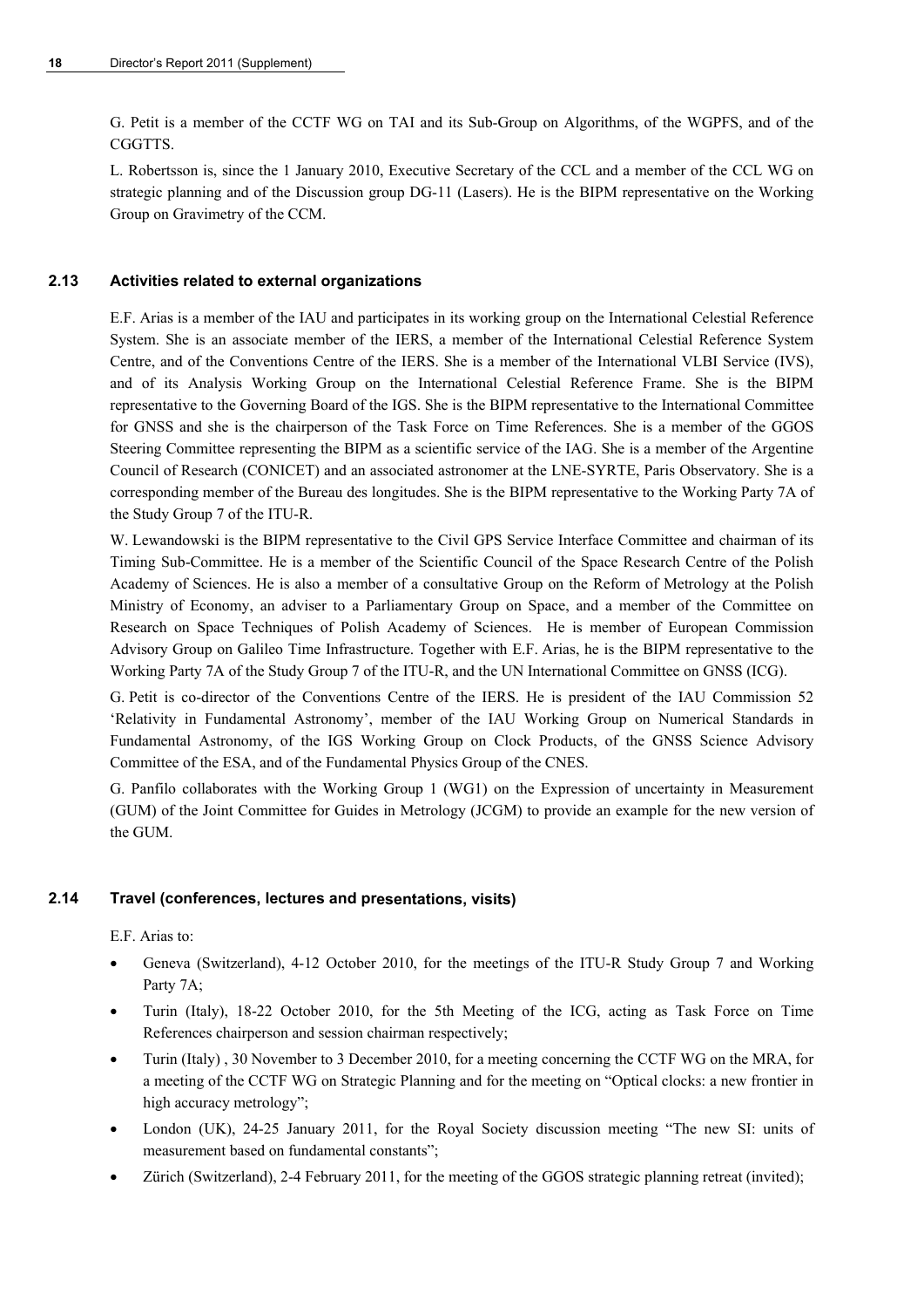G. Petit is a member of the CCTF WG on TAI and its Sub-Group on Algorithms, of the WGPFS, and of the CGGTTS.

L. Robertsson is, since the 1 January 2010, Executive Secretary of the CCL and a member of the CCL WG on strategic planning and of the Discussion group DG-11 (Lasers). He is the BIPM representative on the Working Group on Gravimetry of the CCM.

### 2.13 Activities related to external organizations

E.F. Arias is a member of the IAU and participates in its working group on the International Celestial Reference System. She is an associate member of the IERS, a member of the International Celestial Reference System Centre, and of the Conventions Centre of the IERS. She is a member of the International VLBI Service (IVS), and of its Analysis Working Group on the International Celestial Reference Frame. She is the BIPM representative to the Governing Board of the IGS. She is the BIPM representative to the International Committee for GNSS and she is the chairperson of the Task Force on Time References. She is a member of the GGOS Steering Committee representing the BIPM as a scientific service of the IAG. She is a member of the Argentine Council of Research (CONICET) and an associated astronomer at the LNE-SYRTE, Paris Observatory. She is a corresponding member of the Bureau des longitudes. She is the BIPM representative to the Working Party 7A of the Study Group 7 of the ITU-R.

W. Lewandowski is the BIPM representative to the Civil GPS Service Interface Committee and chairman of its Timing Sub-Committee. He is a member of the Scientific Council of the Space Research Centre of the Polish Academy of Sciences. He is also a member of a consultative Group on the Reform of Metrology at the Polish Ministry of Economy, an adviser to a Parliamentary Group on Space, and a member of the Committee on Research on Space Techniques of Polish Academy of Sciences. He is member of European Commission Advisory Group on Galileo Time Infrastructure. Together with E.F. Arias, he is the BIPM representative to the Working Party 7A of the Study Group 7 of the ITU-R, and the UN International Committee on GNSS (ICG).

G. Petit is co-director of the Conventions Centre of the IERS. He is president of the IAU Commission 52 'Relativity in Fundamental Astronomy', member of the IAU Working Group on Numerical Standards in Fundamental Astronomy, of the IGS Working Group on Clock Products, of the GNSS Science Advisory Committee of the ESA, and of the Fundamental Physics Group of the CNES.

G. Panfilo collaborates with the Working Group 1 (WG1) on the Expression of uncertainty in Measurement (GUM) of the Joint Committee for Guides in Metrology (JCGM) to provide an example for the new version of the GUM.

### 2.14 Travel (conferences, lectures and presentations, visits)

E.F. Arias to:

- Geneva (Switzerland), 4-12 October 2010, for the meetings of the ITU-R Study Group 7 and Working Party 7A;
- Turin (Italy), 18-22 October 2010, for the 5th Meeting of the ICG, acting as Task Force on Time References chairperson and session chairman respectively;
- Turin (Italy) , 30 November to 3 December 2010, for a meeting concerning the CCTF WG on the MRA, for a meeting of the CCTF WG on Strategic Planning and for the meeting on "Optical clocks: a new frontier in high accuracy metrology";
- London (UK), 24-25 January 2011, for the Royal Society discussion meeting "The new SI: units of measurement based on fundamental constants";
- Zürich (Switzerland), 2-4 February 2011, for the meeting of the GGOS strategic planning retreat (invited);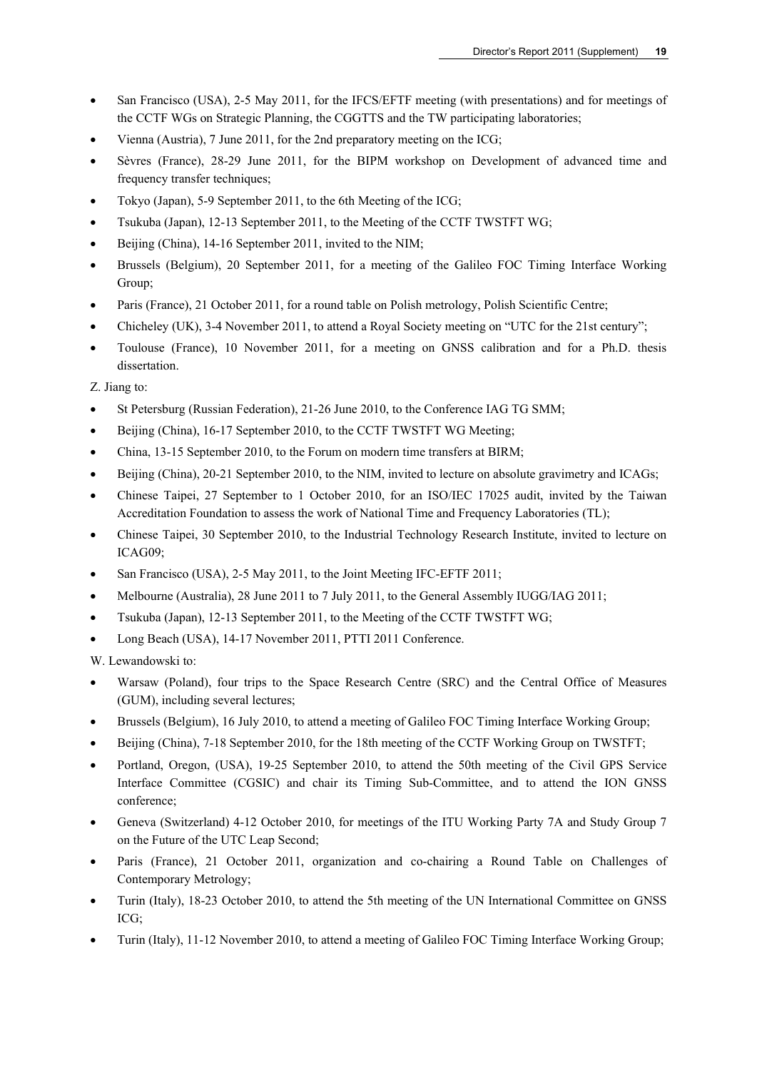- San Francisco (USA), 2-5 May 2011, for the IFCS/EFTF meeting (with presentations) and for meetings of the CCTF WGs on Strategic Planning, the CGGTTS and the TW participating laboratories;
- Vienna (Austria), 7 June 2011, for the 2nd preparatory meeting on the ICG;
- Sèvres (France), 28-29 June 2011, for the BIPM workshop on Development of advanced time and frequency transfer techniques;
- Tokyo (Japan), 5-9 September 2011, to the 6th Meeting of the ICG;
- Tsukuba (Japan), 12-13 September 2011, to the Meeting of the CCTF TWSTFT WG;
- Beijing (China), 14-16 September 2011, invited to the NIM;
- Brussels (Belgium), 20 September 2011, for a meeting of the Galileo FOC Timing Interface Working Group;
- Paris (France), 21 October 2011, for a round table on Polish metrology, Polish Scientific Centre;
- Chicheley (UK), 3-4 November 2011, to attend a Royal Society meeting on "UTC for the 21st century";
- Toulouse (France), 10 November 2011, for a meeting on GNSS calibration and for a Ph.D. thesis dissertation.

Z. Jiang to:

- St Petersburg (Russian Federation), 21-26 June 2010, to the Conference IAG TG SMM;
- Beijing (China), 16-17 September 2010, to the CCTF TWSTFT WG Meeting;
- China, 13-15 September 2010, to the Forum on modern time transfers at BIRM;
- Beijing (China), 20-21 September 2010, to the NIM, invited to lecture on absolute gravimetry and ICAGs;
- Chinese Taipei, 27 September to 1 October 2010, for an ISO/IEC 17025 audit, invited by the Taiwan Accreditation Foundation to assess the work of National Time and Frequency Laboratories (TL);
- Chinese Taipei, 30 September 2010, to the Industrial Technology Research Institute, invited to lecture on ICAG09;
- San Francisco (USA), 2-5 May 2011, to the Joint Meeting IFC-EFTF 2011;
- Melbourne (Australia), 28 June 2011 to 7 July 2011, to the General Assembly IUGG/IAG 2011;
- Tsukuba (Japan), 12-13 September 2011, to the Meeting of the CCTF TWSTFT WG;
- Long Beach (USA), 14-17 November 2011, PTTI 2011 Conference.

W. Lewandowski to:

- Warsaw (Poland), four trips to the Space Research Centre (SRC) and the Central Office of Measures (GUM), including several lectures;
- Brussels (Belgium), 16 July 2010, to attend a meeting of Galileo FOC Timing Interface Working Group;
- Beijing (China), 7-18 September 2010, for the 18th meeting of the CCTF Working Group on TWSTFT;
- Portland, Oregon, (USA), 19-25 September 2010, to attend the 50th meeting of the Civil GPS Service Interface Committee (CGSIC) and chair its Timing Sub-Committee, and to attend the ION GNSS conference;
- Geneva (Switzerland) 4-12 October 2010, for meetings of the ITU Working Party 7A and Study Group 7 on the Future of the UTC Leap Second;
- Paris (France), 21 October 2011, organization and co-chairing a Round Table on Challenges of Contemporary Metrology;
- Turin (Italy), 18-23 October 2010, to attend the 5th meeting of the UN International Committee on GNSS ICG;
- Turin (Italy), 11-12 November 2010, to attend a meeting of Galileo FOC Timing Interface Working Group;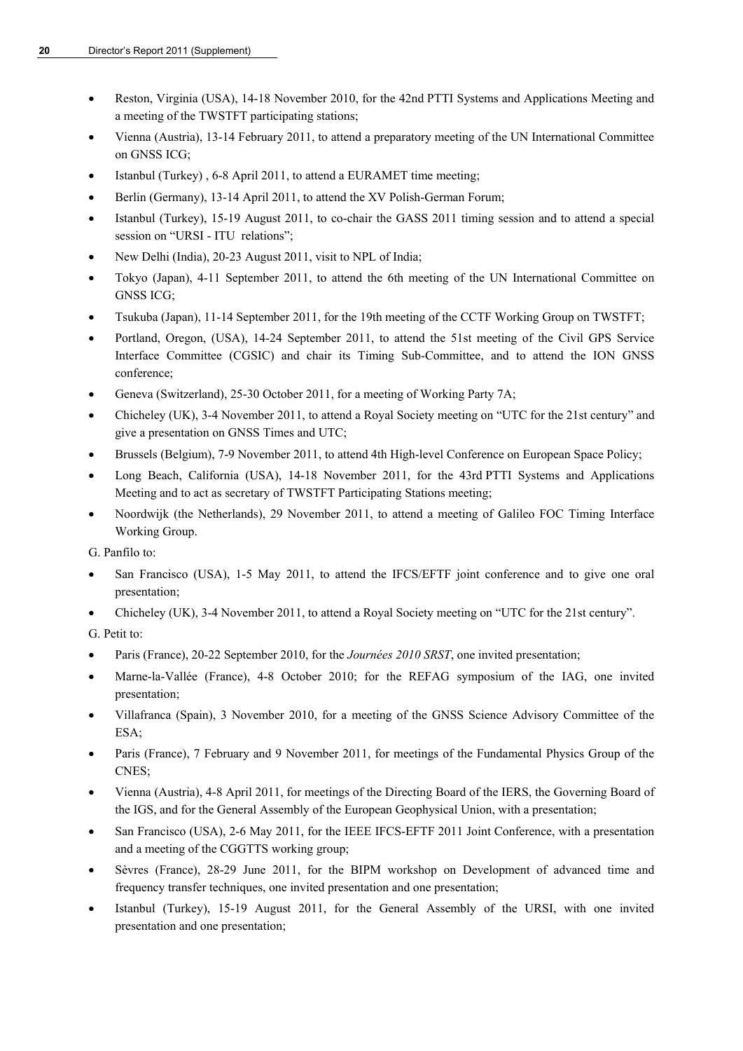- Reston, Virginia (USA), 14-18 November 2010, for the 42nd PTTI Systems and Applications Meeting and a meeting of the TWSTFT participating stations;
- Vienna (Austria), 13-14 February 2011, to attend a preparatory meeting of the UN International Committee on GNSS ICG;
- Istanbul (Turkey) , 6-8 April 2011, to attend a EURAMET time meeting;
- Berlin (Germany), 13-14 April 2011, to attend the XV Polish-German Forum;
- Istanbul (Turkey), 15-19 August 2011, to co-chair the GASS 2011 timing session and to attend a special session on "URSI - ITU relations";
- New Delhi (India), 20-23 August 2011, visit to NPL of India;
- Tokyo (Japan), 4-11 September 2011, to attend the 6th meeting of the UN International Committee on GNSS ICG;
- Tsukuba (Japan), 11-14 September 2011, for the 19th meeting of the CCTF Working Group on TWSTFT;
- Portland, Oregon, (USA), 14-24 September 2011, to attend the 51st meeting of the Civil GPS Service Interface Committee (CGSIC) and chair its Timing Sub-Committee, and to attend the ION GNSS conference;
- Geneva (Switzerland), 25-30 October 2011, for a meeting of Working Party 7A;
- Chicheley (UK), 3-4 November 2011, to attend a Royal Society meeting on "UTC for the 21st century" and give a presentation on GNSS Times and UTC;
- Brussels (Belgium), 7-9 November 2011, to attend 4th High-level Conference on European Space Policy;
- Long Beach, California (USA), 14-18 November 2011, for the 43rd PTTI Systems and Applications Meeting and to act as secretary of TWSTFT Participating Stations meeting;
- Noordwijk (the Netherlands), 29 November 2011, to attend a meeting of Galileo FOC Timing Interface Working Group.

G. Panfilo to:

- San Francisco (USA), 1-5 May 2011, to attend the IFCS/EFTF joint conference and to give one oral presentation;
- Chicheley (UK), 3-4 November 2011, to attend a Royal Society meeting on "UTC for the 21st century".

G. Petit to:

- Paris (France), 20-22 September 2010, for the *Journées 2010 SRST*, one invited presentation;
- Marne-la-Vallée (France), 4-8 October 2010; for the REFAG symposium of the IAG, one invited presentation;
- Villafranca (Spain), 3 November 2010, for a meeting of the GNSS Science Advisory Committee of the ESA;
- Paris (France), 7 February and 9 November 2011, for meetings of the Fundamental Physics Group of the CNES;
- Vienna (Austria), 4-8 April 2011, for meetings of the Directing Board of the IERS, the Governing Board of the IGS, and for the General Assembly of the European Geophysical Union, with a presentation;
- San Francisco (USA), 2-6 May 2011, for the IEEE IFCS-EFTF 2011 Joint Conference, with a presentation and a meeting of the CGGTTS working group;
- Sèvres (France), 28-29 June 2011, for the BIPM workshop on Development of advanced time and frequency transfer techniques, one invited presentation and one presentation;
- Istanbul (Turkey), 15-19 August 2011, for the General Assembly of the URSI, with one invited presentation and one presentation;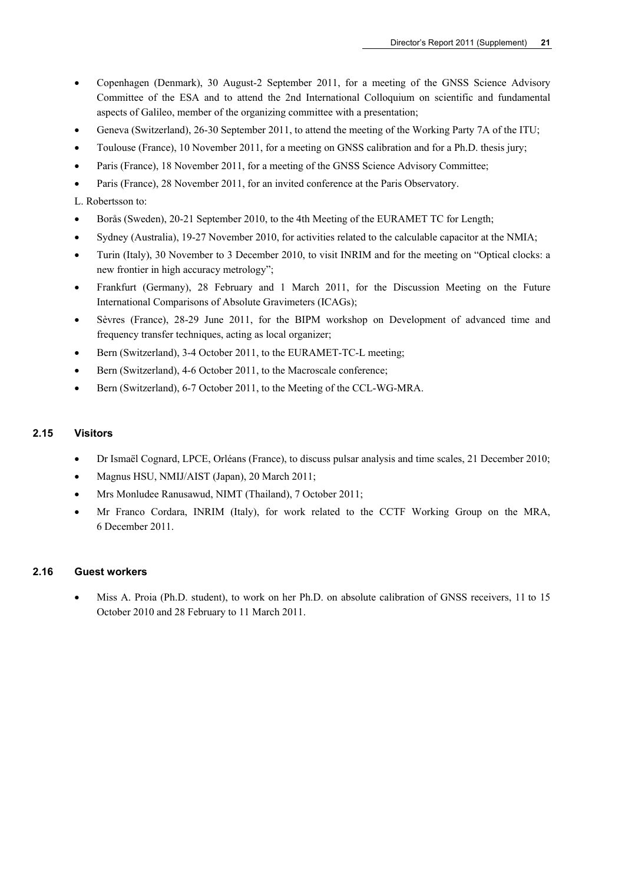- Copenhagen (Denmark), 30 August-2 September 2011, for a meeting of the GNSS Science Advisory Committee of the ESA and to attend the 2nd International Colloquium on scientific and fundamental aspects of Galileo, member of the organizing committee with a presentation;
- Geneva (Switzerland), 26-30 September 2011, to attend the meeting of the Working Party 7A of the ITU;
- Toulouse (France), 10 November 2011, for a meeting on GNSS calibration and for a Ph.D. thesis jury;
- Paris (France), 18 November 2011, for a meeting of the GNSS Science Advisory Committee;
- Paris (France), 28 November 2011, for an invited conference at the Paris Observatory.

L. Robertsson to:

- Borås (Sweden), 20-21 September 2010, to the 4th Meeting of the EURAMET TC for Length;
- Sydney (Australia), 19-27 November 2010, for activities related to the calculable capacitor at the NMIA;
- Turin (Italy), 30 November to 3 December 2010, to visit INRIM and for the meeting on "Optical clocks: a new frontier in high accuracy metrology";
- Frankfurt (Germany), 28 February and 1 March 2011, for the Discussion Meeting on the Future International Comparisons of Absolute Gravimeters (ICAGs);
- Sèvres (France), 28-29 June 2011, for the BIPM workshop on Development of advanced time and frequency transfer techniques, acting as local organizer;
- Bern (Switzerland), 3-4 October 2011, to the EURAMET-TC-L meeting;
- Bern (Switzerland), 4-6 October 2011, to the Macroscale conference;
- Bern (Switzerland), 6-7 October 2011, to the Meeting of the CCL-WG-MRA.

### 2.15 Visitors

- Dr Ismaël Cognard, LPCE, Orléans (France), to discuss pulsar analysis and time scales, 21 December 2010;
- Magnus HSU, NMIJ/AIST (Japan), 20 March 2011;
- Mrs Monludee Ranusawud, NIMT (Thailand), 7 October 2011;
- Mr Franco Cordara, INRIM (Italy), for work related to the CCTF Working Group on the MRA, 6 December 2011.

### 2.16 Guest workers

- Miss A. Proia (Ph.D. student), to work on her Ph.D. on absolute calibration of GNSS receivers, 11 to 15 October 2010 and 28 February to 11 March 2011.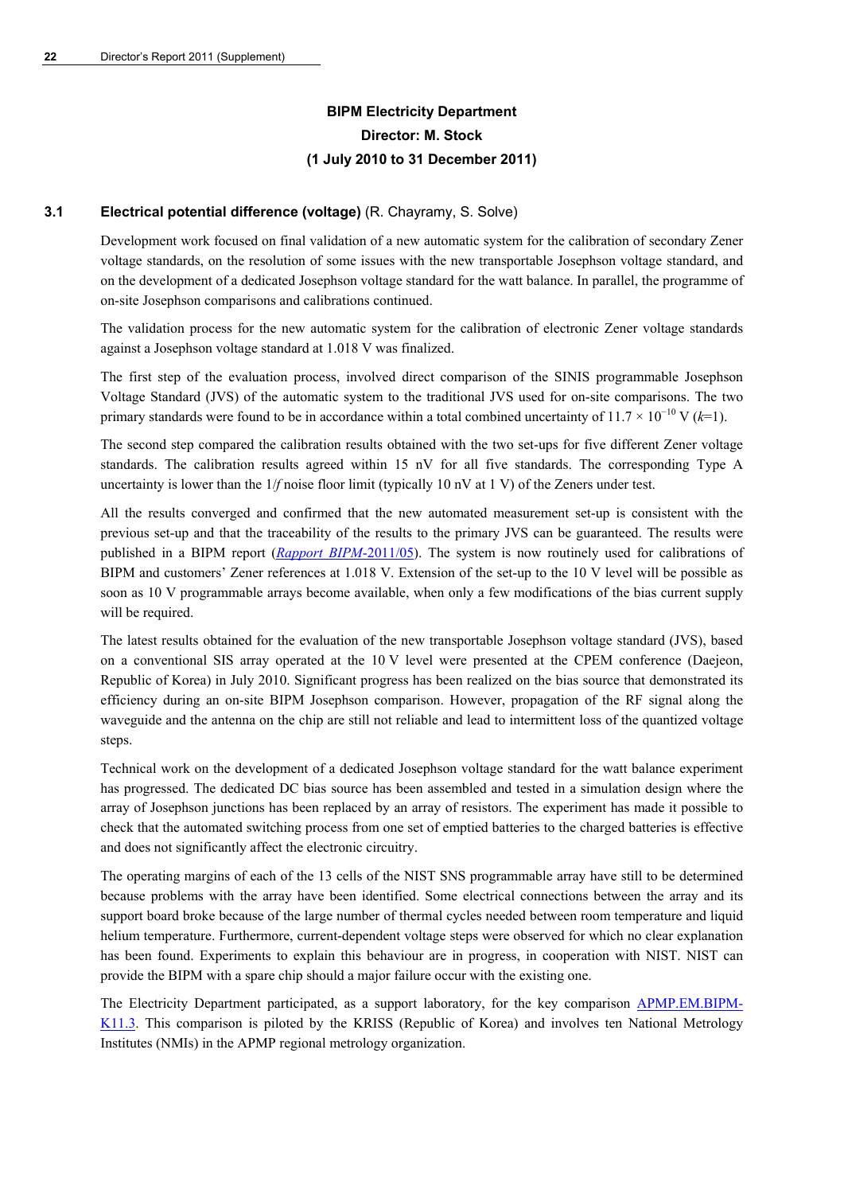## BIPM Electricity Department
**Director: M. Stock**
**(1 July 2010 to 31 December 2011)**

### 3.1 Electrical potential difference (voltage) (R. Chayramy, S. Solve)

Development work focused on final validation of a new automatic system for the calibration of secondary Zener voltage standards, on the resolution of some issues with the new transportable Josephson voltage standard, and on the development of a dedicated Josephson voltage standard for the watt balance. In parallel, the programme of on-site Josephson comparisons and calibrations continued.

The validation process for the new automatic system for the calibration of electronic Zener voltage standards against a Josephson voltage standard at 1.018 V was finalized.

The first step of the evaluation process, involved direct comparison of the SINIS programmable Josephson Voltage Standard (JVS) of the automatic system to the traditional JVS used for on-site comparisons. The two primary standards were found to be in accordance within a total combined uncertainty of $11.7 \times 10^{-10}$ V ($k$=1).

The second step compared the calibration results obtained with the two set-ups for five different Zener voltage standards. The calibration results agreed within 15 nV for all five standards. The corresponding Type A uncertainty is lower than the $1/f$ noise floor limit (typically 10 nV at 1 V) of the Zeners under test.

All the results converged and confirmed that the new automated measurement set-up is consistent with the previous set-up and that the traceability of the results to the primary JVS can be guaranteed. The results were published in a BIPM report (*Rapport BIPM*-2011/05). The system is now routinely used for calibrations of BIPM and customers' Zener references at 1.018 V. Extension of the set-up to the 10 V level will be possible as soon as 10 V programmable arrays become available, when only a few modifications of the bias current supply will be required.

The latest results obtained for the evaluation of the new transportable Josephson voltage standard (JVS), based on a conventional SIS array operated at the 10 V level were presented at the CPEM conference (Daejeon, Republic of Korea) in July 2010. Significant progress has been realized on the bias source that demonstrated its efficiency during an on-site BIPM Josephson comparison. However, propagation of the RF signal along the waveguide and the antenna on the chip are still not reliable and lead to intermittent loss of the quantized voltage steps.

Technical work on the development of a dedicated Josephson voltage standard for the watt balance experiment has progressed. The dedicated DC bias source has been assembled and tested in a simulation design where the array of Josephson junctions has been replaced by an array of resistors. The experiment has made it possible to check that the automated switching process from one set of emptied batteries to the charged batteries is effective and does not significantly affect the electronic circuitry.

The operating margins of each of the 13 cells of the NIST SNS programmable array have still to be determined because problems with the array have been identified. Some electrical connections between the array and its support board broke because of the large number of thermal cycles needed between room temperature and liquid helium temperature. Furthermore, current-dependent voltage steps were observed for which no clear explanation has been found. Experiments to explain this behaviour are in progress, in cooperation with NIST. NIST can provide the BIPM with a spare chip should a major failure occur with the existing one.

The Electricity Department participated, as a support laboratory, for the key comparison APMP.EM.BIPM-K11.3. This comparison is piloted by the KRISS (Republic of Korea) and involves ten National Metrology Institutes (NMIs) in the APMP regional metrology organization.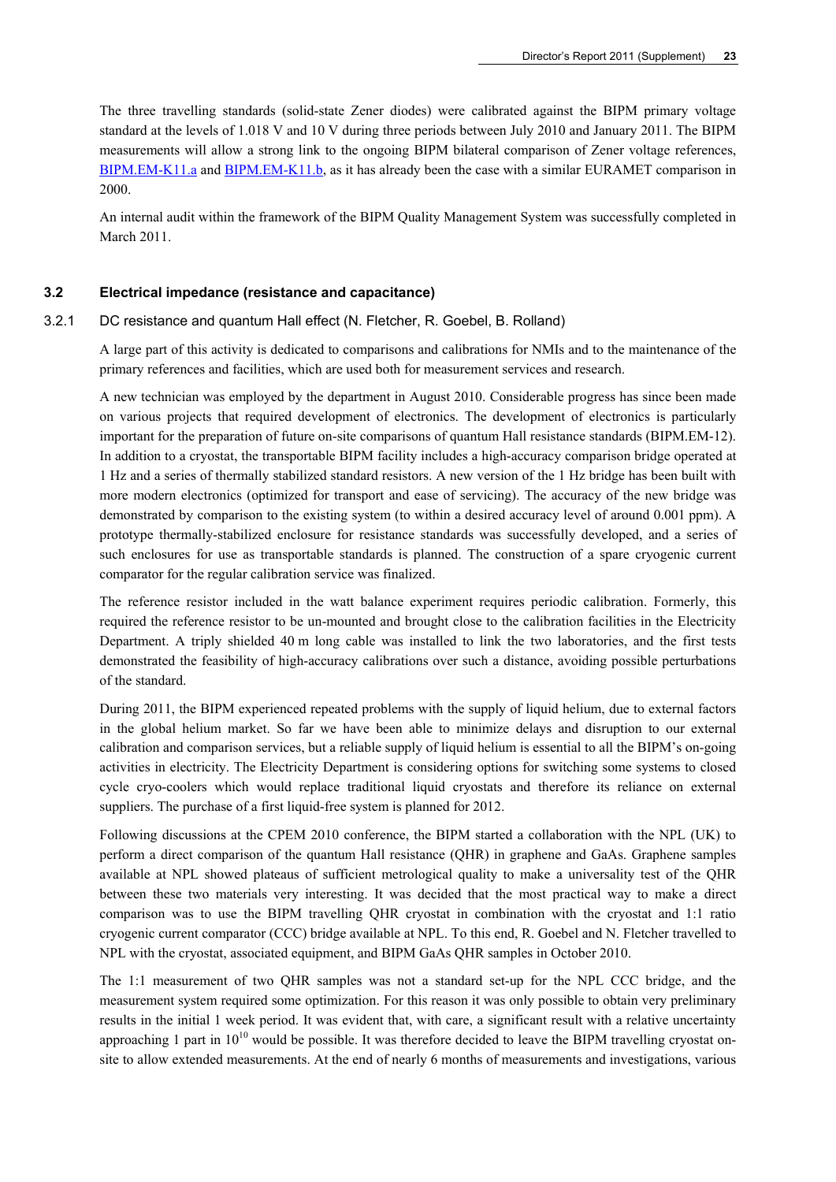The three travelling standards (solid-state Zener diodes) were calibrated against the BIPM primary voltage standard at the levels of 1.018 V and 10 V during three periods between July 2010 and January 2011. The BIPM measurements will allow a strong link to the ongoing BIPM bilateral comparison of Zener voltage references, BIPM.EM-K11.a and BIPM.EM-K11.b, as it has already been the case with a similar EURAMET comparison in 2000.

An internal audit within the framework of the BIPM Quality Management System was successfully completed in March 2011.

### 3.2 Electrical impedance (resistance and capacitance)

#### 3.2.1 DC resistance and quantum Hall effect (N. Fletcher, R. Goebel, B. Rolland)

A large part of this activity is dedicated to comparisons and calibrations for NMIs and to the maintenance of the primary references and facilities, which are used both for measurement services and research.

A new technician was employed by the department in August 2010. Considerable progress has since been made on various projects that required development of electronics. The development of electronics is particularly important for the preparation of future on-site comparisons of quantum Hall resistance standards (BIPM.EM-12). In addition to a cryostat, the transportable BIPM facility includes a high-accuracy comparison bridge operated at 1 Hz and a series of thermally stabilized standard resistors. A new version of the 1 Hz bridge has been built with more modern electronics (optimized for transport and ease of servicing). The accuracy of the new bridge was demonstrated by comparison to the existing system (to within a desired accuracy level of around 0.001 ppm). A prototype thermally-stabilized enclosure for resistance standards was successfully developed, and a series of such enclosures for use as transportable standards is planned. The construction of a spare cryogenic current comparator for the regular calibration service was finalized.

The reference resistor included in the watt balance experiment requires periodic calibration. Formerly, this required the reference resistor to be un-mounted and brought close to the calibration facilities in the Electricity Department. A triply shielded 40 m long cable was installed to link the two laboratories, and the first tests demonstrated the feasibility of high-accuracy calibrations over such a distance, avoiding possible perturbations of the standard.

During 2011, the BIPM experienced repeated problems with the supply of liquid helium, due to external factors in the global helium market. So far we have been able to minimize delays and disruption to our external calibration and comparison services, but a reliable supply of liquid helium is essential to all the BIPM's on-going activities in electricity. The Electricity Department is considering options for switching some systems to closed cycle cryo-coolers which would replace traditional liquid cryostats and therefore its reliance on external suppliers. The purchase of a first liquid-free system is planned for 2012.

Following discussions at the CPEM 2010 conference, the BIPM started a collaboration with the NPL (UK) to perform a direct comparison of the quantum Hall resistance (QHR) in graphene and GaAs. Graphene samples available at NPL showed plateaus of sufficient metrological quality to make a universality test of the QHR between these two materials very interesting. It was decided that the most practical way to make a direct comparison was to use the BIPM travelling QHR cryostat in combination with the cryostat and 1:1 ratio cryogenic current comparator (CCC) bridge available at NPL. To this end, R. Goebel and N. Fletcher travelled to NPL with the cryostat, associated equipment, and BIPM GaAs QHR samples in October 2010.

The 1:1 measurement of two QHR samples was not a standard set-up for the NPL CCC bridge, and the measurement system required some optimization. For this reason it was only possible to obtain very preliminary results in the initial 1 week period. It was evident that, with care, a significant result with a relative uncertainty approaching 1 part in $10^{10}$ would be possible. It was therefore decided to leave the BIPM travelling cryostat on-site to allow extended measurements. At the end of nearly 6 months of measurements and investigations, various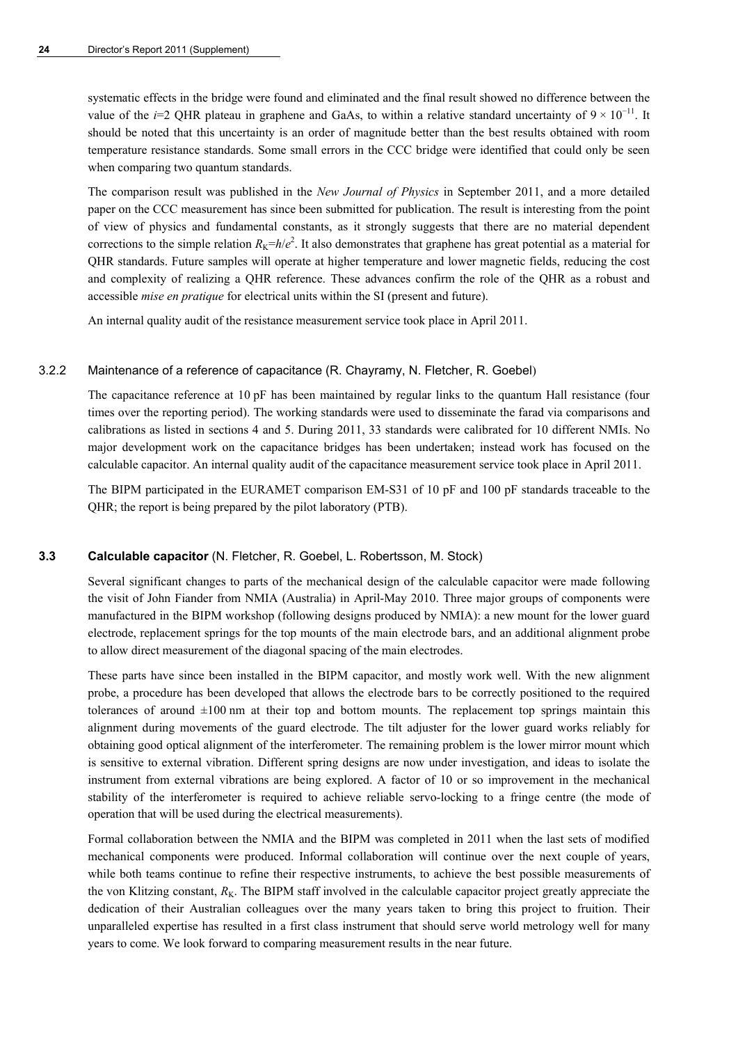systematic effects in the bridge were found and eliminated and the final result showed no difference between the value of the $i$=2 QHR plateau in graphene and GaAs, to within a relative standard uncertainty of $9 \times 10^{-11}$. It should be noted that this uncertainty is an order of magnitude better than the best results obtained with room temperature resistance standards. Some small errors in the CCC bridge were identified that could only be seen when comparing two quantum standards.

The comparison result was published in the *New Journal of Physics* in September 2011, and a more detailed paper on the CCC measurement has since been submitted for publication. The result is interesting from the point of view of physics and fundamental constants, as it strongly suggests that there are no material dependent corrections to the simple relation $R_K=h/e^2$. It also demonstrates that graphene has great potential as a material for QHR standards. Future samples will operate at higher temperature and lower magnetic fields, reducing the cost and complexity of realizing a QHR reference. These advances confirm the role of the QHR as a robust and accessible *mise en pratique* for electrical units within the SI (present and future).

An internal quality audit of the resistance measurement service took place in April 2011.

### 3.2.2 Maintenance of a reference of capacitance (R. Chayramy, N. Fletcher, R. Goebel)

The capacitance reference at 10 pF has been maintained by regular links to the quantum Hall resistance (four times over the reporting period). The working standards were used to disseminate the farad via comparisons and calibrations as listed in sections 4 and 5. During 2011, 33 standards were calibrated for 10 different NMIs. No major development work on the capacitance bridges has been undertaken; instead work has focused on the calculable capacitor. An internal quality audit of the capacitance measurement service took place in April 2011.

The BIPM participated in the EURAMET comparison EM-S31 of 10 pF and 100 pF standards traceable to the QHR; the report is being prepared by the pilot laboratory (PTB).

## 3.3 Calculable capacitor (N. Fletcher, R. Goebel, L. Robertsson, M. Stock)

Several significant changes to parts of the mechanical design of the calculable capacitor were made following the visit of John Fiander from NMIA (Australia) in April-May 2010. Three major groups of components were manufactured in the BIPM workshop (following designs produced by NMIA): a new mount for the lower guard electrode, replacement springs for the top mounts of the main electrode bars, and an additional alignment probe to allow direct measurement of the diagonal spacing of the main electrodes.

These parts have since been installed in the BIPM capacitor, and mostly work well. With the new alignment probe, a procedure has been developed that allows the electrode bars to be correctly positioned to the required tolerances of around ±100 nm at their top and bottom mounts. The replacement top springs maintain this alignment during movements of the guard electrode. The tilt adjuster for the lower guard works reliably for obtaining good optical alignment of the interferometer. The remaining problem is the lower mirror mount which is sensitive to external vibration. Different spring designs are now under investigation, and ideas to isolate the instrument from external vibrations are being explored. A factor of 10 or so improvement in the mechanical stability of the interferometer is required to achieve reliable servo-locking to a fringe centre (the mode of operation that will be used during the electrical measurements).

Formal collaboration between the NMIA and the BIPM was completed in 2011 when the last sets of modified mechanical components were produced. Informal collaboration will continue over the next couple of years, while both teams continue to refine their respective instruments, to achieve the best possible measurements of the von Klitzing constant, $R_K$. The BIPM staff involved in the calculable capacitor project greatly appreciate the dedication of their Australian colleagues over the many years taken to bring this project to fruition. Their unparalleled expertise has resulted in a first class instrument that should serve world metrology well for many years to come. We look forward to comparing measurement results in the near future.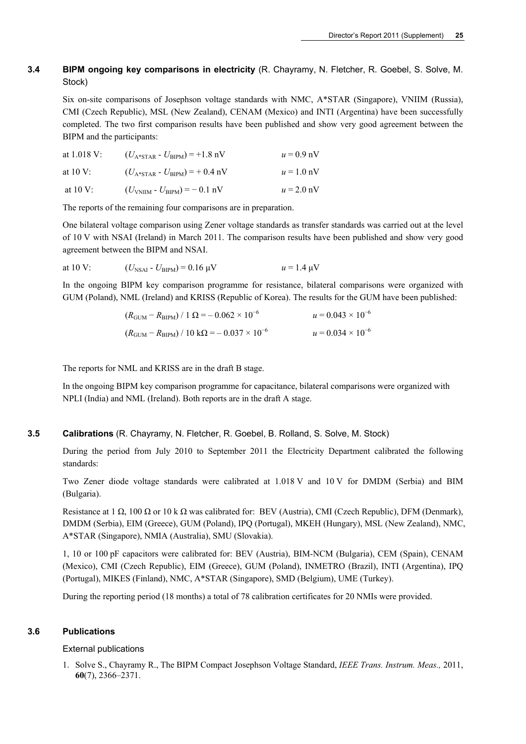### 3.4 BIPM ongoing key comparisons in electricity (R. Chayramy, N. Fletcher, R. Goebel, S. Solve, M. Stock)

Six on-site comparisons of Josephson voltage standards with NMC, A*STAR (Singapore), VNIIM (Russia), CMI (Czech Republic), MSL (New Zealand), CENAM (Mexico) and INTI (Argentina) have been successfully completed. The two first comparison results have been published and show very good agreement between the BIPM and the participants:

at 1.018 V: $(U_{A*STAR} - U_{BIPM}) = +1.8$ nV $u = 0.9$ nV

at 10 V: $(U_{A*STAR} - U_{BIPM}) = +0.4$ nV $u = 1.0$ nV

at 10 V: $(U_{VNIIM} - U_{BIPM}) = -0.1$ nV $u = 2.0$ nV

The reports of the remaining four comparisons are in preparation.

One bilateral voltage comparison using Zener voltage standards as transfer standards was carried out at the level of 10 V with NSAI (Ireland) in March 2011. The comparison results have been published and show very good agreement between the BIPM and NSAI.

at 10 V: $(U_{NSAI} - U_{BIPM}) = 0.16$ μV $u = 1.4$ μV

In the ongoing BIPM key comparison programme for resistance, bilateral comparisons were organized with GUM (Poland), NML (Ireland) and KRISS (Republic of Korea). The results for the GUM have been published:

$(R_{GUM} - R_{BIPM}) / 1\ \Omega = -0.062 \times 10^{-6}$ $u = 0.043 \times 10^{-6}$

$(R_{GUM} - R_{BIPM}) / 10\ \text{k}\Omega = -0.037 \times 10^{-6}$ $u = 0.034 \times 10^{-6}$

The reports for NML and KRISS are in the draft B stage.

In the ongoing BIPM key comparison programme for capacitance, bilateral comparisons were organized with NPLI (India) and NML (Ireland). Both reports are in the draft A stage.

### 3.5 Calibrations (R. Chayramy, N. Fletcher, R. Goebel, B. Rolland, S. Solve, M. Stock)

During the period from July 2010 to September 2011 the Electricity Department calibrated the following standards:

Two Zener diode voltage standards were calibrated at 1.018 V and 10 V for DMDM (Serbia) and BIM (Bulgaria).

Resistance at 1 Ω, 100 Ω or 10 k Ω was calibrated for: BEV (Austria), CMI (Czech Republic), DFM (Denmark), DMDM (Serbia), EIM (Greece), GUM (Poland), IPQ (Portugal), MKEH (Hungary), MSL (New Zealand), NMC, A*STAR (Singapore), NMIA (Australia), SMU (Slovakia).

1, 10 or 100 pF capacitors were calibrated for: BEV (Austria), BIM-NCM (Bulgaria), CEM (Spain), CENAM (Mexico), CMI (Czech Republic), EIM (Greece), GUM (Poland), INMETRO (Brazil), INTI (Argentina), IPQ (Portugal), MIKES (Finland), NMC, A*STAR (Singapore), SMD (Belgium), UME (Turkey).

During the reporting period (18 months) a total of 78 calibration certificates for 20 NMIs were provided.

### 3.6 Publications

External publications

1. Solve S., Chayramy R., The BIPM Compact Josephson Voltage Standard, *IEEE Trans. Instrum. Meas.,* 2011, **60**(7), 2366–2371.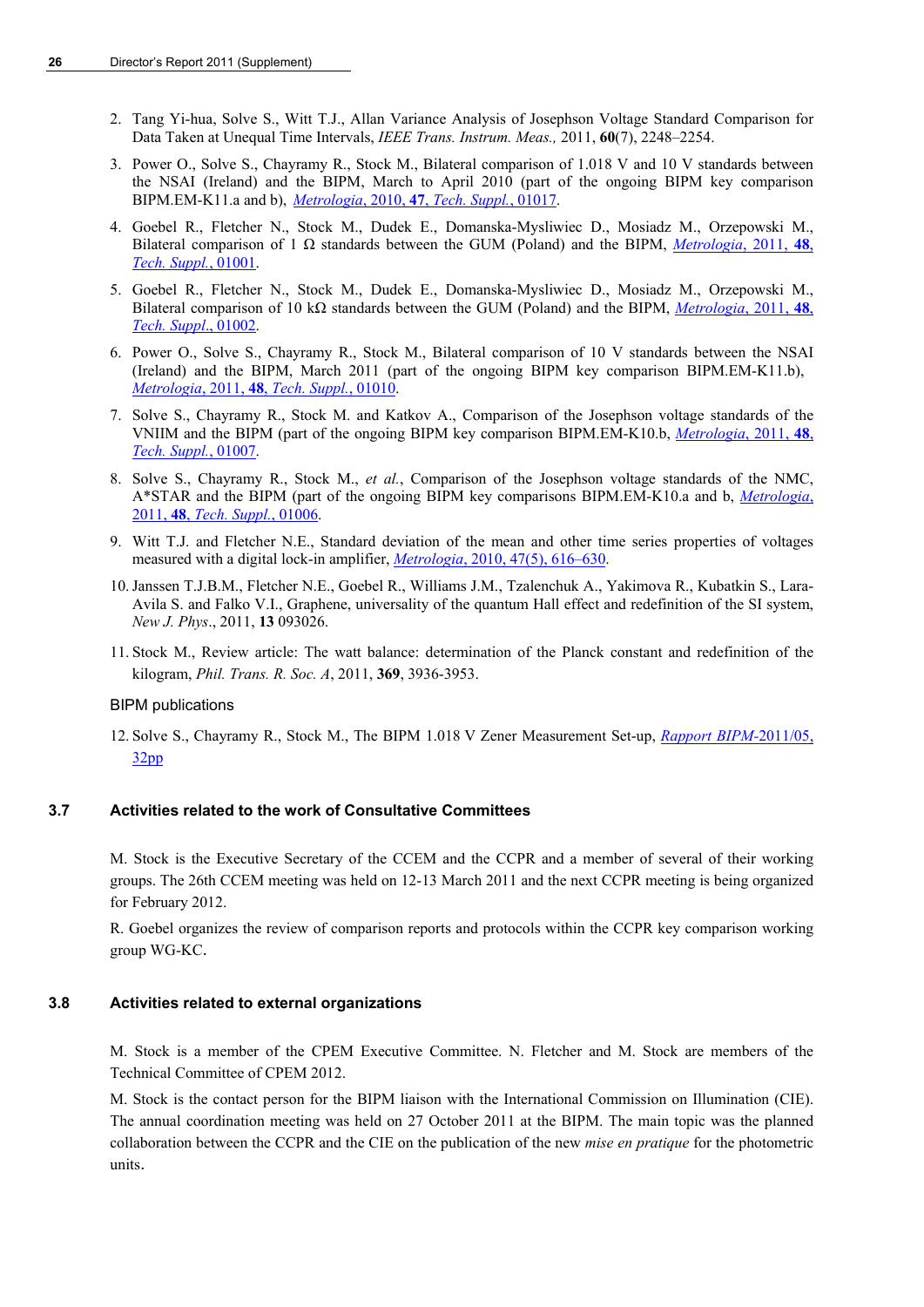2. Tang Yi-hua, Solve S., Witt T.J., Allan Variance Analysis of Josephson Voltage Standard Comparison for Data Taken at Unequal Time Intervals, *IEEE Trans. Instrum. Meas.,* 2011, **60**(7), 2248–2254.

3. Power O., Solve S., Chayramy R., Stock M., Bilateral comparison of 1.018 V and 10 V standards between the NSAI (Ireland) and the BIPM, March to April 2010 (part of the ongoing BIPM key comparison BIPM.EM-K11.a and b), *Metrologia*, 2010, **47**, *Tech. Suppl.*, 01017.

4. Goebel R., Fletcher N., Stock M., Dudek E., Domanska-Mysliwiec D., Mosiadz M., Orzepowski M., Bilateral comparison of 1 Ω standards between the GUM (Poland) and the BIPM, *Metrologia*, 2011, **48**, *Tech. Suppl.*, 01001.

5. Goebel R., Fletcher N., Stock M., Dudek E., Domanska-Mysliwiec D., Mosiadz M., Orzepowski M., Bilateral comparison of 10 kΩ standards between the GUM (Poland) and the BIPM, *Metrologia*, 2011, **48**, *Tech. Suppl.*, 01002.

6. Power O., Solve S., Chayramy R., Stock M., Bilateral comparison of 10 V standards between the NSAI (Ireland) and the BIPM, March 2011 (part of the ongoing BIPM key comparison BIPM.EM-K11.b), *Metrologia*, 2011, **48**, *Tech. Suppl.*, 01010.

7. Solve S., Chayramy R., Stock M. and Katkov A., Comparison of the Josephson voltage standards of the VNIIM and the BIPM (part of the ongoing BIPM key comparison BIPM.EM-K10.b, *Metrologia*, 2011, **48**, *Tech. Suppl.*, 01007.

8. Solve S., Chayramy R., Stock M., *et al.*, Comparison of the Josephson voltage standards of the NMC, A*STAR and the BIPM (part of the ongoing BIPM key comparisons BIPM.EM-K10.a and b, *Metrologia*, 2011, **48**, *Tech. Suppl.*, 01006.

9. Witt T.J. and Fletcher N.E., Standard deviation of the mean and other time series properties of voltages measured with a digital lock-in amplifier, *Metrologia*, 2010, 47(5), 616–630.

10. Janssen T.J.B.M., Fletcher N.E., Goebel R., Williams J.M., Tzalenchuk A., Yakimova R., Kubatkin S., Lara-Avila S. and Falko V.I., Graphene, universality of the quantum Hall effect and redefinition of the SI system, *New J. Phys*., 2011, **13** 093026.

11. Stock M., Review article: The watt balance: determination of the Planck constant and redefinition of the kilogram, *Phil. Trans. R. Soc. A*, 2011, **369**, 3936-3953.

BIPM publications

12. Solve S., Chayramy R., Stock M., The BIPM 1.018 V Zener Measurement Set-up, *Rapport BIPM*-2011/05, 32pp

### 3.7 Activities related to the work of Consultative Committees

M. Stock is the Executive Secretary of the CCEM and the CCPR and a member of several of their working groups. The 26th CCEM meeting was held on 12-13 March 2011 and the next CCPR meeting is being organized for February 2012.

R. Goebel organizes the review of comparison reports and protocols within the CCPR key comparison working group WG-KC.

### 3.8 Activities related to external organizations

M. Stock is a member of the CPEM Executive Committee. N. Fletcher and M. Stock are members of the Technical Committee of CPEM 2012.

M. Stock is the contact person for the BIPM liaison with the International Commission on Illumination (CIE). The annual coordination meeting was held on 27 October 2011 at the BIPM. The main topic was the planned collaboration between the CCPR and the CIE on the publication of the new *mise en pratique* for the photometric units.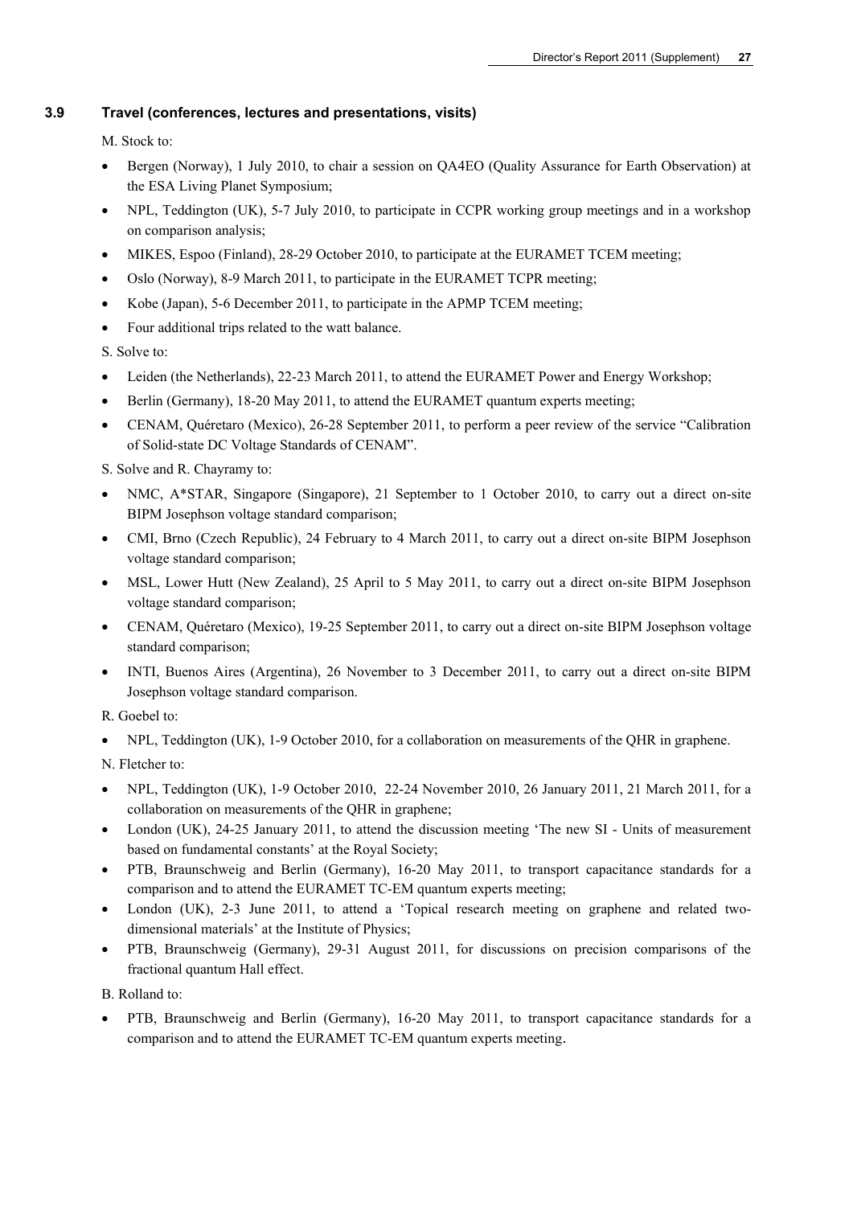### 3.9 Travel (conferences, lectures and presentations, visits)

M. Stock to:

- Bergen (Norway), 1 July 2010, to chair a session on QA4EO (Quality Assurance for Earth Observation) at the ESA Living Planet Symposium;
- NPL, Teddington (UK), 5-7 July 2010, to participate in CCPR working group meetings and in a workshop on comparison analysis;
- MIKES, Espoo (Finland), 28-29 October 2010, to participate at the EURAMET TCEM meeting;
- Oslo (Norway), 8-9 March 2011, to participate in the EURAMET TCPR meeting;
- Kobe (Japan), 5-6 December 2011, to participate in the APMP TCEM meeting;
- Four additional trips related to the watt balance.

S. Solve to:

- Leiden (the Netherlands), 22-23 March 2011, to attend the EURAMET Power and Energy Workshop;
- Berlin (Germany), 18-20 May 2011, to attend the EURAMET quantum experts meeting;
- CENAM, Quéretaro (Mexico), 26-28 September 2011, to perform a peer review of the service "Calibration of Solid-state DC Voltage Standards of CENAM".

S. Solve and R. Chayramy to:

- NMC, A*STAR, Singapore (Singapore), 21 September to 1 October 2010, to carry out a direct on-site BIPM Josephson voltage standard comparison;
- CMI, Brno (Czech Republic), 24 February to 4 March 2011, to carry out a direct on-site BIPM Josephson voltage standard comparison;
- MSL, Lower Hutt (New Zealand), 25 April to 5 May 2011, to carry out a direct on-site BIPM Josephson voltage standard comparison;
- CENAM, Quéretaro (Mexico), 19-25 September 2011, to carry out a direct on-site BIPM Josephson voltage standard comparison;
- INTI, Buenos Aires (Argentina), 26 November to 3 December 2011, to carry out a direct on-site BIPM Josephson voltage standard comparison.

R. Goebel to:

- NPL, Teddington (UK), 1-9 October 2010, for a collaboration on measurements of the QHR in graphene.

N. Fletcher to:

- NPL, Teddington (UK), 1-9 October 2010, 22-24 November 2010, 26 January 2011, 21 March 2011, for a collaboration on measurements of the QHR in graphene;
- London (UK), 24-25 January 2011, to attend the discussion meeting 'The new SI - Units of measurement based on fundamental constants' at the Royal Society;
- PTB, Braunschweig and Berlin (Germany), 16-20 May 2011, to transport capacitance standards for a comparison and to attend the EURAMET TC-EM quantum experts meeting;
- London (UK), 2-3 June 2011, to attend a 'Topical research meeting on graphene and related two-dimensional materials' at the Institute of Physics;
- PTB, Braunschweig (Germany), 29-31 August 2011, for discussions on precision comparisons of the fractional quantum Hall effect.

B. Rolland to:

- PTB, Braunschweig and Berlin (Germany), 16-20 May 2011, to transport capacitance standards for a comparison and to attend the EURAMET TC-EM quantum experts meeting.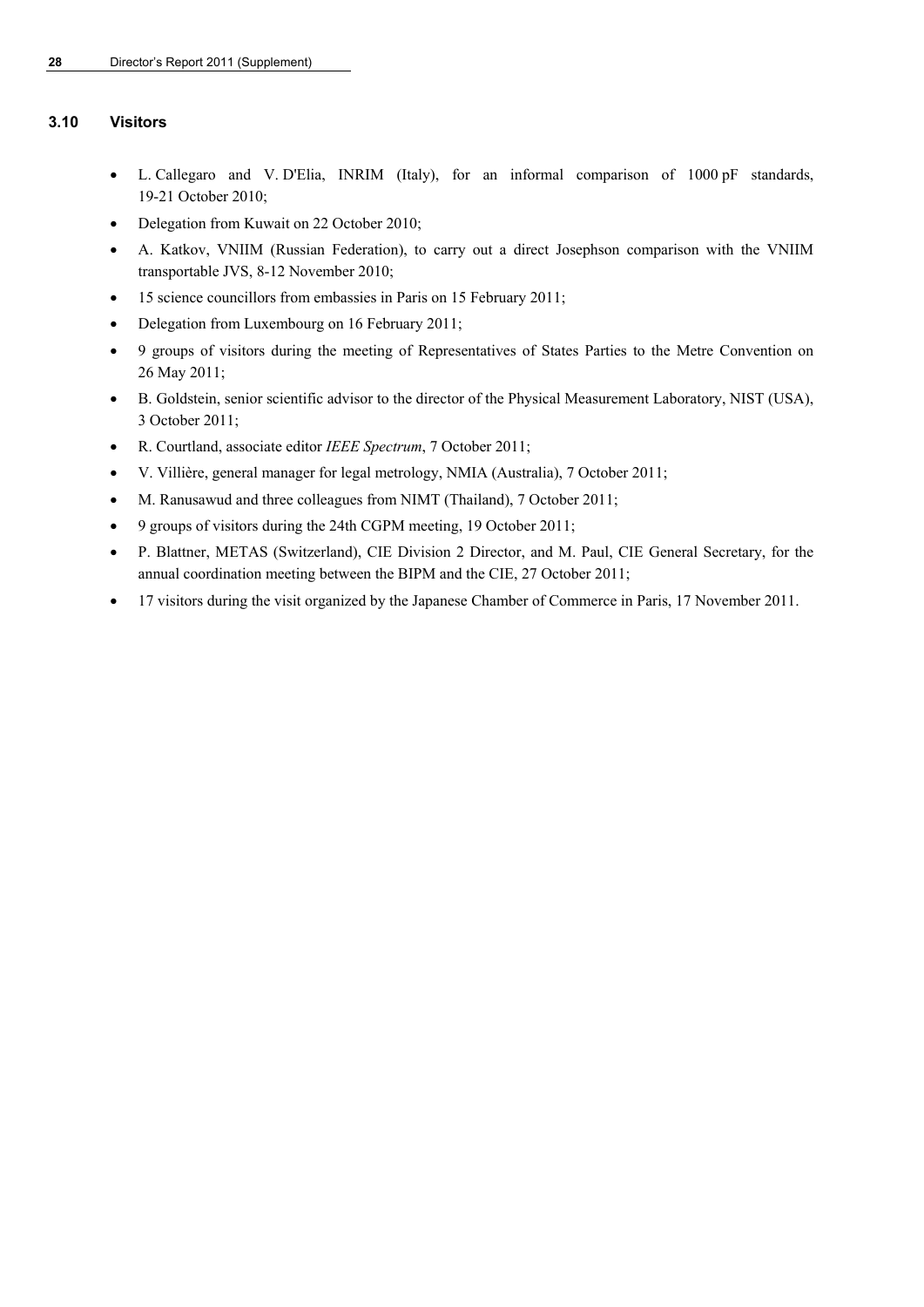### 3.10 Visitors

- L. Callegaro and V. D'Elia, INRIM (Italy), for an informal comparison of 1000 pF standards, 19-21 October 2010;
- Delegation from Kuwait on 22 October 2010;
- A. Katkov, VNIIM (Russian Federation), to carry out a direct Josephson comparison with the VNIIM transportable JVS, 8-12 November 2010;
- 15 science councillors from embassies in Paris on 15 February 2011;
- Delegation from Luxembourg on 16 February 2011;
- 9 groups of visitors during the meeting of Representatives of States Parties to the Metre Convention on 26 May 2011;
- B. Goldstein, senior scientific advisor to the director of the Physical Measurement Laboratory, NIST (USA), 3 October 2011;
- R. Courtland, associate editor *IEEE Spectrum*, 7 October 2011;
- V. Villière, general manager for legal metrology, NMIA (Australia), 7 October 2011;
- M. Ranusawud and three colleagues from NIMT (Thailand), 7 October 2011;
- 9 groups of visitors during the 24th CGPM meeting, 19 October 2011;
- P. Blattner, METAS (Switzerland), CIE Division 2 Director, and M. Paul, CIE General Secretary, for the annual coordination meeting between the BIPM and the CIE, 27 October 2011;
- 17 visitors during the visit organized by the Japanese Chamber of Commerce in Paris, 17 November 2011.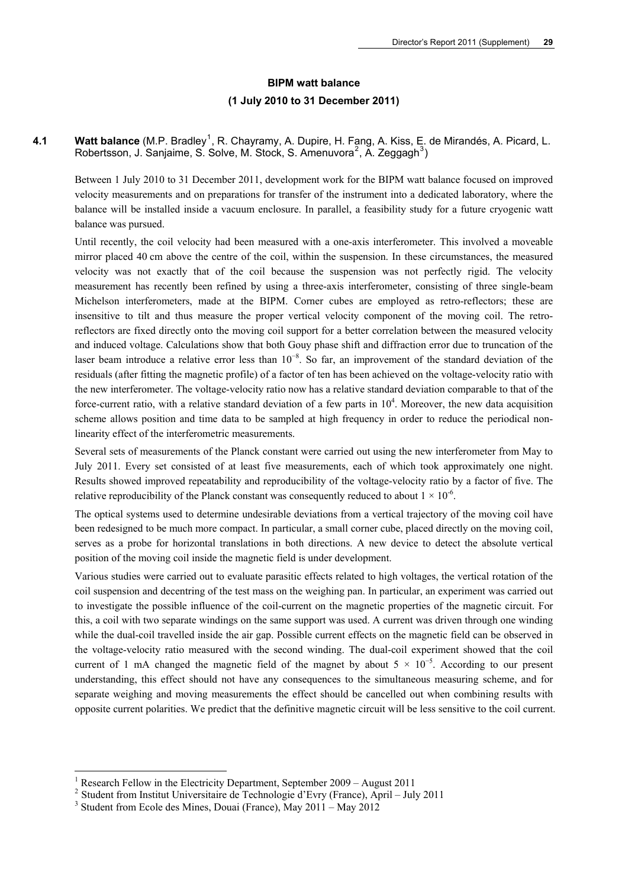## BIPM watt balance

### (1 July 2010 to 31 December 2011)

**4.1 Watt balance** (M.P. Bradley[1], R. Chayramy, A. Dupire, H. Fang, A. Kiss, E. de Mirandés, A. Picard, L. Robertsson, J. Sanjaime, S. Solve, M. Stock, S. Amenuvora[2], A. Zeggagh[3])

Between 1 July 2010 to 31 December 2011, development work for the BIPM watt balance focused on improved velocity measurements and on preparations for transfer of the instrument into a dedicated laboratory, where the balance will be installed inside a vacuum enclosure. In parallel, a feasibility study for a future cryogenic watt balance was pursued.

Until recently, the coil velocity had been measured with a one-axis interferometer. This involved a moveable mirror placed 40 cm above the centre of the coil, within the suspension. In these circumstances, the measured velocity was not exactly that of the coil because the suspension was not perfectly rigid. The velocity measurement has recently been refined by using a three-axis interferometer, consisting of three single-beam Michelson interferometers, made at the BIPM. Corner cubes are employed as retro-reflectors; these are insensitive to tilt and thus measure the proper vertical velocity component of the moving coil. The retro-reflectors are fixed directly onto the moving coil support for a better correlation between the measured velocity and induced voltage. Calculations show that both Gouy phase shift and diffraction error due to truncation of the laser beam introduce a relative error less than $10^{-8}$. So far, an improvement of the standard deviation of the residuals (after fitting the magnetic profile) of a factor of ten has been achieved on the voltage-velocity ratio with the new interferometer. The voltage-velocity ratio now has a relative standard deviation comparable to that of the force-current ratio, with a relative standard deviation of a few parts in $10^4$. Moreover, the new data acquisition scheme allows position and time data to be sampled at high frequency in order to reduce the periodical non-linearity effect of the interferometric measurements.

Several sets of measurements of the Planck constant were carried out using the new interferometer from May to July 2011. Every set consisted of at least five measurements, each of which took approximately one night. Results showed improved repeatability and reproducibility of the voltage-velocity ratio by a factor of five. The relative reproducibility of the Planck constant was consequently reduced to about $1 \times 10^{-6}$.

The optical systems used to determine undesirable deviations from a vertical trajectory of the moving coil have been redesigned to be much more compact. In particular, a small corner cube, placed directly on the moving coil, serves as a probe for horizontal translations in both directions. A new device to detect the absolute vertical position of the moving coil inside the magnetic field is under development.

Various studies were carried out to evaluate parasitic effects related to high voltages, the vertical rotation of the coil suspension and decentring of the test mass on the weighing pan. In particular, an experiment was carried out to investigate the possible influence of the coil-current on the magnetic properties of the magnetic circuit. For this, a coil with two separate windings on the same support was used. A current was driven through one winding while the dual-coil travelled inside the air gap. Possible current effects on the magnetic field can be observed in the voltage-velocity ratio measured with the second winding. The dual-coil experiment showed that the coil current of 1 mA changed the magnetic field of the magnet by about $5 \times 10^{-5}$. According to our present understanding, this effect should not have any consequences to the simultaneous measuring scheme, and for separate weighing and moving measurements the effect should be cancelled out when combining results with opposite current polarities. We predict that the definitive magnetic circuit will be less sensitive to the coil current.

---

[1] Research Fellow in the Electricity Department, September 2009 – August 2011

[2] Student from Institut Universitaire de Technologie d'Evry (France), April – July 2011

[3] Student from Ecole des Mines, Douai (France), May 2011 – May 2012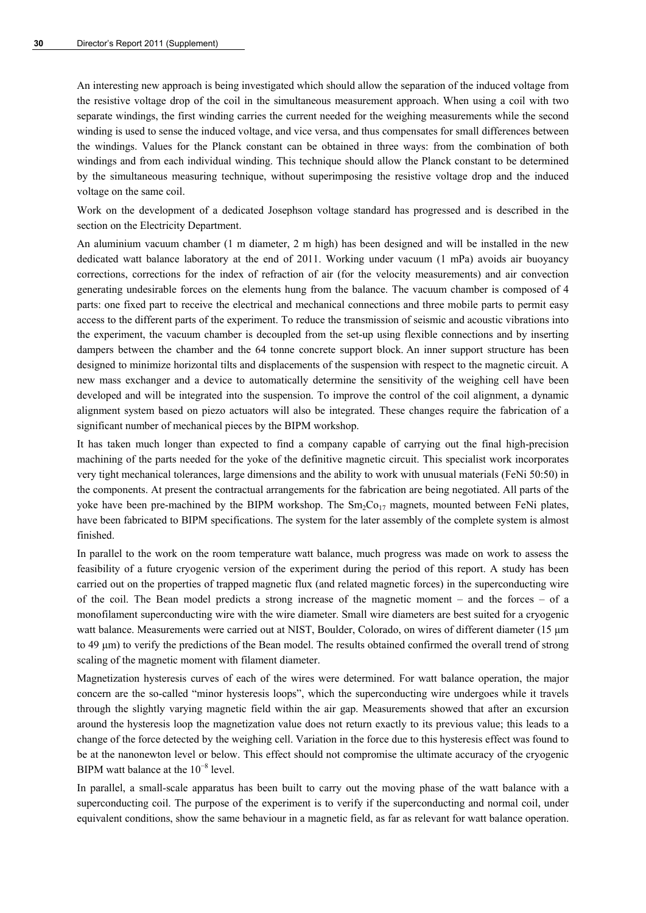An interesting new approach is being investigated which should allow the separation of the induced voltage from the resistive voltage drop of the coil in the simultaneous measurement approach. When using a coil with two separate windings, the first winding carries the current needed for the weighing measurements while the second winding is used to sense the induced voltage, and vice versa, and thus compensates for small differences between the windings. Values for the Planck constant can be obtained in three ways: from the combination of both windings and from each individual winding. This technique should allow the Planck constant to be determined by the simultaneous measuring technique, without superimposing the resistive voltage drop and the induced voltage on the same coil.

Work on the development of a dedicated Josephson voltage standard has progressed and is described in the section on the Electricity Department.

An aluminium vacuum chamber (1 m diameter, 2 m high) has been designed and will be installed in the new dedicated watt balance laboratory at the end of 2011. Working under vacuum (1 mPa) avoids air buoyancy corrections, corrections for the index of refraction of air (for the velocity measurements) and air convection generating undesirable forces on the elements hung from the balance. The vacuum chamber is composed of 4 parts: one fixed part to receive the electrical and mechanical connections and three mobile parts to permit easy access to the different parts of the experiment. To reduce the transmission of seismic and acoustic vibrations into the experiment, the vacuum chamber is decoupled from the set-up using flexible connections and by inserting dampers between the chamber and the 64 tonne concrete support block. An inner support structure has been designed to minimize horizontal tilts and displacements of the suspension with respect to the magnetic circuit. A new mass exchanger and a device to automatically determine the sensitivity of the weighing cell have been developed and will be integrated into the suspension. To improve the control of the coil alignment, a dynamic alignment system based on piezo actuators will also be integrated. These changes require the fabrication of a significant number of mechanical pieces by the BIPM workshop.

It has taken much longer than expected to find a company capable of carrying out the final high-precision machining of the parts needed for the yoke of the definitive magnetic circuit. This specialist work incorporates very tight mechanical tolerances, large dimensions and the ability to work with unusual materials (FeNi 50:50) in the components. At present the contractual arrangements for the fabrication are being negotiated. All parts of the yoke have been pre-machined by the BIPM workshop. The $Sm_2Co_{17}$ magnets, mounted between FeNi plates, have been fabricated to BIPM specifications. The system for the later assembly of the complete system is almost finished.

In parallel to the work on the room temperature watt balance, much progress was made on work to assess the feasibility of a future cryogenic version of the experiment during the period of this report. A study has been carried out on the properties of trapped magnetic flux (and related magnetic forces) in the superconducting wire of the coil. The Bean model predicts a strong increase of the magnetic moment – and the forces – of a monofilament superconducting wire with the wire diameter. Small wire diameters are best suited for a cryogenic watt balance. Measurements were carried out at NIST, Boulder, Colorado, on wires of different diameter (15 µm to 49 µm) to verify the predictions of the Bean model. The results obtained confirmed the overall trend of strong scaling of the magnetic moment with filament diameter.

Magnetization hysteresis curves of each of the wires were determined. For watt balance operation, the major concern are the so-called "minor hysteresis loops", which the superconducting wire undergoes while it travels through the slightly varying magnetic field within the air gap. Measurements showed that after an excursion around the hysteresis loop the magnetization value does not return exactly to its previous value; this leads to a change of the force detected by the weighing cell. Variation in the force due to this hysteresis effect was found to be at the nanonewton level or below. This effect should not compromise the ultimate accuracy of the cryogenic BIPM watt balance at the $10^{-8}$ level.

In parallel, a small-scale apparatus has been built to carry out the moving phase of the watt balance with a superconducting coil. The purpose of the experiment is to verify if the superconducting and normal coil, under equivalent conditions, show the same behaviour in a magnetic field, as far as relevant for watt balance operation.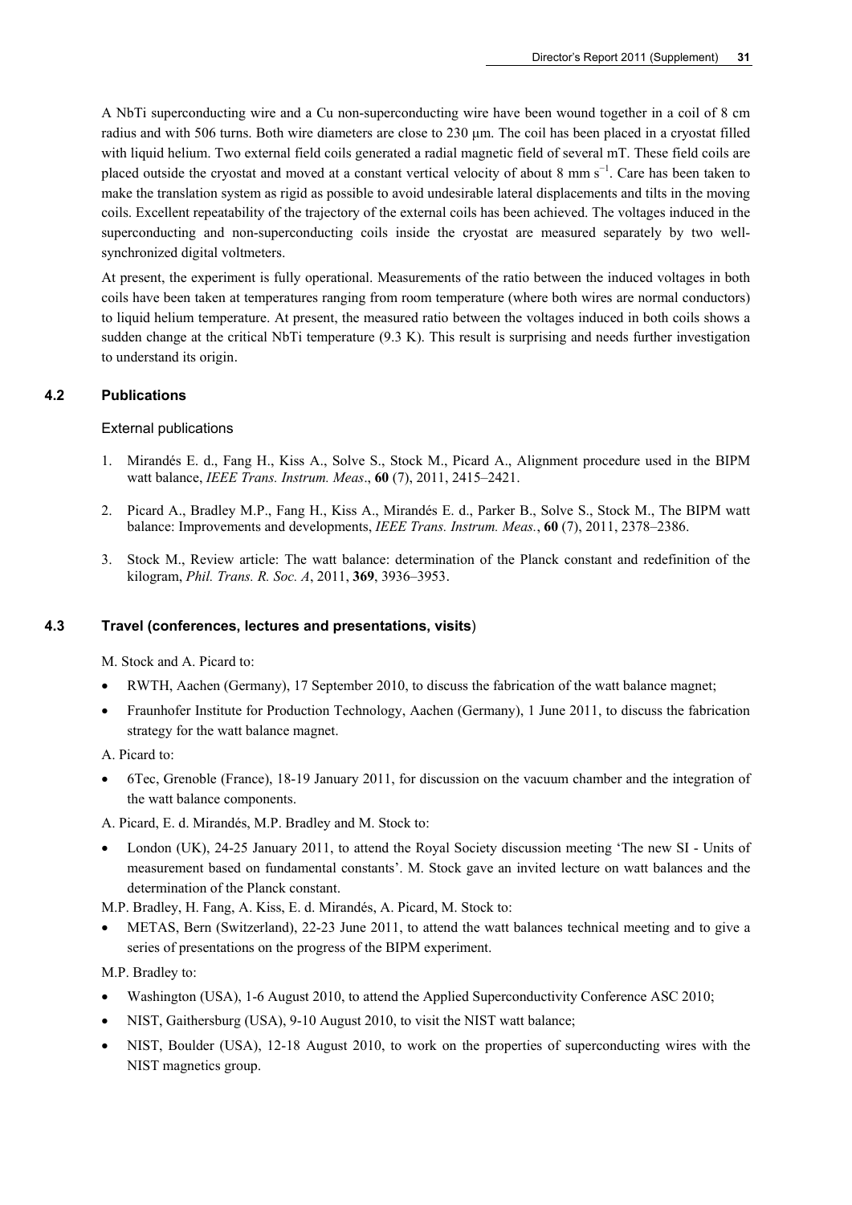A NbTi superconducting wire and a Cu non-superconducting wire have been wound together in a coil of 8 cm radius and with 506 turns. Both wire diameters are close to 230 µm. The coil has been placed in a cryostat filled with liquid helium. Two external field coils generated a radial magnetic field of several mT. These field coils are placed outside the cryostat and moved at a constant vertical velocity of about 8 mm $s^{-1}$. Care has been taken to make the translation system as rigid as possible to avoid undesirable lateral displacements and tilts in the moving coils. Excellent repeatability of the trajectory of the external coils has been achieved. The voltages induced in the superconducting and non-superconducting coils inside the cryostat are measured separately by two well-synchronized digital voltmeters.

At present, the experiment is fully operational. Measurements of the ratio between the induced voltages in both coils have been taken at temperatures ranging from room temperature (where both wires are normal conductors) to liquid helium temperature. At present, the measured ratio between the voltages induced in both coils shows a sudden change at the critical NbTi temperature (9.3 K). This result is surprising and needs further investigation to understand its origin.

### 4.2 Publications

External publications

1. Mirandés E. d., Fang H., Kiss A., Solve S., Stock M., Picard A., Alignment procedure used in the BIPM watt balance, *IEEE Trans. Instrum. Meas*., **60** (7), 2011, 2415–2421.
2. Picard A., Bradley M.P., Fang H., Kiss A., Mirandés E. d., Parker B., Solve S., Stock M., The BIPM watt balance: Improvements and developments, *IEEE Trans. Instrum. Meas.*, **60** (7), 2011, 2378–2386.
3. Stock M., Review article: The watt balance: determination of the Planck constant and redefinition of the kilogram, *Phil. Trans. R. Soc. A*, 2011, **369**, 3936–3953.

### 4.3 Travel (conferences, lectures and presentations, visits)

M. Stock and A. Picard to:

- RWTH, Aachen (Germany), 17 September 2010, to discuss the fabrication of the watt balance magnet;
- Fraunhofer Institute for Production Technology, Aachen (Germany), 1 June 2011, to discuss the fabrication strategy for the watt balance magnet.

A. Picard to:

- 6Tec, Grenoble (France), 18-19 January 2011, for discussion on the vacuum chamber and the integration of the watt balance components.

A. Picard, E. d. Mirandés, M.P. Bradley and M. Stock to:

- London (UK), 24-25 January 2011, to attend the Royal Society discussion meeting 'The new SI - Units of measurement based on fundamental constants'. M. Stock gave an invited lecture on watt balances and the determination of the Planck constant.

M.P. Bradley, H. Fang, A. Kiss, E. d. Mirandés, A. Picard, M. Stock to:

- METAS, Bern (Switzerland), 22-23 June 2011, to attend the watt balances technical meeting and to give a series of presentations on the progress of the BIPM experiment.

M.P. Bradley to:

- Washington (USA), 1-6 August 2010, to attend the Applied Superconductivity Conference ASC 2010;
- NIST, Gaithersburg (USA), 9-10 August 2010, to visit the NIST watt balance;
- NIST, Boulder (USA), 12-18 August 2010, to work on the properties of superconducting wires with the NIST magnetics group.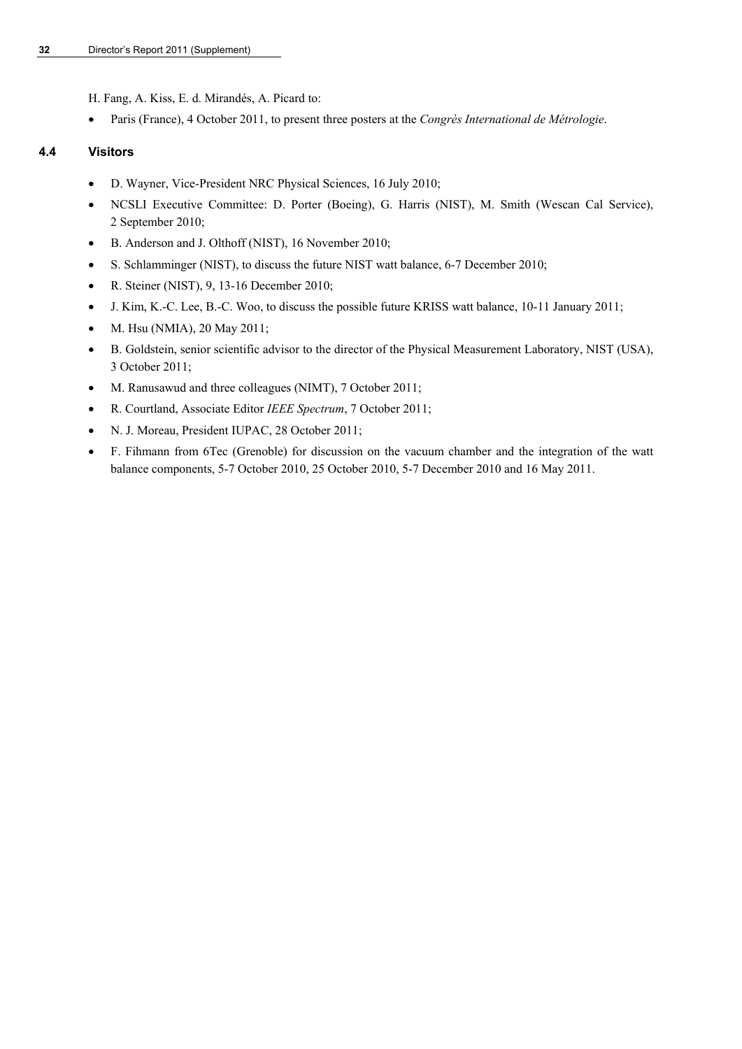H. Fang, A. Kiss, E. d. Mirandés, A. Picard to:

- Paris (France), 4 October 2011, to present three posters at the *Congrès International de Métrologie*.

### 4.4 Visitors

- D. Wayner, Vice-President NRC Physical Sciences, 16 July 2010;
- NCSLI Executive Committee: D. Porter (Boeing), G. Harris (NIST), M. Smith (Wescan Cal Service), 2 September 2010;
- B. Anderson and J. Olthoff (NIST), 16 November 2010;
- S. Schlamminger (NIST), to discuss the future NIST watt balance, 6-7 December 2010;
- R. Steiner (NIST), 9, 13-16 December 2010;
- J. Kim, K.-C. Lee, B.-C. Woo, to discuss the possible future KRISS watt balance, 10-11 January 2011;
- M. Hsu (NMIA), 20 May 2011;
- B. Goldstein, senior scientific advisor to the director of the Physical Measurement Laboratory, NIST (USA), 3 October 2011;
- M. Ranusawud and three colleagues (NIMT), 7 October 2011;
- R. Courtland, Associate Editor *IEEE Spectrum*, 7 October 2011;
- N. J. Moreau, President IUPAC, 28 October 2011;
- F. Fihmann from 6Tec (Grenoble) for discussion on the vacuum chamber and the integration of the watt balance components, 5-7 October 2010, 25 October 2010, 5-7 December 2010 and 16 May 2011.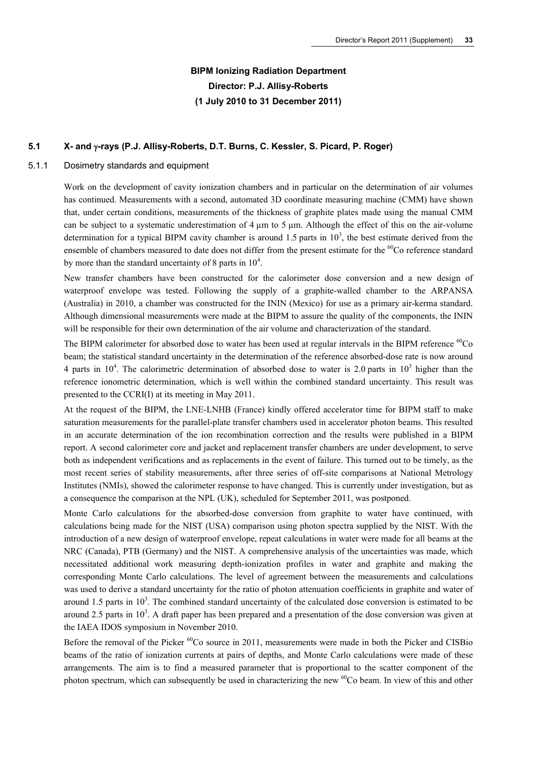**BIPM Ionizing Radiation Department**
**Director: P.J. Allisy-Roberts**
**(1 July 2010 to 31 December 2011)**

### 5.1 X- and γ-rays (P.J. Allisy-Roberts, D.T. Burns, C. Kessler, S. Picard, P. Roger)

#### 5.1.1 Dosimetry standards and equipment

Work on the development of cavity ionization chambers and in particular on the determination of air volumes has continued. Measurements with a second, automated 3D coordinate measuring machine (CMM) have shown that, under certain conditions, measurements of the thickness of graphite plates made using the manual CMM can be subject to a systematic underestimation of 4 µm to 5 µm. Although the effect of this on the air-volume determination for a typical BIPM cavity chamber is around 1.5 parts in $10^3$, the best estimate derived from the ensemble of chambers measured to date does not differ from the present estimate for the $^{60}$Co reference standard by more than the standard uncertainty of 8 parts in $10^4$.

New transfer chambers have been constructed for the calorimeter dose conversion and a new design of waterproof envelope was tested. Following the supply of a graphite-walled chamber to the ARPANSA (Australia) in 2010, a chamber was constructed for the ININ (Mexico) for use as a primary air-kerma standard. Although dimensional measurements were made at the BIPM to assure the quality of the components, the ININ will be responsible for their own determination of the air volume and characterization of the standard.

The BIPM calorimeter for absorbed dose to water has been used at regular intervals in the BIPM reference $^{60}$Co beam; the statistical standard uncertainty in the determination of the reference absorbed-dose rate is now around 4 parts in $10^4$. The calorimetric determination of absorbed dose to water is 2.0 parts in $10^3$ higher than the reference ionometric determination, which is well within the combined standard uncertainty. This result was presented to the CCRI(I) at its meeting in May 2011.

At the request of the BIPM, the LNE-LNHB (France) kindly offered accelerator time for BIPM staff to make saturation measurements for the parallel-plate transfer chambers used in accelerator photon beams. This resulted in an accurate determination of the ion recombination correction and the results were published in a BIPM report. A second calorimeter core and jacket and replacement transfer chambers are under development, to serve both as independent verifications and as replacements in the event of failure. This turned out to be timely, as the most recent series of stability measurements, after three series of off-site comparisons at National Metrology Institutes (NMIs), showed the calorimeter response to have changed. This is currently under investigation, but as a consequence the comparison at the NPL (UK), scheduled for September 2011, was postponed.

Monte Carlo calculations for the absorbed-dose conversion from graphite to water have continued, with calculations being made for the NIST (USA) comparison using photon spectra supplied by the NIST. With the introduction of a new design of waterproof envelope, repeat calculations in water were made for all beams at the NRC (Canada), PTB (Germany) and the NIST. A comprehensive analysis of the uncertainties was made, which necessitated additional work measuring depth-ionization profiles in water and graphite and making the corresponding Monte Carlo calculations. The level of agreement between the measurements and calculations was used to derive a standard uncertainty for the ratio of photon attenuation coefficients in graphite and water of around 1.5 parts in $10^3$. The combined standard uncertainty of the calculated dose conversion is estimated to be around 2.5 parts in $10^3$. A draft paper has been prepared and a presentation of the dose conversion was given at the IAEA IDOS symposium in November 2010.

Before the removal of the Picker $^{60}$Co source in 2011, measurements were made in both the Picker and CISBio beams of the ratio of ionization currents at pairs of depths, and Monte Carlo calculations were made of these arrangements. The aim is to find a measured parameter that is proportional to the scatter component of the photon spectrum, which can subsequently be used in characterizing the new $^{60}$Co beam. In view of this and other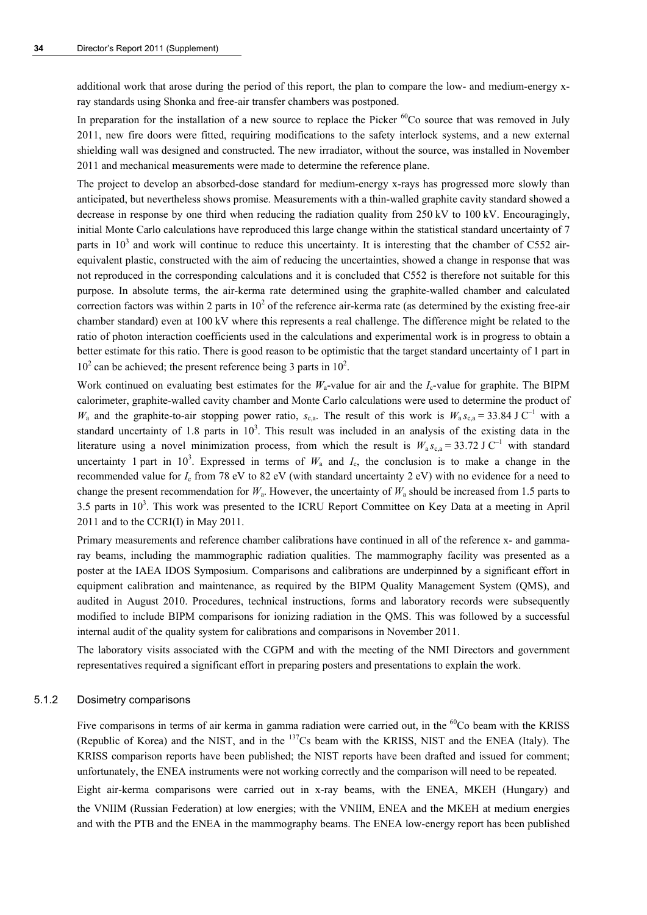additional work that arose during the period of this report, the plan to compare the low- and medium-energy x-ray standards using Shonka and free-air transfer chambers was postponed.

In preparation for the installation of a new source to replace the Picker $^{60}$Co source that was removed in July 2011, new fire doors were fitted, requiring modifications to the safety interlock systems, and a new external shielding wall was designed and constructed. The new irradiator, without the source, was installed in November 2011 and mechanical measurements were made to determine the reference plane.

The project to develop an absorbed-dose standard for medium-energy x-rays has progressed more slowly than anticipated, but nevertheless shows promise. Measurements with a thin-walled graphite cavity standard showed a decrease in response by one third when reducing the radiation quality from 250 kV to 100 kV. Encouragingly, initial Monte Carlo calculations have reproduced this large change within the statistical standard uncertainty of 7 parts in $10^3$ and work will continue to reduce this uncertainty. It is interesting that the chamber of C552 air-equivalent plastic, constructed with the aim of reducing the uncertainties, showed a change in response that was not reproduced in the corresponding calculations and it is concluded that C552 is therefore not suitable for this purpose. In absolute terms, the air-kerma rate determined using the graphite-walled chamber and calculated correction factors was within 2 parts in $10^2$ of the reference air-kerma rate (as determined by the existing free-air chamber standard) even at 100 kV where this represents a real challenge. The difference might be related to the ratio of photon interaction coefficients used in the calculations and experimental work is in progress to obtain a better estimate for this ratio. There is good reason to be optimistic that the target standard uncertainty of 1 part in $10^2$ can be achieved; the present reference being 3 parts in $10^2$.

Work continued on evaluating best estimates for the $W_a$-value for air and the $I_c$-value for graphite. The BIPM calorimeter, graphite-walled cavity chamber and Monte Carlo calculations were used to determine the product of $W_a$ and the graphite-to-air stopping power ratio, $s_{c,a}$. The result of this work is $W_a s_{c,a} = 33.84$ J C$^{-1}$ with a standard uncertainty of 1.8 parts in $10^3$. This result was included in an analysis of the existing data in the literature using a novel minimization process, from which the result is $W_a s_{c,a} = 33.72$ J C$^{-1}$ with standard uncertainty 1 part in $10^3$. Expressed in terms of $W_a$ and $I_c$, the conclusion is to make a change in the recommended value for $I_c$ from 78 eV to 82 eV (with standard uncertainty 2 eV) with no evidence for a need to change the present recommendation for $W_a$. However, the uncertainty of $W_a$ should be increased from 1.5 parts to 3.5 parts in $10^3$. This work was presented to the ICRU Report Committee on Key Data at a meeting in April 2011 and to the CCRI(I) in May 2011.

Primary measurements and reference chamber calibrations have continued in all of the reference x- and gamma-ray beams, including the mammographic radiation qualities. The mammography facility was presented as a poster at the IAEA IDOS Symposium. Comparisons and calibrations are underpinned by a significant effort in equipment calibration and maintenance, as required by the BIPM Quality Management System (QMS), and audited in August 2010. Procedures, technical instructions, forms and laboratory records were subsequently modified to include BIPM comparisons for ionizing radiation in the QMS. This was followed by a successful internal audit of the quality system for calibrations and comparisons in November 2011.

The laboratory visits associated with the CGPM and with the meeting of the NMI Directors and government representatives required a significant effort in preparing posters and presentations to explain the work.

### 5.1.2 Dosimetry comparisons

Five comparisons in terms of air kerma in gamma radiation were carried out, in the $^{60}$Co beam with the KRISS (Republic of Korea) and the NIST, and in the $^{137}$Cs beam with the KRISS, NIST and the ENEA (Italy). The KRISS comparison reports have been published; the NIST reports have been drafted and issued for comment; unfortunately, the ENEA instruments were not working correctly and the comparison will need to be repeated.

Eight air-kerma comparisons were carried out in x-ray beams, with the ENEA, MKEH (Hungary) and the VNIIM (Russian Federation) at low energies; with the VNIIM, ENEA and the MKEH at medium energies and with the PTB and the ENEA in the mammography beams. The ENEA low-energy report has been published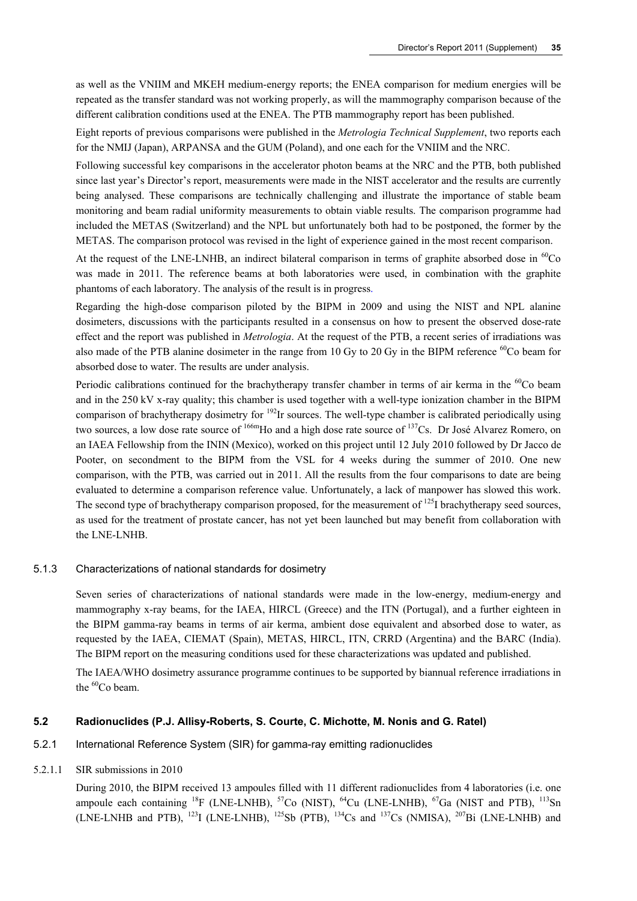as well as the VNIIM and MKEH medium-energy reports; the ENEA comparison for medium energies will be repeated as the transfer standard was not working properly, as will the mammography comparison because of the different calibration conditions used at the ENEA. The PTB mammography report has been published.

Eight reports of previous comparisons were published in the *Metrologia Technical Supplement*, two reports each for the NMIJ (Japan), ARPANSA and the GUM (Poland), and one each for the VNIIM and the NRC.

Following successful key comparisons in the accelerator photon beams at the NRC and the PTB, both published since last year's Director's report, measurements were made in the NIST accelerator and the results are currently being analysed. These comparisons are technically challenging and illustrate the importance of stable beam monitoring and beam radial uniformity measurements to obtain viable results. The comparison programme had included the METAS (Switzerland) and the NPL but unfortunately both had to be postponed, the former by the METAS. The comparison protocol was revised in the light of experience gained in the most recent comparison.

At the request of the LNE-LNHB, an indirect bilateral comparison in terms of graphite absorbed dose in $^{60}$Co was made in 2011. The reference beams at both laboratories were used, in combination with the graphite phantoms of each laboratory. The analysis of the result is in progress.

Regarding the high-dose comparison piloted by the BIPM in 2009 and using the NIST and NPL alanine dosimeters, discussions with the participants resulted in a consensus on how to present the observed dose-rate effect and the report was published in *Metrologia*. At the request of the PTB, a recent series of irradiations was also made of the PTB alanine dosimeter in the range from 10 Gy to 20 Gy in the BIPM reference $^{60}$Co beam for absorbed dose to water. The results are under analysis.

Periodic calibrations continued for the brachytherapy transfer chamber in terms of air kerma in the $^{60}$Co beam and in the 250 kV x-ray quality; this chamber is used together with a well-type ionization chamber in the BIPM comparison of brachytherapy dosimetry for $^{192}$Ir sources. The well-type chamber is calibrated periodically using two sources, a low dose rate source of $^{166m}$Ho and a high dose rate source of $^{137}$Cs. Dr José Alvarez Romero, on an IAEA Fellowship from the ININ (Mexico), worked on this project until 12 July 2010 followed by Dr Jacco de Pooter, on secondment to the BIPM from the VSL for 4 weeks during the summer of 2010. One new comparison, with the PTB, was carried out in 2011. All the results from the four comparisons to date are being evaluated to determine a comparison reference value. Unfortunately, a lack of manpower has slowed this work. The second type of brachytherapy comparison proposed, for the measurement of $^{125}$I brachytherapy seed sources, as used for the treatment of prostate cancer, has not yet been launched but may benefit from collaboration with the LNE-LNHB.

### 5.1.3 Characterizations of national standards for dosimetry

Seven series of characterizations of national standards were made in the low-energy, medium-energy and mammography x-ray beams, for the IAEA, HIRCL (Greece) and the ITN (Portugal), and a further eighteen in the BIPM gamma-ray beams in terms of air kerma, ambient dose equivalent and absorbed dose to water, as requested by the IAEA, CIEMAT (Spain), METAS, HIRCL, ITN, CRRD (Argentina) and the BARC (India). The BIPM report on the measuring conditions used for these characterizations was updated and published.

The IAEA/WHO dosimetry assurance programme continues to be supported by biannual reference irradiations in the $^{60}$Co beam.

## 5.2 Radionuclides (P.J. Allisy-Roberts, S. Courte, C. Michotte, M. Nonis and G. Ratel)

### 5.2.1 International Reference System (SIR) for gamma-ray emitting radionuclides

#### 5.2.1.1 SIR submissions in 2010

During 2010, the BIPM received 13 ampoules filled with 11 different radionuclides from 4 laboratories (i.e. one ampoule each containing $^{18}$F (LNE-LNHB), $^{57}$Co (NIST), $^{64}$Cu (LNE-LNHB), $^{67}$Ga (NIST and PTB), $^{113}$Sn (LNE-LNHB and PTB), $^{123}$I (LNE-LNHB), $^{125}$Sb (PTB), $^{134}$Cs and $^{137}$Cs (NMISA), $^{207}$Bi (LNE-LNHB) and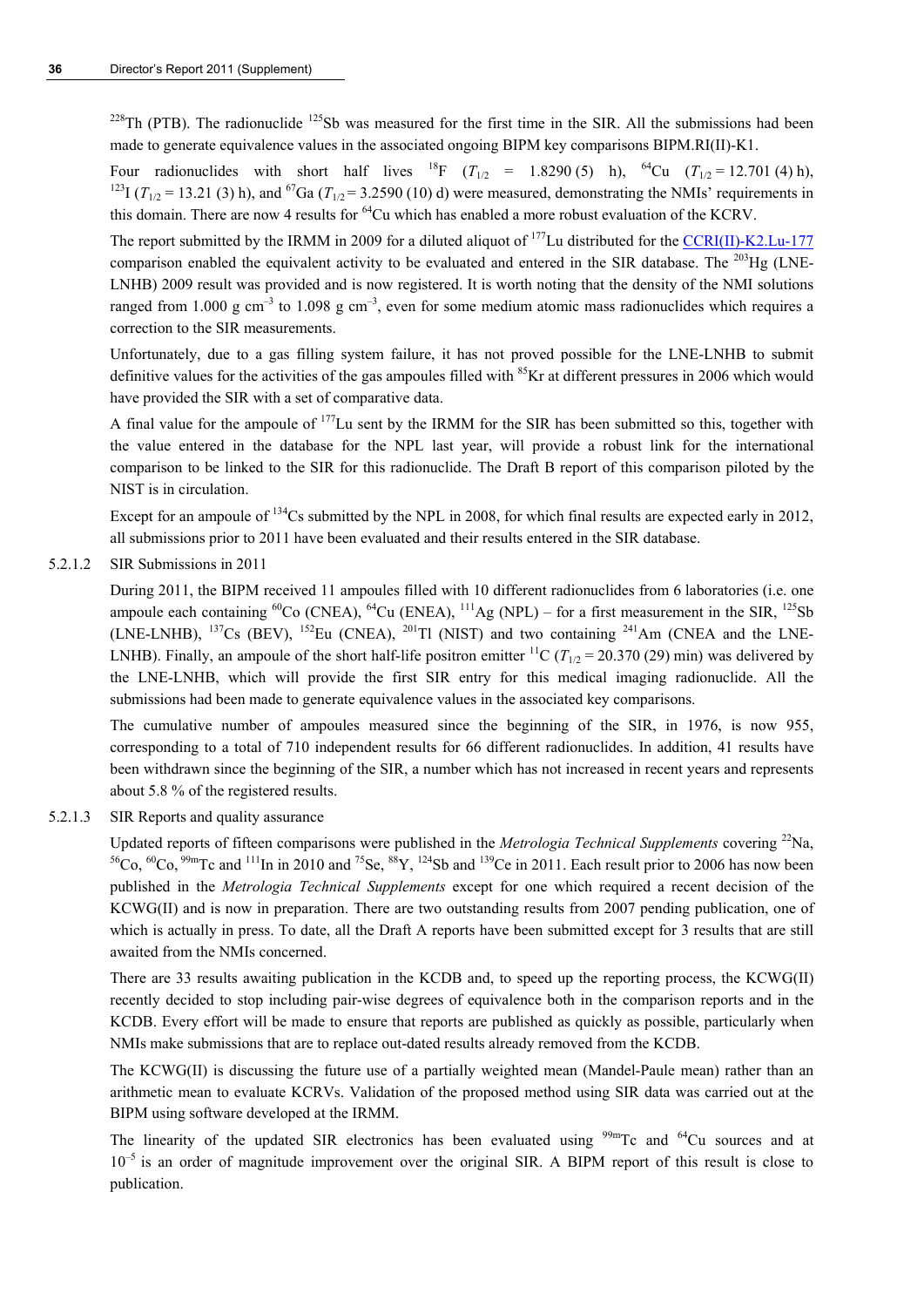$^{228}Th$ (PTB). The radionuclide $^{125}Sb$ was measured for the first time in the SIR. All the submissions had been made to generate equivalence values in the associated ongoing BIPM key comparisons BIPM.RI(II)-K1.

Four radionuclides with short half lives $^{18}F$ ($T_{1/2}$ = 1.8290 (5) h), $^{64}Cu$ ($T_{1/2}$ = 12.701 (4) h), $^{123}I$ ($T_{1/2}$ = 13.21 (3) h), and $^{67}Ga$ ($T_{1/2}$ = 3.2590 (10) d) were measured, demonstrating the NMIs' requirements in this domain. There are now 4 results for $^{64}Cu$ which has enabled a more robust evaluation of the KCRV.

The report submitted by the IRMM in 2009 for a diluted aliquot of $^{177}Lu$ distributed for the CCRI(II)-K2.Lu-177 comparison enabled the equivalent activity to be evaluated and entered in the SIR database. The $^{203}Hg$ (LNE-LNHB) 2009 result was provided and is now registered. It is worth noting that the density of the NMI solutions ranged from 1.000 g cm$^{-3}$ to 1.098 g cm$^{-3}$, even for some medium atomic mass radionuclides which requires a correction to the SIR measurements.

Unfortunately, due to a gas filling system failure, it has not proved possible for the LNE-LNHB to submit definitive values for the activities of the gas ampoules filled with $^{85}Kr$ at different pressures in 2006 which would have provided the SIR with a set of comparative data.

A final value for the ampoule of $^{177}Lu$ sent by the IRMM for the SIR has been submitted so this, together with the value entered in the database for the NPL last year, will provide a robust link for the international comparison to be linked to the SIR for this radionuclide. The Draft B report of this comparison piloted by the NIST is in circulation.

Except for an ampoule of $^{134}Cs$ submitted by the NPL in 2008, for which final results are expected early in 2012, all submissions prior to 2011 have been evaluated and their results entered in the SIR database.

5.2.1.2 SIR Submissions in 2011

During 2011, the BIPM received 11 ampoules filled with 10 different radionuclides from 6 laboratories (i.e. one ampoule each containing $^{60}Co$ (CNEA), $^{64}Cu$ (ENEA), $^{111}Ag$ (NPL) – for a first measurement in the SIR, $^{125}Sb$ (LNE-LNHB), $^{137}Cs$ (BEV), $^{152}Eu$ (CNEA), $^{201}Tl$ (NIST) and two containing $^{241}Am$ (CNEA and the LNE-LNHB). Finally, an ampoule of the short half-life positron emitter $^{11}C$ ($T_{1/2}$ = 20.370 (29) min) was delivered by the LNE-LNHB, which will provide the first SIR entry for this medical imaging radionuclide. All the submissions had been made to generate equivalence values in the associated key comparisons.

The cumulative number of ampoules measured since the beginning of the SIR, in 1976, is now 955, corresponding to a total of 710 independent results for 66 different radionuclides. In addition, 41 results have been withdrawn since the beginning of the SIR, a number which has not increased in recent years and represents about 5.8 % of the registered results.

5.2.1.3 SIR Reports and quality assurance

Updated reports of fifteen comparisons were published in the *Metrologia Technical Supplements* covering $^{22}Na$, $^{56}Co$, $^{60}Co$, $^{99m}Tc$ and $^{111}In$ in 2010 and $^{75}Se$, $^{88}Y$, $^{124}Sb$ and $^{139}Ce$ in 2011. Each result prior to 2006 has now been published in the *Metrologia Technical Supplements* except for one which required a recent decision of the KCWG(II) and is now in preparation. There are two outstanding results from 2007 pending publication, one of which is actually in press. To date, all the Draft A reports have been submitted except for 3 results that are still awaited from the NMIs concerned.

There are 33 results awaiting publication in the KCDB and, to speed up the reporting process, the KCWG(II) recently decided to stop including pair-wise degrees of equivalence both in the comparison reports and in the KCDB. Every effort will be made to ensure that reports are published as quickly as possible, particularly when NMIs make submissions that are to replace out-dated results already removed from the KCDB.

The KCWG(II) is discussing the future use of a partially weighted mean (Mandel-Paule mean) rather than an arithmetic mean to evaluate KCRVs. Validation of the proposed method using SIR data was carried out at the BIPM using software developed at the IRMM.

The linearity of the updated SIR electronics has been evaluated using $^{99m}Tc$ and $^{64}Cu$ sources and at $10^{-5}$ is an order of magnitude improvement over the original SIR. A BIPM report of this result is close to publication.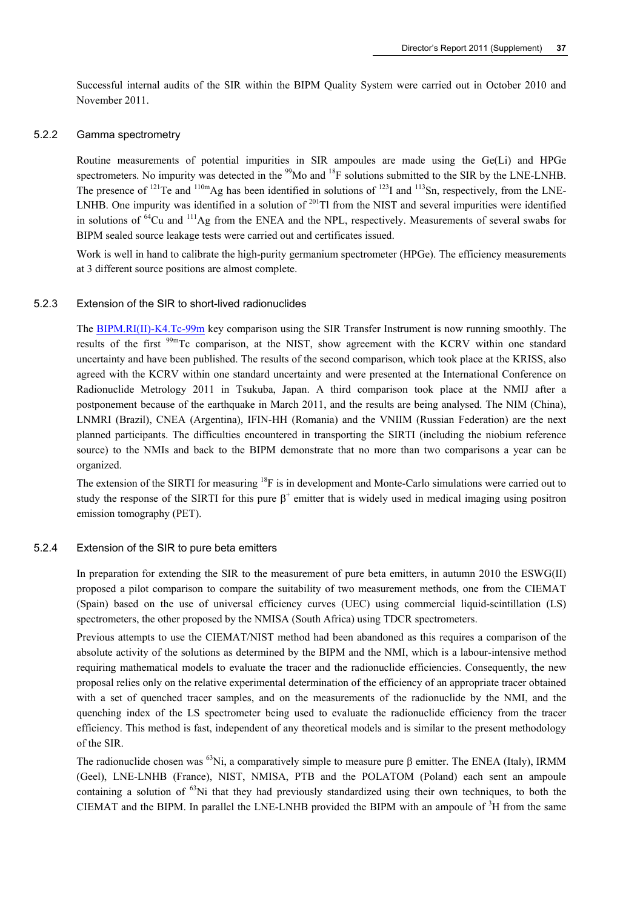Successful internal audits of the SIR within the BIPM Quality System were carried out in October 2010 and November 2011.

### 5.2.2 Gamma spectrometry

Routine measurements of potential impurities in SIR ampoules are made using the Ge(Li) and HPGe spectrometers. No impurity was detected in the $^{99}$Mo and $^{18}$F solutions submitted to the SIR by the LNE-LNHB. The presence of $^{121}$Te and $^{110m}$Ag has been identified in solutions of $^{123}$I and $^{113}$Sn, respectively, from the LNE-LNHB. One impurity was identified in a solution of $^{201}$Tl from the NIST and several impurities were identified in solutions of $^{64}$Cu and $^{111}$Ag from the ENEA and the NPL, respectively. Measurements of several swabs for BIPM sealed source leakage tests were carried out and certificates issued.

Work is well in hand to calibrate the high-purity germanium spectrometer (HPGe). The efficiency measurements at 3 different source positions are almost complete.

### 5.2.3 Extension of the SIR to short-lived radionuclides

The BIPM.RI(II)-K4.Tc-99m key comparison using the SIR Transfer Instrument is now running smoothly. The results of the first $^{99m}$Tc comparison, at the NIST, show agreement with the KCRV within one standard uncertainty and have been published. The results of the second comparison, which took place at the KRISS, also agreed with the KCRV within one standard uncertainty and were presented at the International Conference on Radionuclide Metrology 2011 in Tsukuba, Japan. A third comparison took place at the NMIJ after a postponement because of the earthquake in March 2011, and the results are being analysed. The NIM (China), LNMRI (Brazil), CNEA (Argentina), IFIN-HH (Romania) and the VNIIM (Russian Federation) are the next planned participants. The difficulties encountered in transporting the SIRTI (including the niobium reference source) to the NMIs and back to the BIPM demonstrate that no more than two comparisons a year can be organized.

The extension of the SIRTI for measuring $^{18}$F is in development and Monte-Carlo simulations were carried out to study the response of the SIRTI for this pure $\beta^+$ emitter that is widely used in medical imaging using positron emission tomography (PET).

### 5.2.4 Extension of the SIR to pure beta emitters

In preparation for extending the SIR to the measurement of pure beta emitters, in autumn 2010 the ESWG(II) proposed a pilot comparison to compare the suitability of two measurement methods, one from the CIEMAT (Spain) based on the use of universal efficiency curves (UEC) using commercial liquid-scintillation (LS) spectrometers, the other proposed by the NMISA (South Africa) using TDCR spectrometers.

Previous attempts to use the CIEMAT/NIST method had been abandoned as this requires a comparison of the absolute activity of the solutions as determined by the BIPM and the NMI, which is a labour-intensive method requiring mathematical models to evaluate the tracer and the radionuclide efficiencies. Consequently, the new proposal relies only on the relative experimental determination of the efficiency of an appropriate tracer obtained with a set of quenched tracer samples, and on the measurements of the radionuclide by the NMI, and the quenching index of the LS spectrometer being used to evaluate the radionuclide efficiency from the tracer efficiency. This method is fast, independent of any theoretical models and is similar to the present methodology of the SIR.

The radionuclide chosen was $^{63}$Ni, a comparatively simple to measure pure $\beta$ emitter. The ENEA (Italy), IRMM (Geel), LNE-LNHB (France), NIST, NMISA, PTB and the POLATOM (Poland) each sent an ampoule containing a solution of $^{63}$Ni that they had previously standardized using their own techniques, to both the CIEMAT and the BIPM. In parallel the LNE-LNHB provided the BIPM with an ampoule of $^{3}$H from the same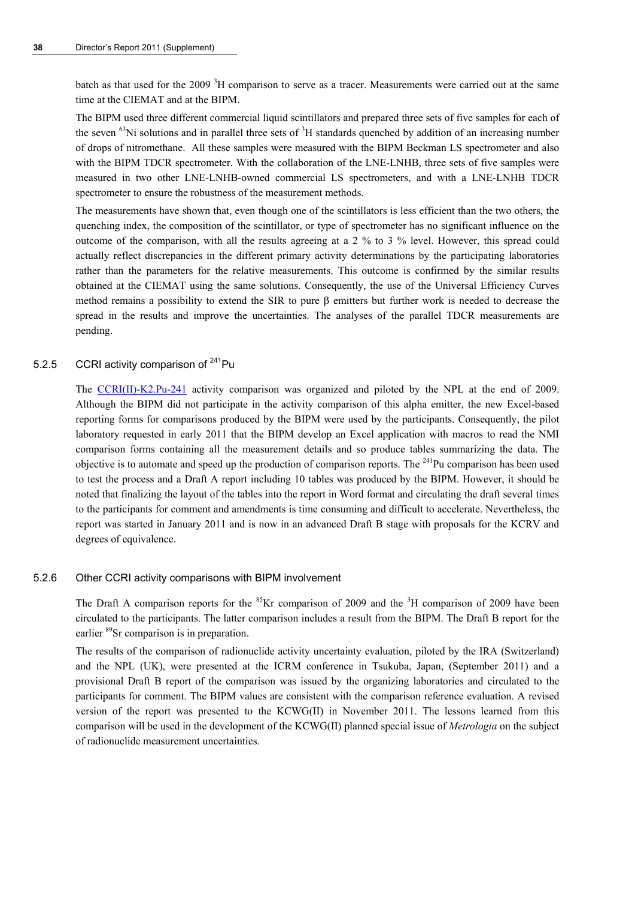batch as that used for the 2009 $^{3}$H comparison to serve as a tracer. Measurements were carried out at the same time at the CIEMAT and at the BIPM.

The BIPM used three different commercial liquid scintillators and prepared three sets of five samples for each of the seven $^{63}$Ni solutions and in parallel three sets of $^{3}$H standards quenched by addition of an increasing number of drops of nitromethane. All these samples were measured with the BIPM Beckman LS spectrometer and also with the BIPM TDCR spectrometer. With the collaboration of the LNE-LNHB, three sets of five samples were measured in two other LNE-LNHB-owned commercial LS spectrometers, and with a LNE-LNHB TDCR spectrometer to ensure the robustness of the measurement methods.

The measurements have shown that, even though one of the scintillators is less efficient than the two others, the quenching index, the composition of the scintillator, or type of spectrometer has no significant influence on the outcome of the comparison, with all the results agreeing at a 2 % to 3 % level. However, this spread could actually reflect discrepancies in the different primary activity determinations by the participating laboratories rather than the parameters for the relative measurements. This outcome is confirmed by the similar results obtained at the CIEMAT using the same solutions. Consequently, the use of the Universal Efficiency Curves method remains a possibility to extend the SIR to pure β emitters but further work is needed to decrease the spread in the results and improve the uncertainties. The analyses of the parallel TDCR measurements are pending.

### 5.2.5 CCRI activity comparison of $^{241}$Pu

The CCRI(II)-K2.Pu-241 activity comparison was organized and piloted by the NPL at the end of 2009. Although the BIPM did not participate in the activity comparison of this alpha emitter, the new Excel-based reporting forms for comparisons produced by the BIPM were used by the participants. Consequently, the pilot laboratory requested in early 2011 that the BIPM develop an Excel application with macros to read the NMI comparison forms containing all the measurement details and so produce tables summarizing the data. The objective is to automate and speed up the production of comparison reports. The $^{241}$Pu comparison has been used to test the process and a Draft A report including 10 tables was produced by the BIPM. However, it should be noted that finalizing the layout of the tables into the report in Word format and circulating the draft several times to the participants for comment and amendments is time consuming and difficult to accelerate. Nevertheless, the report was started in January 2011 and is now in an advanced Draft B stage with proposals for the KCRV and degrees of equivalence.

### 5.2.6 Other CCRI activity comparisons with BIPM involvement

The Draft A comparison reports for the $^{85}$Kr comparison of 2009 and the $^{3}$H comparison of 2009 have been circulated to the participants. The latter comparison includes a result from the BIPM. The Draft B report for the earlier $^{89}$Sr comparison is in preparation.

The results of the comparison of radionuclide activity uncertainty evaluation, piloted by the IRA (Switzerland) and the NPL (UK), were presented at the ICRM conference in Tsukuba, Japan, (September 2011) and a provisional Draft B report of the comparison was issued by the organizing laboratories and circulated to the participants for comment. The BIPM values are consistent with the comparison reference evaluation. A revised version of the report was presented to the KCWG(II) in November 2011. The lessons learned from this comparison will be used in the development of the KCWG(II) planned special issue of *Metrologia* on the subject of radionuclide measurement uncertainties.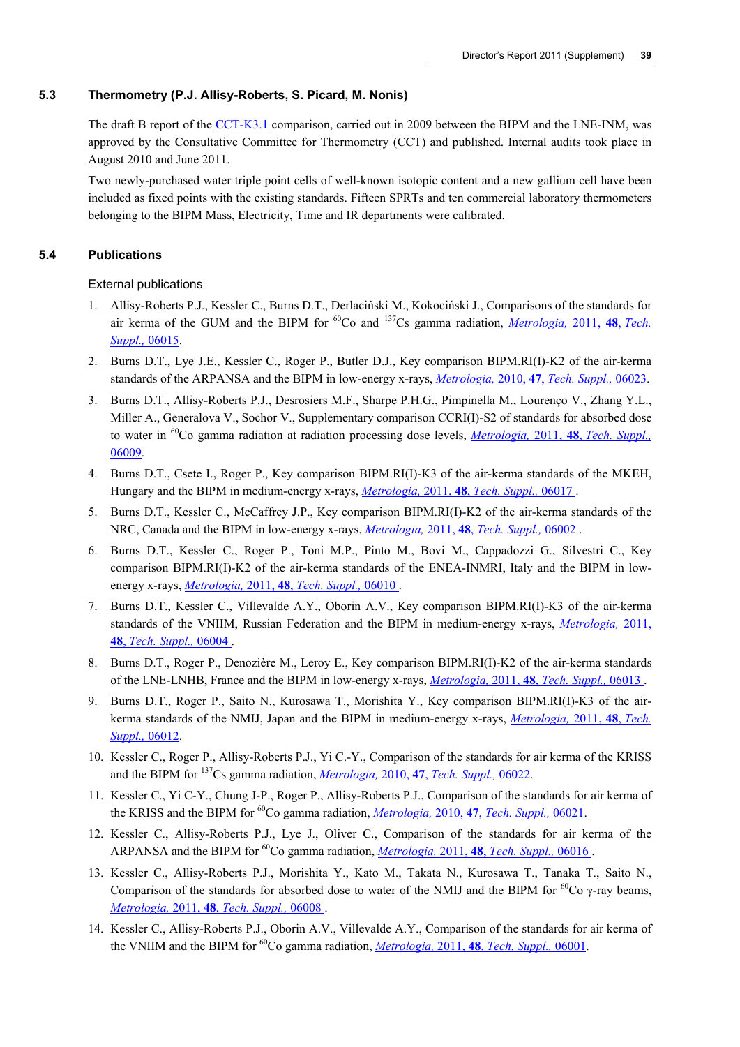### 5.3 Thermometry (P.J. Allisy-Roberts, S. Picard, M. Nonis)

The draft B report of the CCT-K3.1 comparison, carried out in 2009 between the BIPM and the LNE-INM, was approved by the Consultative Committee for Thermometry (CCT) and published. Internal audits took place in August 2010 and June 2011.

Two newly-purchased water triple point cells of well-known isotopic content and a new gallium cell have been included as fixed points with the existing standards. Fifteen SPRTs and ten commercial laboratory thermometers belonging to the BIPM Mass, Electricity, Time and IR departments were calibrated.

### 5.4 Publications

External publications

1. Allisy-Roberts P.J., Kessler C., Burns D.T., Derlaciński M., Kokociński J., Comparisons of the standards for air kerma of the GUM and the BIPM for $^{60}$Co and $^{137}$Cs gamma radiation, *Metrologia,* 2011, **48**, *Tech. Suppl.,* 06015.
2. Burns D.T., Lye J.E., Kessler C., Roger P., Butler D.J., Key comparison BIPM.RI(I)-K2 of the air-kerma standards of the ARPANSA and the BIPM in low-energy x-rays, *Metrologia,* 2010, **47**, *Tech. Suppl.,* 06023.
3. Burns D.T., Allisy-Roberts P.J., Desrosiers M.F., Sharpe P.H.G., Pimpinella M., Lourenço V., Zhang Y.L., Miller A., Generalova V., Sochor V., Supplementary comparison CCRI(I)-S2 of standards for absorbed dose to water in $^{60}$Co gamma radiation at radiation processing dose levels, *Metrologia,* 2011, **48**, *Tech. Suppl.,* 06009.
4. Burns D.T., Csete I., Roger P., Key comparison BIPM.RI(I)-K3 of the air-kerma standards of the MKEH, Hungary and the BIPM in medium-energy x-rays, *Metrologia,* 2011, **48**, *Tech. Suppl.,* 06017 .
5. Burns D.T., Kessler C., McCaffrey J.P., Key comparison BIPM.RI(I)-K2 of the air-kerma standards of the NRC, Canada and the BIPM in low-energy x-rays, *Metrologia,* 2011, **48**, *Tech. Suppl.,* 06002 .
6. Burns D.T., Kessler C., Roger P., Toni M.P., Pinto M., Bovi M., Cappadozzi G., Silvestri C., Key comparison BIPM.RI(I)-K2 of the air-kerma standards of the ENEA-INMRI, Italy and the BIPM in low-energy x-rays, *Metrologia,* 2011, **48**, *Tech. Suppl.,* 06010 .
7. Burns D.T., Kessler C., Villevalde A.Y., Oborin A.V., Key comparison BIPM.RI(I)-K3 of the air-kerma standards of the VNIIM, Russian Federation and the BIPM in medium-energy x-rays, *Metrologia,* 2011, **48**, *Tech. Suppl.,* 06004 .
8. Burns D.T., Roger P., Denozière M., Leroy E., Key comparison BIPM.RI(I)-K2 of the air-kerma standards of the LNE-LNHB, France and the BIPM in low-energy x-rays, *Metrologia,* 2011, **48**, *Tech. Suppl.,* 06013 .
9. Burns D.T., Roger P., Saito N., Kurosawa T., Morishita Y., Key comparison BIPM.RI(I)-K3 of the air-kerma standards of the NMIJ, Japan and the BIPM in medium-energy x-rays, *Metrologia,* 2011, **48**, *Tech. Suppl.,* 06012.
10. Kessler C., Roger P., Allisy-Roberts P.J., Yi C.-Y., Comparison of the standards for air kerma of the KRISS and the BIPM for $^{137}$Cs gamma radiation, *Metrologia,* 2010, **47**, *Tech. Suppl.,* 06022.
11. Kessler C., Yi C-Y., Chung J-P., Roger P., Allisy-Roberts P.J., Comparison of the standards for air kerma of the KRISS and the BIPM for $^{60}$Co gamma radiation, *Metrologia,* 2010, **47**, *Tech. Suppl.,* 06021.
12. Kessler C., Allisy-Roberts P.J., Lye J., Oliver C., Comparison of the standards for air kerma of the ARPANSA and the BIPM for $^{60}$Co gamma radiation, *Metrologia,* 2011, **48**, *Tech. Suppl.,* 06016 .
13. Kessler C., Allisy-Roberts P.J., Morishita Y., Kato M., Takata N., Kurosawa T., Tanaka T., Saito N., Comparison of the standards for absorbed dose to water of the NMIJ and the BIPM for $^{60}$Co γ-ray beams, *Metrologia,* 2011, **48**, *Tech. Suppl.,* 06008 .
14. Kessler C., Allisy-Roberts P.J., Oborin A.V., Villevalde A.Y., Comparison of the standards for air kerma of the VNIIM and the BIPM for $^{60}$Co gamma radiation, *Metrologia,* 2011, **48**, *Tech. Suppl.,* 06001.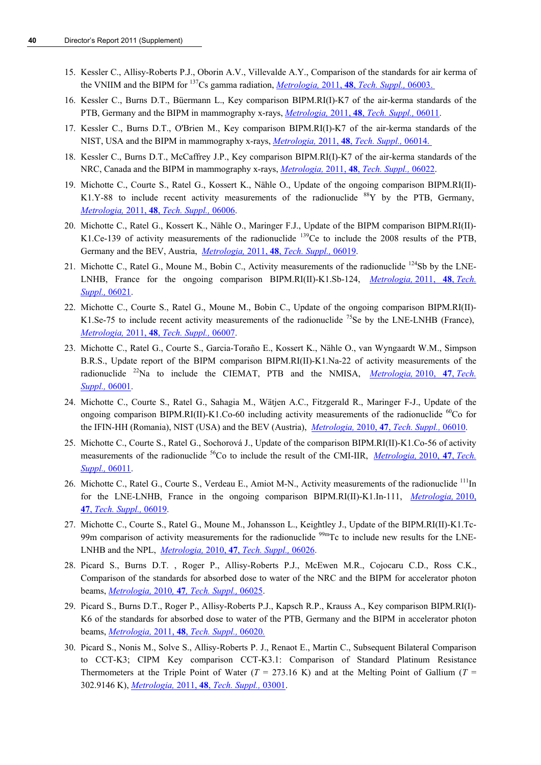15. Kessler C., Allisy-Roberts P.J., Oborin A.V., Villevalde A.Y., Comparison of the standards for air kerma of the VNIIM and the BIPM for $^{137}$Cs gamma radiation, *Metrologia,* 2011, **48**, *Tech. Suppl.,* 06003.
16. Kessler C., Burns D.T., Büermann L., Key comparison BIPM.RI(I)-K7 of the air-kerma standards of the PTB, Germany and the BIPM in mammography x-rays, *Metrologia,* 2011, **48**, *Tech. Suppl.,* 06011.
17. Kessler C., Burns D.T., O'Brien M., Key comparison BIPM.RI(I)-K7 of the air-kerma standards of the NIST, USA and the BIPM in mammography x-rays, *Metrologia,* 2011, **48**, *Tech. Suppl.,* 06014.
18. Kessler C., Burns D.T., McCaffrey J.P., Key comparison BIPM.RI(I)-K7 of the air-kerma standards of the NRC, Canada and the BIPM in mammography x-rays, *Metrologia,* 2011, **48**, *Tech. Suppl.,* 06022.
19. Michotte C., Courte S., Ratel G., Kossert K., Nähle O., Update of the ongoing comparison BIPM.RI(II)-K1.Y-88 to include recent activity measurements of the radionuclide $^{88}$Y by the PTB, Germany, *Metrologia,* 2011, **48**, *Tech. Suppl.,* 06006.
20. Michotte C., Ratel G., Kossert K., Nähle O., Maringer F.J., Update of the BIPM comparison BIPM.RI(II)-K1.Ce-139 of activity measurements of the radionuclide $^{139}$Ce to include the 2008 results of the PTB, Germany and the BEV, Austria, *Metrologia,* 2011, **48**, *Tech. Suppl.,* 06019.
21. Michotte C., Ratel G., Moune M., Bobin C., Activity measurements of the radionuclide $^{124}$Sb by the LNE-LNHB, France for the ongoing comparison BIPM.RI(II)-K1.Sb-124, *Metrologia,* 2011, **48**, *Tech. Suppl.,* 06021.
22. Michotte C., Courte S., Ratel G., Moune M., Bobin C., Update of the ongoing comparison BIPM.RI(II)-K1.Se-75 to include recent activity measurements of the radionuclide $^{75}$Se by the LNE-LNHB (France), *Metrologia,* 2011, **48**, *Tech. Suppl.,* 06007.
23. Michotte C., Ratel G., Courte S., Garcia-Toraño E., Kossert K., Nähle O., van Wyngaardt W.M., Simpson B.R.S., Update report of the BIPM comparison BIPM.RI(II)-K1.Na-22 of activity measurements of the radionuclide $^{22}$Na to include the CIEMAT, PTB and the NMISA, *Metrologia,* 2010, **47**, *Tech. Suppl.,* 06001.
24. Michotte C., Courte S., Ratel G., Sahagia M., Wätjen A.C., Fitzgerald R., Maringer F-J., Update of the ongoing comparison BIPM.RI(II)-K1.Co-60 including activity measurements of the radionuclide $^{60}$Co for the IFIN-HH (Romania), NIST (USA) and the BEV (Austria), *Metrologia,* 2010, **47**, *Tech. Suppl.,* 06010.
25. Michotte C., Courte S., Ratel G., Sochorová J., Update of the comparison BIPM.RI(II)-K1.Co-56 of activity measurements of the radionuclide $^{56}$Co to include the result of the CMI-IIR, *Metrologia,* 2010, **47**, *Tech. Suppl.,* 06011.
26. Michotte C., Ratel G., Courte S., Verdeau E., Amiot M-N., Activity measurements of the radionuclide $^{111}$In for the LNE-LNHB, France in the ongoing comparison BIPM.RI(II)-K1.In-111, *Metrologia,* 2010, **47**, *Tech. Suppl.,* 06019.
27. Michotte C., Courte S., Ratel G., Moune M., Johansson L., Keightley J., Update of the BIPM.RI(II)-K1.Tc-99m comparison of activity measurements for the radionuclide $^{99m}$Tc to include new results for the LNE-LNHB and the NPL, *Metrologia,* 2010, **47**, *Tech. Suppl.,* 06026.
28. Picard S., Burns D.T. , Roger P., Allisy-Roberts P.J., McEwen M.R., Cojocaru C.D., Ross C.K., Comparison of the standards for absorbed dose to water of the NRC and the BIPM for accelerator photon beams, *Metrologia,* 2010, **47**, *Tech. Suppl.,* 06025.
29. Picard S., Burns D.T., Roger P., Allisy-Roberts P.J., Kapsch R.P., Krauss A., Key comparison BIPM.RI(I)-K6 of the standards for absorbed dose to water of the PTB, Germany and the BIPM in accelerator photon beams, *Metrologia,* 2011, **48**, *Tech. Suppl.,* 06020.
30. Picard S., Nonis M., Solve S., Allisy-Roberts P. J., Renaot E., Martin C., Subsequent Bilateral Comparison to CCT-K3; CIPM Key comparison CCT-K3.1: Comparison of Standard Platinum Resistance Thermometers at the Triple Point of Water ($T$ = 273.16 K) and at the Melting Point of Gallium ($T$ = 302.9146 K), *Metrologia,* 2011, **48**, *Tech. Suppl.,* 03001.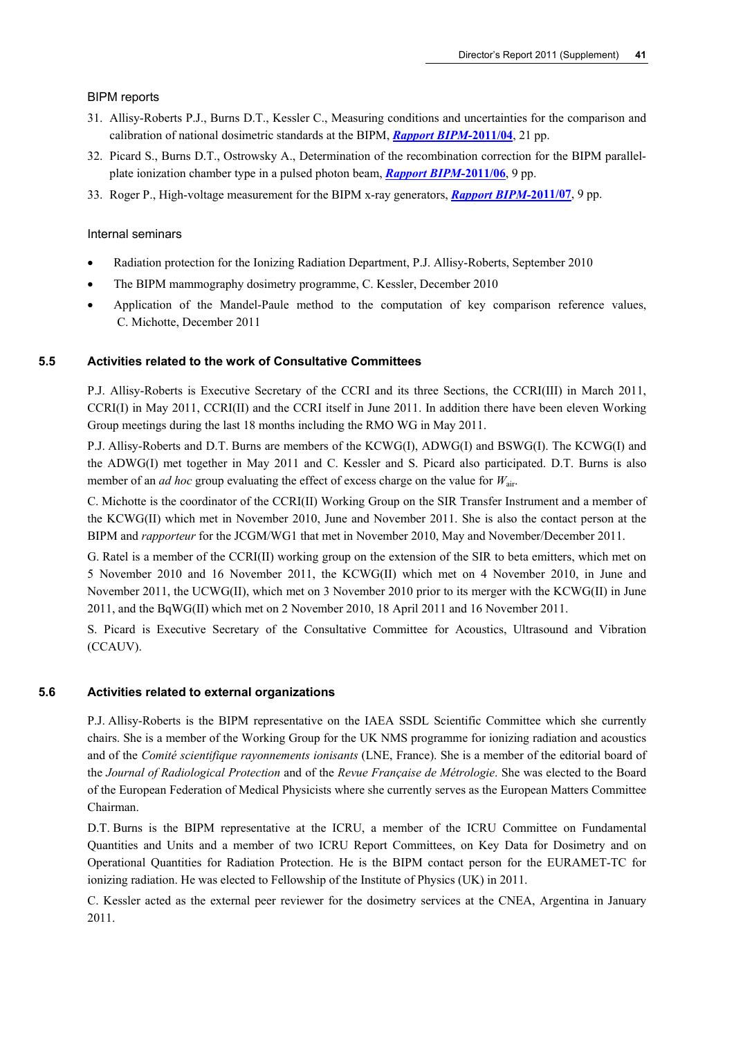BIPM reports

31. Allisy-Roberts P.J., Burns D.T., Kessler C., Measuring conditions and uncertainties for the comparison and calibration of national dosimetric standards at the BIPM, ***Rapport BIPM*-2011/04**, 21 pp.
32. Picard S., Burns D.T., Ostrowsky A., Determination of the recombination correction for the BIPM parallel-plate ionization chamber type in a pulsed photon beam, ***Rapport BIPM*-2011/06**, 9 pp.
33. Roger P., High-voltage measurement for the BIPM x-ray generators, ***Rapport BIPM*-2011/07**, 9 pp.

Internal seminars

- Radiation protection for the Ionizing Radiation Department, P.J. Allisy-Roberts, September 2010
- The BIPM mammography dosimetry programme, C. Kessler, December 2010
- Application of the Mandel-Paule method to the computation of key comparison reference values, C. Michotte, December 2011

### 5.5 Activities related to the work of Consultative Committees

P.J. Allisy-Roberts is Executive Secretary of the CCRI and its three Sections, the CCRI(III) in March 2011, CCRI(I) in May 2011, CCRI(II) and the CCRI itself in June 2011. In addition there have been eleven Working Group meetings during the last 18 months including the RMO WG in May 2011.

P.J. Allisy-Roberts and D.T. Burns are members of the KCWG(I), ADWG(I) and BSWG(I). The KCWG(I) and the ADWG(I) met together in May 2011 and C. Kessler and S. Picard also participated. D.T. Burns is also member of an *ad hoc* group evaluating the effect of excess charge on the value for $W_{air}$.

C. Michotte is the coordinator of the CCRI(II) Working Group on the SIR Transfer Instrument and a member of the KCWG(II) which met in November 2010, June and November 2011. She is also the contact person at the BIPM and *rapporteur* for the JCGM/WG1 that met in November 2010, May and November/December 2011.

G. Ratel is a member of the CCRI(II) working group on the extension of the SIR to beta emitters, which met on 5 November 2010 and 16 November 2011, the KCWG(II) which met on 4 November 2010, in June and November 2011, the UCWG(II), which met on 3 November 2010 prior to its merger with the KCWG(II) in June 2011, and the BqWG(II) which met on 2 November 2010, 18 April 2011 and 16 November 2011.

S. Picard is Executive Secretary of the Consultative Committee for Acoustics, Ultrasound and Vibration (CCAUV).

### 5.6 Activities related to external organizations

P.J. Allisy-Roberts is the BIPM representative on the IAEA SSDL Scientific Committee which she currently chairs. She is a member of the Working Group for the UK NMS programme for ionizing radiation and acoustics and of the *Comité scientifique rayonnements ionisants* (LNE, France). She is a member of the editorial board of the *Journal of Radiological Protection* and of the *Revue Française de Métrologie*. She was elected to the Board of the European Federation of Medical Physicists where she currently serves as the European Matters Committee Chairman.

D.T. Burns is the BIPM representative at the ICRU, a member of the ICRU Committee on Fundamental Quantities and Units and a member of two ICRU Report Committees, on Key Data for Dosimetry and on Operational Quantities for Radiation Protection. He is the BIPM contact person for the EURAMET-TC for ionizing radiation. He was elected to Fellowship of the Institute of Physics (UK) in 2011.

C. Kessler acted as the external peer reviewer for the dosimetry services at the CNEA, Argentina in January 2011.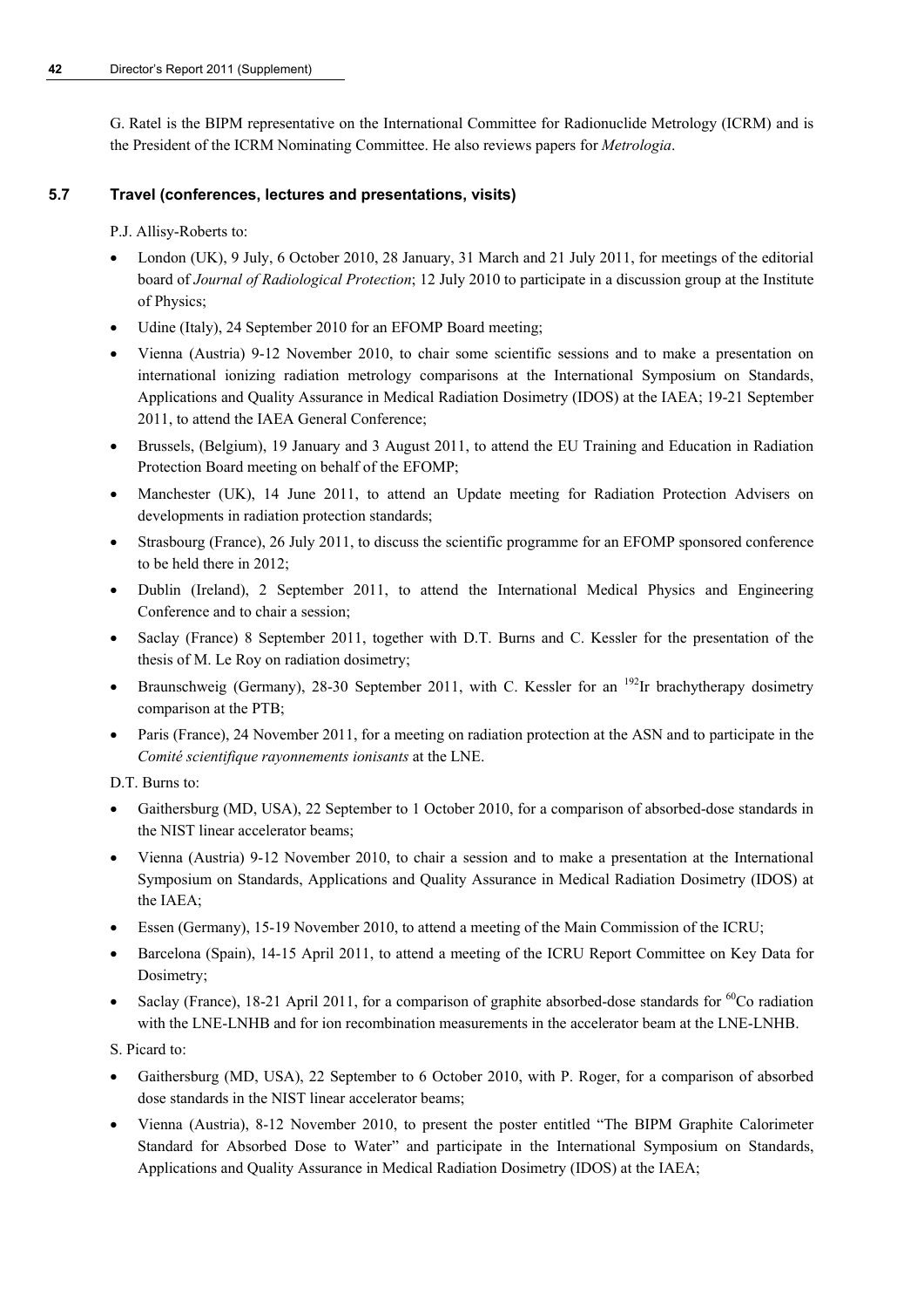G. Ratel is the BIPM representative on the International Committee for Radionuclide Metrology (ICRM) and is the President of the ICRM Nominating Committee. He also reviews papers for *Metrologia*.

### 5.7 Travel (conferences, lectures and presentations, visits)

P.J. Allisy-Roberts to:

- London (UK), 9 July, 6 October 2010, 28 January, 31 March and 21 July 2011, for meetings of the editorial board of *Journal of Radiological Protection*; 12 July 2010 to participate in a discussion group at the Institute of Physics;
- Udine (Italy), 24 September 2010 for an EFOMP Board meeting;
- Vienna (Austria) 9-12 November 2010, to chair some scientific sessions and to make a presentation on international ionizing radiation metrology comparisons at the International Symposium on Standards, Applications and Quality Assurance in Medical Radiation Dosimetry (IDOS) at the IAEA; 19-21 September 2011, to attend the IAEA General Conference;
- Brussels, (Belgium), 19 January and 3 August 2011, to attend the EU Training and Education in Radiation Protection Board meeting on behalf of the EFOMP;
- Manchester (UK), 14 June 2011, to attend an Update meeting for Radiation Protection Advisers on developments in radiation protection standards;
- Strasbourg (France), 26 July 2011, to discuss the scientific programme for an EFOMP sponsored conference to be held there in 2012;
- Dublin (Ireland), 2 September 2011, to attend the International Medical Physics and Engineering Conference and to chair a session;
- Saclay (France) 8 September 2011, together with D.T. Burns and C. Kessler for the presentation of the thesis of M. Le Roy on radiation dosimetry;
- Braunschweig (Germany), 28-30 September 2011, with C. Kessler for an $^{192}$Ir brachytherapy dosimetry comparison at the PTB;
- Paris (France), 24 November 2011, for a meeting on radiation protection at the ASN and to participate in the *Comité scientifique rayonnements ionisants* at the LNE.

D.T. Burns to:

- Gaithersburg (MD, USA), 22 September to 1 October 2010, for a comparison of absorbed-dose standards in the NIST linear accelerator beams;
- Vienna (Austria) 9-12 November 2010, to chair a session and to make a presentation at the International Symposium on Standards, Applications and Quality Assurance in Medical Radiation Dosimetry (IDOS) at the IAEA;
- Essen (Germany), 15-19 November 2010, to attend a meeting of the Main Commission of the ICRU;
- Barcelona (Spain), 14-15 April 2011, to attend a meeting of the ICRU Report Committee on Key Data for Dosimetry;
- Saclay (France), 18-21 April 2011, for a comparison of graphite absorbed-dose standards for $^{60}$Co radiation with the LNE-LNHB and for ion recombination measurements in the accelerator beam at the LNE-LNHB.

S. Picard to:

- Gaithersburg (MD, USA), 22 September to 6 October 2010, with P. Roger, for a comparison of absorbed dose standards in the NIST linear accelerator beams;
- Vienna (Austria), 8-12 November 2010, to present the poster entitled "The BIPM Graphite Calorimeter Standard for Absorbed Dose to Water" and participate in the International Symposium on Standards, Applications and Quality Assurance in Medical Radiation Dosimetry (IDOS) at the IAEA;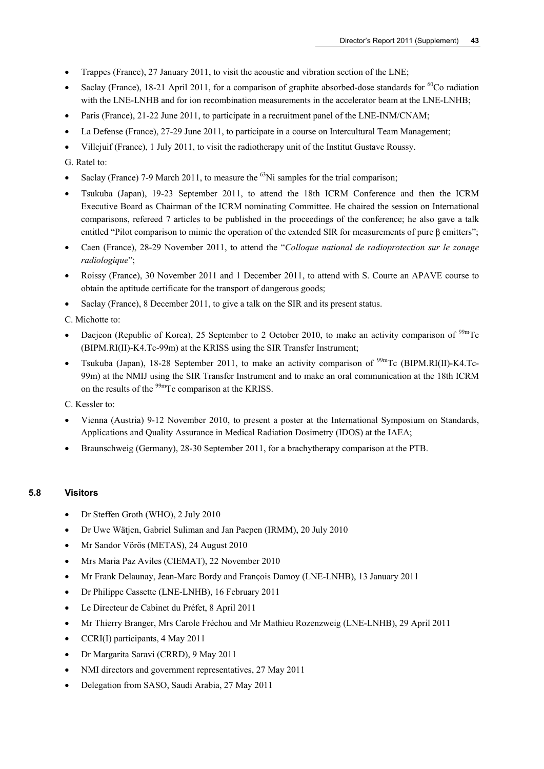- Trappes (France), 27 January 2011, to visit the acoustic and vibration section of the LNE;
- Saclay (France), 18-21 April 2011, for a comparison of graphite absorbed-dose standards for $^{60}$Co radiation with the LNE-LNHB and for ion recombination measurements in the accelerator beam at the LNE-LNHB;
- Paris (France), 21-22 June 2011, to participate in a recruitment panel of the LNE-INM/CNAM;
- La Defense (France), 27-29 June 2011, to participate in a course on Intercultural Team Management;
- Villejuif (France), 1 July 2011, to visit the radiotherapy unit of the Institut Gustave Roussy.

G. Ratel to:

- Saclay (France) 7-9 March 2011, to measure the $^{63}$Ni samples for the trial comparison;
- Tsukuba (Japan), 19-23 September 2011, to attend the 18th ICRM Conference and then the ICRM Executive Board as Chairman of the ICRM nominating Committee. He chaired the session on International comparisons, refereed 7 articles to be published in the proceedings of the conference; he also gave a talk entitled "Pilot comparison to mimic the operation of the extended SIR for measurements of pure β emitters";
- Caen (France), 28-29 November 2011, to attend the "*Colloque national de radioprotection sur le zonage radiologique*";
- Roissy (France), 30 November 2011 and 1 December 2011, to attend with S. Courte an APAVE course to obtain the aptitude certificate for the transport of dangerous goods;
- Saclay (France), 8 December 2011, to give a talk on the SIR and its present status.

C. Michotte to:

- Daejeon (Republic of Korea), 25 September to 2 October 2010, to make an activity comparison of $^{99m}$Tc (BIPM.RI(II)-K4.Tc-99m) at the KRISS using the SIR Transfer Instrument;
- Tsukuba (Japan), 18-28 September 2011, to make an activity comparison of $^{99m}$Tc (BIPM.RI(II)-K4.Tc-99m) at the NMIJ using the SIR Transfer Instrument and to make an oral communication at the 18th ICRM on the results of the $^{99m}$Tc comparison at the KRISS.

C. Kessler to:

- Vienna (Austria) 9-12 November 2010, to present a poster at the International Symposium on Standards, Applications and Quality Assurance in Medical Radiation Dosimetry (IDOS) at the IAEA;
- Braunschweig (Germany), 28-30 September 2011, for a brachytherapy comparison at the PTB.

### 5.8 Visitors

- Dr Steffen Groth (WHO), 2 July 2010
- Dr Uwe Wätjen, Gabriel Suliman and Jan Paepen (IRMM), 20 July 2010
- Mr Sandor Vörös (METAS), 24 August 2010
- Mrs Maria Paz Aviles (CIEMAT), 22 November 2010
- Mr Frank Delaunay, Jean-Marc Bordy and François Damoy (LNE-LNHB), 13 January 2011
- Dr Philippe Cassette (LNE-LNHB), 16 February 2011
- Le Directeur de Cabinet du Préfet, 8 April 2011
- Mr Thierry Branger, Mrs Carole Fréchou and Mr Mathieu Rozenzweig (LNE-LNHB), 29 April 2011
- CCRI(I) participants, 4 May 2011
- Dr Margarita Saravi (CRRD), 9 May 2011
- NMI directors and government representatives, 27 May 2011
- Delegation from SASO, Saudi Arabia, 27 May 2011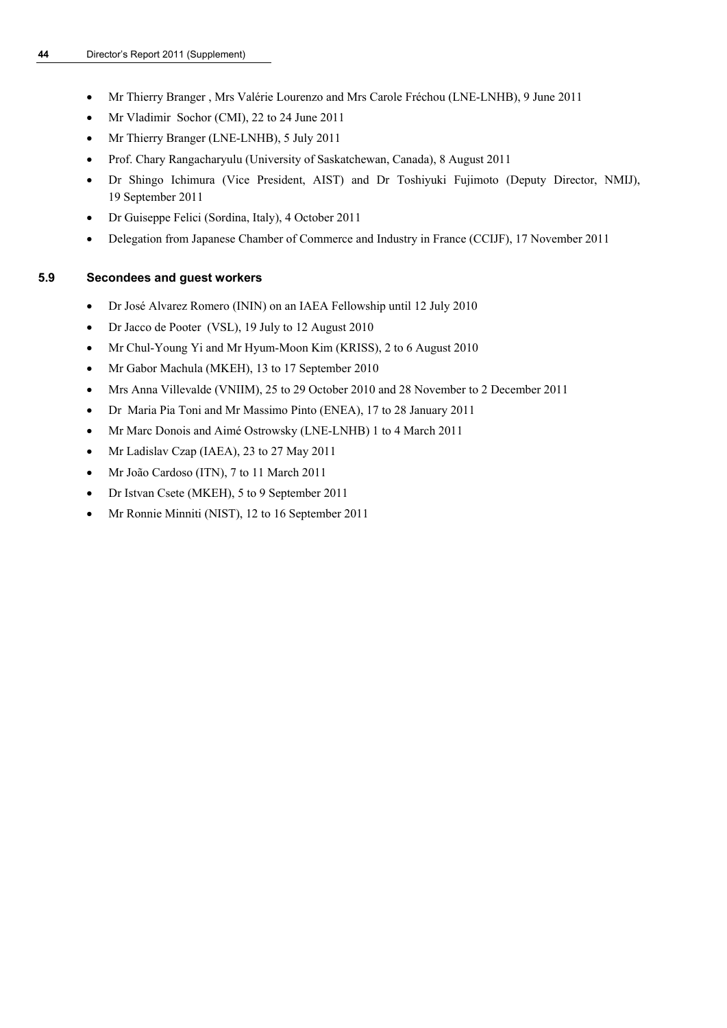- Mr Thierry Branger , Mrs Valérie Lourenzo and Mrs Carole Fréchou (LNE-LNHB), 9 June 2011
- Mr Vladimir Sochor (CMI), 22 to 24 June 2011
- Mr Thierry Branger (LNE-LNHB), 5 July 2011
- Prof. Chary Rangacharyulu (University of Saskatchewan, Canada), 8 August 2011
- Dr Shingo Ichimura (Vice President, AIST) and Dr Toshiyuki Fujimoto (Deputy Director, NMIJ), 19 September 2011
- Dr Guiseppe Felici (Sordina, Italy), 4 October 2011
- Delegation from Japanese Chamber of Commerce and Industry in France (CCIJF), 17 November 2011

### 5.9 Secondees and guest workers

- Dr José Alvarez Romero (ININ) on an IAEA Fellowship until 12 July 2010
- Dr Jacco de Pooter (VSL), 19 July to 12 August 2010
- Mr Chul-Young Yi and Mr Hyum-Moon Kim (KRISS), 2 to 6 August 2010
- Mr Gabor Machula (MKEH), 13 to 17 September 2010
- Mrs Anna Villevalde (VNIIM), 25 to 29 October 2010 and 28 November to 2 December 2011
- Dr Maria Pia Toni and Mr Massimo Pinto (ENEA), 17 to 28 January 2011
- Mr Marc Donois and Aimé Ostrowsky (LNE-LNHB) 1 to 4 March 2011
- Mr Ladislav Czap (IAEA), 23 to 27 May 2011
- Mr João Cardoso (ITN), 7 to 11 March 2011
- Dr Istvan Csete (MKEH), 5 to 9 September 2011
- Mr Ronnie Minniti (NIST), 12 to 16 September 2011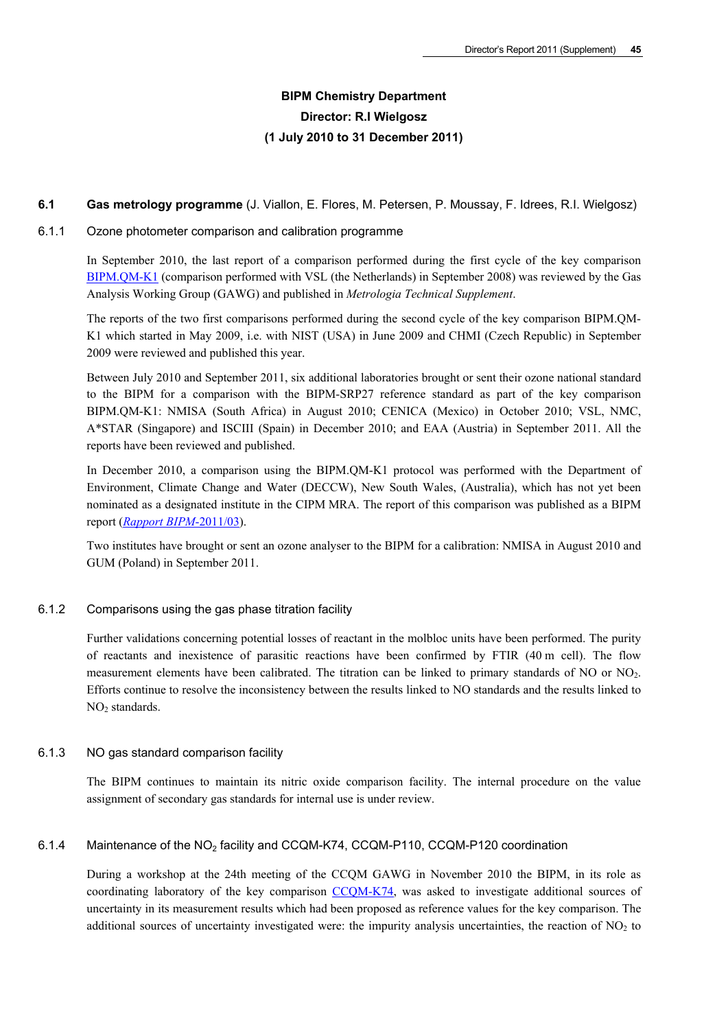# BIPM Chemistry Department
# Director: R.I Wielgosz
# (1 July 2010 to 31 December 2011)

## 6.1 Gas metrology programme (J. Viallon, E. Flores, M. Petersen, P. Moussay, F. Idrees, R.I. Wielgosz)

### 6.1.1 Ozone photometer comparison and calibration programme

In September 2010, the last report of a comparison performed during the first cycle of the key comparison BIPM.QM-K1 (comparison performed with VSL (the Netherlands) in September 2008) was reviewed by the Gas Analysis Working Group (GAWG) and published in *Metrologia Technical Supplement*.

The reports of the two first comparisons performed during the second cycle of the key comparison BIPM.QM-K1 which started in May 2009, i.e. with NIST (USA) in June 2009 and CHMI (Czech Republic) in September 2009 were reviewed and published this year.

Between July 2010 and September 2011, six additional laboratories brought or sent their ozone national standard to the BIPM for a comparison with the BIPM-SRP27 reference standard as part of the key comparison BIPM.QM-K1: NMISA (South Africa) in August 2010; CENICA (Mexico) in October 2010; VSL, NMC, A*STAR (Singapore) and ISCIII (Spain) in December 2010; and EAA (Austria) in September 2011. All the reports have been reviewed and published.

In December 2010, a comparison using the BIPM.QM-K1 protocol was performed with the Department of Environment, Climate Change and Water (DECCW), New South Wales, (Australia), which has not yet been nominated as a designated institute in the CIPM MRA. The report of this comparison was published as a BIPM report (*Rapport BIPM*-2011/03).

Two institutes have brought or sent an ozone analyser to the BIPM for a calibration: NMISA in August 2010 and GUM (Poland) in September 2011.

### 6.1.2 Comparisons using the gas phase titration facility

Further validations concerning potential losses of reactant in the molbloc units have been performed. The purity of reactants and inexistence of parasitic reactions have been confirmed by FTIR (40 m cell). The flow measurement elements have been calibrated. The titration can be linked to primary standards of NO or $NO_2$. Efforts continue to resolve the inconsistency between the results linked to NO standards and the results linked to $NO_2$ standards.

### 6.1.3 NO gas standard comparison facility

The BIPM continues to maintain its nitric oxide comparison facility. The internal procedure on the value assignment of secondary gas standards for internal use is under review.

### 6.1.4 Maintenance of the $NO_2$ facility and CCQM-K74, CCQM-P110, CCQM-P120 coordination

During a workshop at the 24th meeting of the CCQM GAWG in November 2010 the BIPM, in its role as coordinating laboratory of the key comparison CCQM-K74, was asked to investigate additional sources of uncertainty in its measurement results which had been proposed as reference values for the key comparison. The additional sources of uncertainty investigated were: the impurity analysis uncertainties, the reaction of $NO_2$ to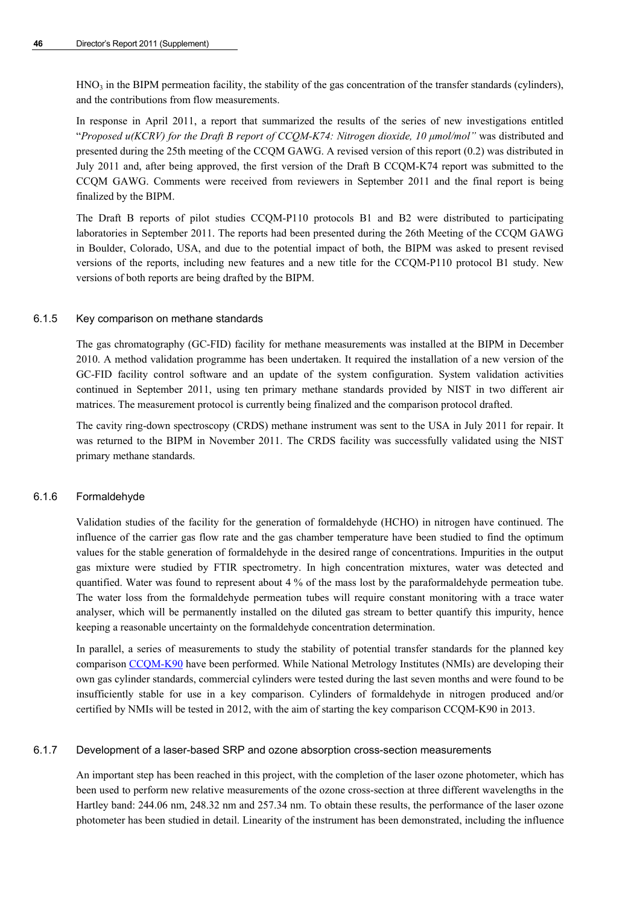$HNO_3$ in the BIPM permeation facility, the stability of the gas concentration of the transfer standards (cylinders), and the contributions from flow measurements.

In response in April 2011, a report that summarized the results of the series of new investigations entitled "*Proposed u(KCRV) for the Draft B report of CCQM-K74: Nitrogen dioxide, 10 µmol/mol*" was distributed and presented during the 25th meeting of the CCQM GAWG. A revised version of this report (0.2) was distributed in July 2011 and, after being approved, the first version of the Draft B CCQM-K74 report was submitted to the CCQM GAWG. Comments were received from reviewers in September 2011 and the final report is being finalized by the BIPM.

The Draft B reports of pilot studies CCQM-P110 protocols B1 and B2 were distributed to participating laboratories in September 2011. The reports had been presented during the 26th Meeting of the CCQM GAWG in Boulder, Colorado, USA, and due to the potential impact of both, the BIPM was asked to present revised versions of the reports, including new features and a new title for the CCQM-P110 protocol B1 study. New versions of both reports are being drafted by the BIPM.

### 6.1.5 Key comparison on methane standards

The gas chromatography (GC-FID) facility for methane measurements was installed at the BIPM in December 2010. A method validation programme has been undertaken. It required the installation of a new version of the GC-FID facility control software and an update of the system configuration. System validation activities continued in September 2011, using ten primary methane standards provided by NIST in two different air matrices. The measurement protocol is currently being finalized and the comparison protocol drafted.

The cavity ring-down spectroscopy (CRDS) methane instrument was sent to the USA in July 2011 for repair. It was returned to the BIPM in November 2011. The CRDS facility was successfully validated using the NIST primary methane standards.

### 6.1.6 Formaldehyde

Validation studies of the facility for the generation of formaldehyde (HCHO) in nitrogen have continued. The influence of the carrier gas flow rate and the gas chamber temperature have been studied to find the optimum values for the stable generation of formaldehyde in the desired range of concentrations. Impurities in the output gas mixture were studied by FTIR spectrometry. In high concentration mixtures, water was detected and quantified. Water was found to represent about 4 % of the mass lost by the paraformaldehyde permeation tube. The water loss from the formaldehyde permeation tubes will require constant monitoring with a trace water analyser, which will be permanently installed on the diluted gas stream to better quantify this impurity, hence keeping a reasonable uncertainty on the formaldehyde concentration determination.

In parallel, a series of measurements to study the stability of potential transfer standards for the planned key comparison CCQM-K90 have been performed. While National Metrology Institutes (NMIs) are developing their own gas cylinder standards, commercial cylinders were tested during the last seven months and were found to be insufficiently stable for use in a key comparison. Cylinders of formaldehyde in nitrogen produced and/or certified by NMIs will be tested in 2012, with the aim of starting the key comparison CCQM-K90 in 2013.

### 6.1.7 Development of a laser-based SRP and ozone absorption cross-section measurements

An important step has been reached in this project, with the completion of the laser ozone photometer, which has been used to perform new relative measurements of the ozone cross-section at three different wavelengths in the Hartley band: 244.06 nm, 248.32 nm and 257.34 nm. To obtain these results, the performance of the laser ozone photometer has been studied in detail. Linearity of the instrument has been demonstrated, including the influence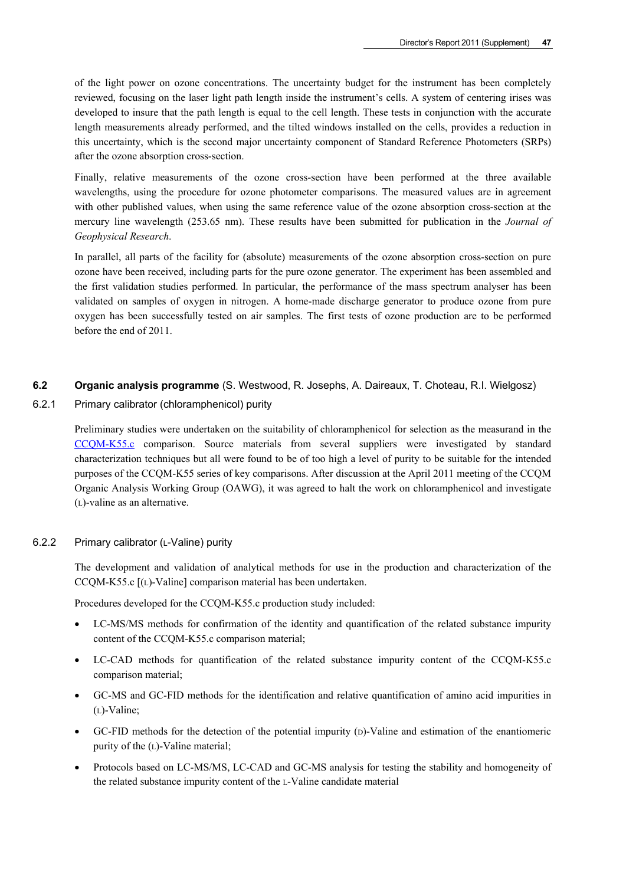of the light power on ozone concentrations. The uncertainty budget for the instrument has been completely reviewed, focusing on the laser light path length inside the instrument's cells. A system of centering irises was developed to insure that the path length is equal to the cell length. These tests in conjunction with the accurate length measurements already performed, and the tilted windows installed on the cells, provides a reduction in this uncertainty, which is the second major uncertainty component of Standard Reference Photometers (SRPs) after the ozone absorption cross-section.

Finally, relative measurements of the ozone cross-section have been performed at the three available wavelengths, using the procedure for ozone photometer comparisons. The measured values are in agreement with other published values, when using the same reference value of the ozone absorption cross-section at the mercury line wavelength (253.65 nm). These results have been submitted for publication in the *Journal of Geophysical Research*.

In parallel, all parts of the facility for (absolute) measurements of the ozone absorption cross-section on pure ozone have been received, including parts for the pure ozone generator. The experiment has been assembled and the first validation studies performed. In particular, the performance of the mass spectrum analyser has been validated on samples of oxygen in nitrogen. A home-made discharge generator to produce ozone from pure oxygen has been successfully tested on air samples. The first tests of ozone production are to be performed before the end of 2011.

## 6.2 **Organic analysis programme** (S. Westwood, R. Josephs, A. Daireaux, T. Choteau, R.I. Wielgosz)

### 6.2.1 Primary calibrator (chloramphenicol) purity

Preliminary studies were undertaken on the suitability of chloramphenicol for selection as the measurand in the CCQM-K55.c comparison. Source materials from several suppliers were investigated by standard characterization techniques but all were found to be of too high a level of purity to be suitable for the intended purposes of the CCQM-K55 series of key comparisons. After discussion at the April 2011 meeting of the CCQM Organic Analysis Working Group (OAWG), it was agreed to halt the work on chloramphenicol and investigate (L)-valine as an alternative.

### 6.2.2 Primary calibrator (L-Valine) purity

The development and validation of analytical methods for use in the production and characterization of the CCQM-K55.c [(L)-Valine] comparison material has been undertaken.

Procedures developed for the CCQM-K55.c production study included:

- LC-MS/MS methods for confirmation of the identity and quantification of the related substance impurity content of the CCQM-K55.c comparison material;
- LC-CAD methods for quantification of the related substance impurity content of the CCQM-K55.c comparison material;
- GC-MS and GC-FID methods for the identification and relative quantification of amino acid impurities in (L)-Valine;
- GC-FID methods for the detection of the potential impurity (D)-Valine and estimation of the enantiomeric purity of the (L)-Valine material;
- Protocols based on LC-MS/MS, LC-CAD and GC-MS analysis for testing the stability and homogeneity of the related substance impurity content of the L-Valine candidate material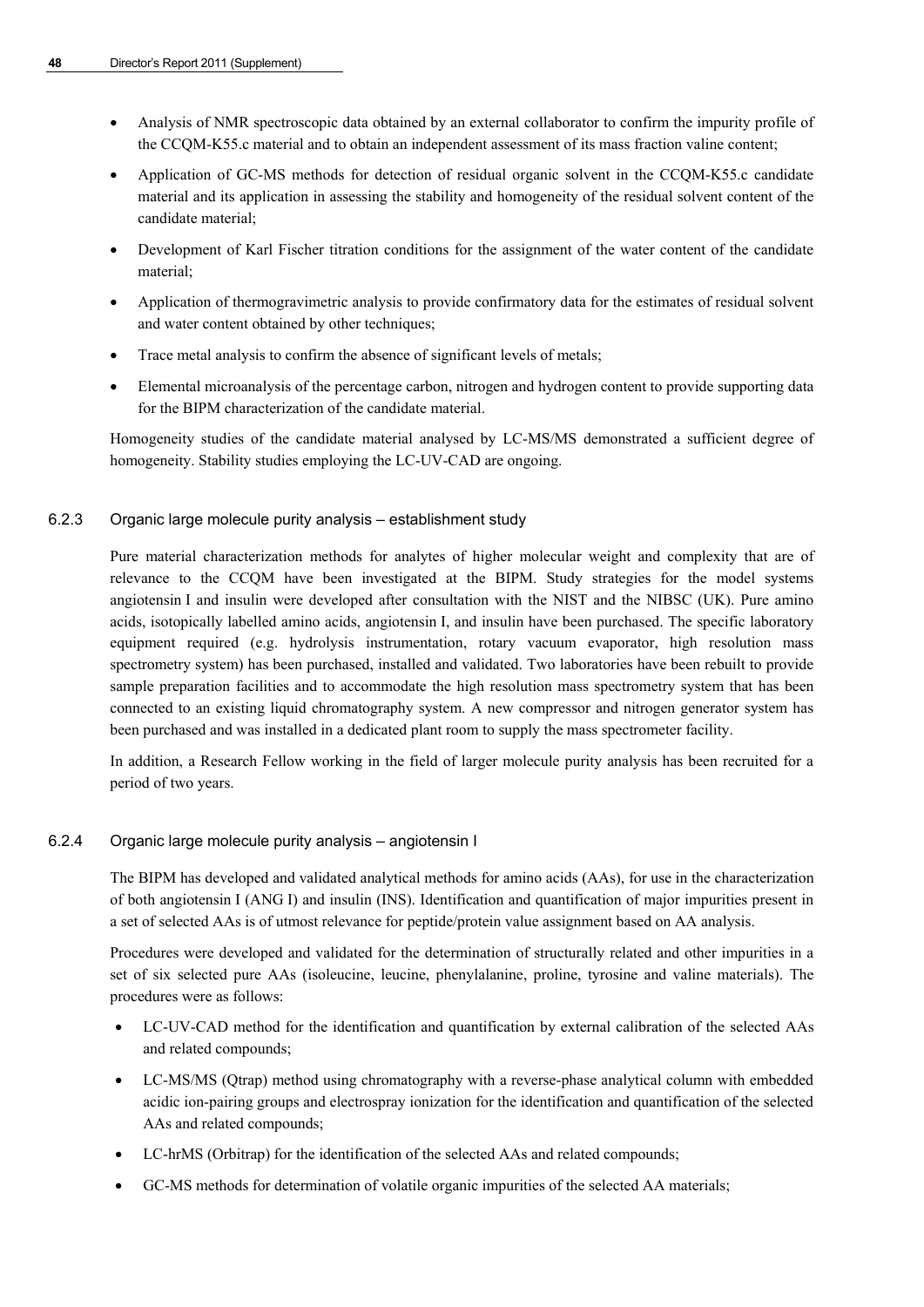- Analysis of NMR spectroscopic data obtained by an external collaborator to confirm the impurity profile of the CCQM-K55.c material and to obtain an independent assessment of its mass fraction valine content;
- Application of GC-MS methods for detection of residual organic solvent in the CCQM-K55.c candidate material and its application in assessing the stability and homogeneity of the residual solvent content of the candidate material;
- Development of Karl Fischer titration conditions for the assignment of the water content of the candidate material;
- Application of thermogravimetric analysis to provide confirmatory data for the estimates of residual solvent and water content obtained by other techniques;
- Trace metal analysis to confirm the absence of significant levels of metals;
- Elemental microanalysis of the percentage carbon, nitrogen and hydrogen content to provide supporting data for the BIPM characterization of the candidate material.

Homogeneity studies of the candidate material analysed by LC-MS/MS demonstrated a sufficient degree of homogeneity. Stability studies employing the LC-UV-CAD are ongoing.

### 6.2.3 Organic large molecule purity analysis – establishment study

Pure material characterization methods for analytes of higher molecular weight and complexity that are of relevance to the CCQM have been investigated at the BIPM. Study strategies for the model systems angiotensin I and insulin were developed after consultation with the NIST and the NIBSC (UK). Pure amino acids, isotopically labelled amino acids, angiotensin I, and insulin have been purchased. The specific laboratory equipment required (e.g. hydrolysis instrumentation, rotary vacuum evaporator, high resolution mass spectrometry system) has been purchased, installed and validated. Two laboratories have been rebuilt to provide sample preparation facilities and to accommodate the high resolution mass spectrometry system that has been connected to an existing liquid chromatography system. A new compressor and nitrogen generator system has been purchased and was installed in a dedicated plant room to supply the mass spectrometer facility.

In addition, a Research Fellow working in the field of larger molecule purity analysis has been recruited for a period of two years.

### 6.2.4 Organic large molecule purity analysis – angiotensin I

The BIPM has developed and validated analytical methods for amino acids (AAs), for use in the characterization of both angiotensin I (ANG I) and insulin (INS). Identification and quantification of major impurities present in a set of selected AAs is of utmost relevance for peptide/protein value assignment based on AA analysis.

Procedures were developed and validated for the determination of structurally related and other impurities in a set of six selected pure AAs (isoleucine, leucine, phenylalanine, proline, tyrosine and valine materials). The procedures were as follows:

- LC-UV-CAD method for the identification and quantification by external calibration of the selected AAs and related compounds;
- LC-MS/MS (Qtrap) method using chromatography with a reverse-phase analytical column with embedded acidic ion-pairing groups and electrospray ionization for the identification and quantification of the selected AAs and related compounds;
- LC-hrMS (Orbitrap) for the identification of the selected AAs and related compounds;
- GC-MS methods for determination of volatile organic impurities of the selected AA materials;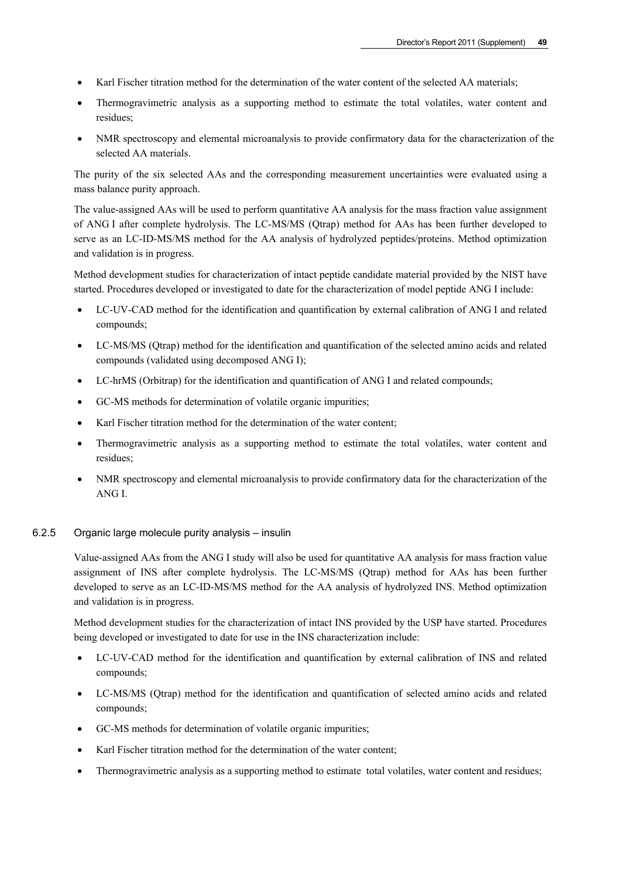- Karl Fischer titration method for the determination of the water content of the selected AA materials;
- Thermogravimetric analysis as a supporting method to estimate the total volatiles, water content and residues;
- NMR spectroscopy and elemental microanalysis to provide confirmatory data for the characterization of the selected AA materials.

The purity of the six selected AAs and the corresponding measurement uncertainties were evaluated using a mass balance purity approach.

The value-assigned AAs will be used to perform quantitative AA analysis for the mass fraction value assignment of ANG I after complete hydrolysis. The LC-MS/MS (Qtrap) method for AAs has been further developed to serve as an LC-ID-MS/MS method for the AA analysis of hydrolyzed peptides/proteins. Method optimization and validation is in progress.

Method development studies for characterization of intact peptide candidate material provided by the NIST have started. Procedures developed or investigated to date for the characterization of model peptide ANG I include:

- LC-UV-CAD method for the identification and quantification by external calibration of ANG I and related compounds;
- LC-MS/MS (Qtrap) method for the identification and quantification of the selected amino acids and related compounds (validated using decomposed ANG I);
- LC-hrMS (Orbitrap) for the identification and quantification of ANG I and related compounds;
- GC-MS methods for determination of volatile organic impurities;
- Karl Fischer titration method for the determination of the water content;
- Thermogravimetric analysis as a supporting method to estimate the total volatiles, water content and residues;
- NMR spectroscopy and elemental microanalysis to provide confirmatory data for the characterization of the ANG I.

### 6.2.5 Organic large molecule purity analysis – insulin

Value-assigned AAs from the ANG I study will also be used for quantitative AA analysis for mass fraction value assignment of INS after complete hydrolysis. The LC-MS/MS (Qtrap) method for AAs has been further developed to serve as an LC-ID-MS/MS method for the AA analysis of hydrolyzed INS. Method optimization and validation is in progress.

Method development studies for the characterization of intact INS provided by the USP have started. Procedures being developed or investigated to date for use in the INS characterization include:

- LC-UV-CAD method for the identification and quantification by external calibration of INS and related compounds;
- LC-MS/MS (Qtrap) method for the identification and quantification of selected amino acids and related compounds;
- GC-MS methods for determination of volatile organic impurities;
- Karl Fischer titration method for the determination of the water content;
- Thermogravimetric analysis as a supporting method to estimate total volatiles, water content and residues;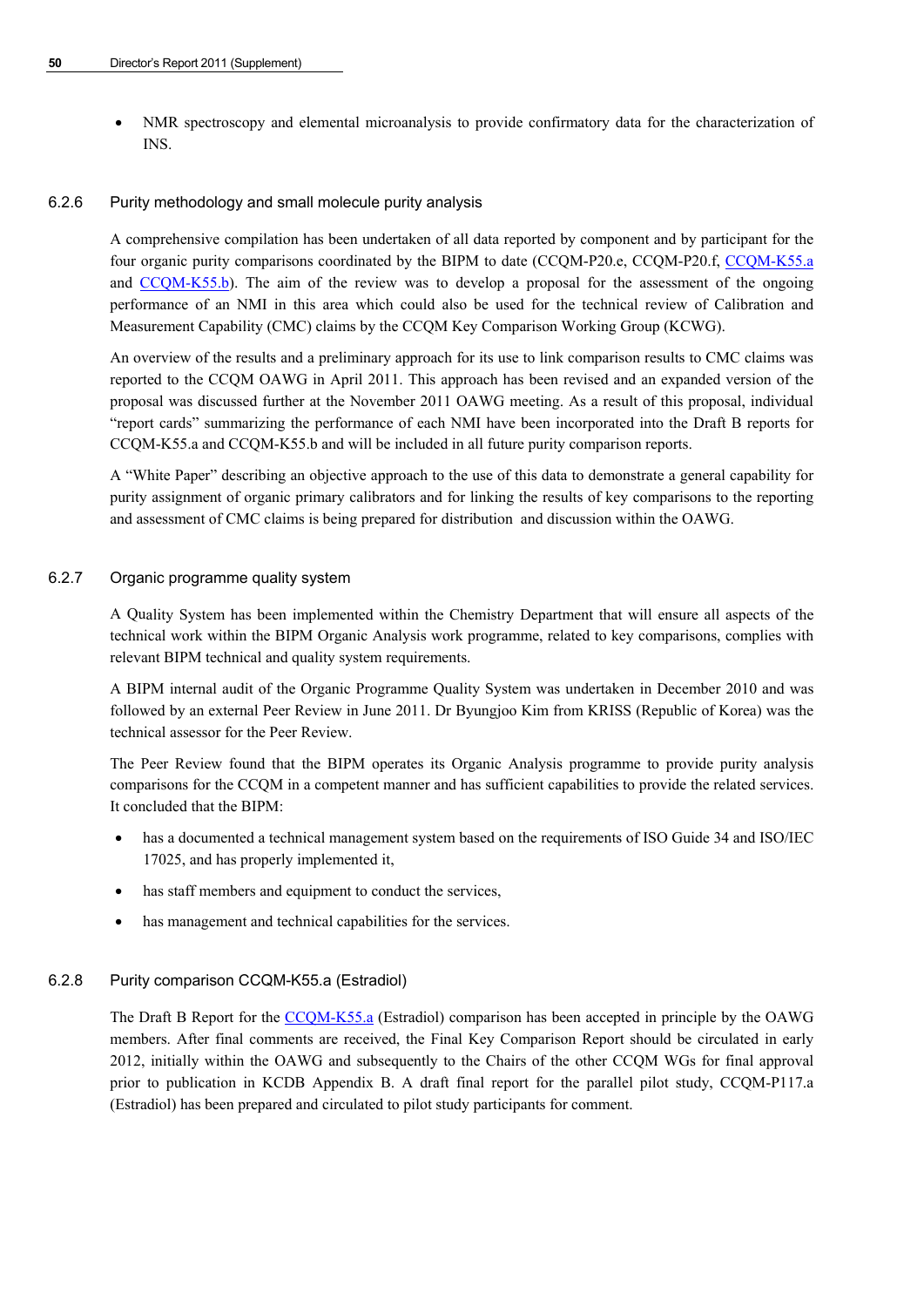- NMR spectroscopy and elemental microanalysis to provide confirmatory data for the characterization of INS.

### 6.2.6 Purity methodology and small molecule purity analysis

A comprehensive compilation has been undertaken of all data reported by component and by participant for the four organic purity comparisons coordinated by the BIPM to date (CCQM-P20.e, CCQM-P20.f, CCQM-K55.a and CCQM-K55.b). The aim of the review was to develop a proposal for the assessment of the ongoing performance of an NMI in this area which could also be used for the technical review of Calibration and Measurement Capability (CMC) claims by the CCQM Key Comparison Working Group (KCWG).

An overview of the results and a preliminary approach for its use to link comparison results to CMC claims was reported to the CCQM OAWG in April 2011. This approach has been revised and an expanded version of the proposal was discussed further at the November 2011 OAWG meeting. As a result of this proposal, individual "report cards" summarizing the performance of each NMI have been incorporated into the Draft B reports for CCQM-K55.a and CCQM-K55.b and will be included in all future purity comparison reports.

A "White Paper" describing an objective approach to the use of this data to demonstrate a general capability for purity assignment of organic primary calibrators and for linking the results of key comparisons to the reporting and assessment of CMC claims is being prepared for distribution and discussion within the OAWG.

### 6.2.7 Organic programme quality system

A Quality System has been implemented within the Chemistry Department that will ensure all aspects of the technical work within the BIPM Organic Analysis work programme, related to key comparisons, complies with relevant BIPM technical and quality system requirements.

A BIPM internal audit of the Organic Programme Quality System was undertaken in December 2010 and was followed by an external Peer Review in June 2011. Dr Byungjoo Kim from KRISS (Republic of Korea) was the technical assessor for the Peer Review.

The Peer Review found that the BIPM operates its Organic Analysis programme to provide purity analysis comparisons for the CCQM in a competent manner and has sufficient capabilities to provide the related services. It concluded that the BIPM:

- has a documented a technical management system based on the requirements of ISO Guide 34 and ISO/IEC 17025, and has properly implemented it,
- has staff members and equipment to conduct the services,
- has management and technical capabilities for the services.

### 6.2.8 Purity comparison CCQM-K55.a (Estradiol)

The Draft B Report for the CCQM-K55.a (Estradiol) comparison has been accepted in principle by the OAWG members. After final comments are received, the Final Key Comparison Report should be circulated in early 2012, initially within the OAWG and subsequently to the Chairs of the other CCQM WGs for final approval prior to publication in KCDB Appendix B. A draft final report for the parallel pilot study, CCQM-P117.a (Estradiol) has been prepared and circulated to pilot study participants for comment.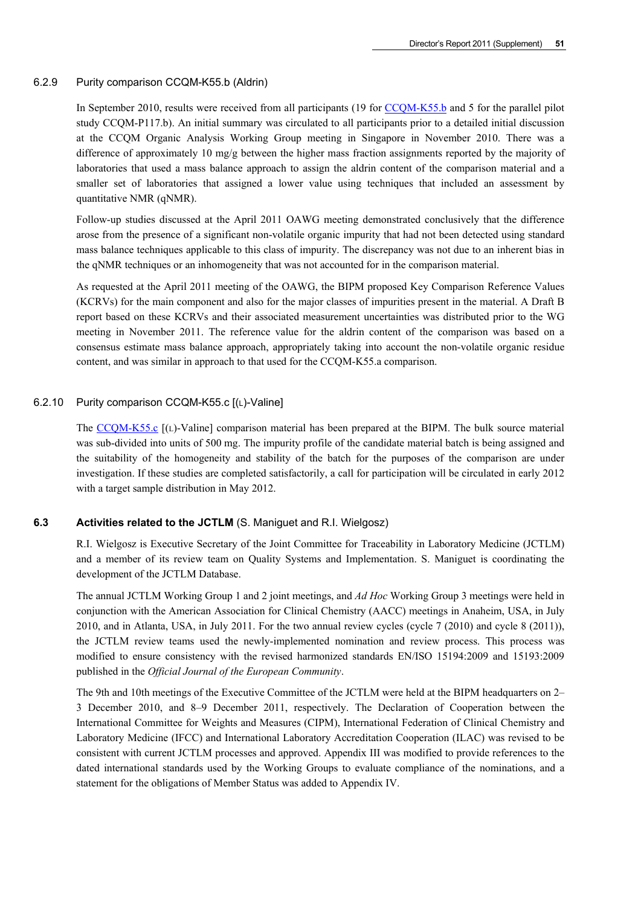### 6.2.9 Purity comparison CCQM-K55.b (Aldrin)

In September 2010, results were received from all participants (19 for CCQM-K55.b and 5 for the parallel pilot study CCQM-P117.b). An initial summary was circulated to all participants prior to a detailed initial discussion at the CCQM Organic Analysis Working Group meeting in Singapore in November 2010. There was a difference of approximately 10 mg/g between the higher mass fraction assignments reported by the majority of laboratories that used a mass balance approach to assign the aldrin content of the comparison material and a smaller set of laboratories that assigned a lower value using techniques that included an assessment by quantitative NMR (qNMR).

Follow-up studies discussed at the April 2011 OAWG meeting demonstrated conclusively that the difference arose from the presence of a significant non-volatile organic impurity that had not been detected using standard mass balance techniques applicable to this class of impurity. The discrepancy was not due to an inherent bias in the qNMR techniques or an inhomogeneity that was not accounted for in the comparison material.

As requested at the April 2011 meeting of the OAWG, the BIPM proposed Key Comparison Reference Values (KCRVs) for the main component and also for the major classes of impurities present in the material. A Draft B report based on these KCRVs and their associated measurement uncertainties was distributed prior to the WG meeting in November 2011. The reference value for the aldrin content of the comparison was based on a consensus estimate mass balance approach, appropriately taking into account the non-volatile organic residue content, and was similar in approach to that used for the CCQM-K55.a comparison.

### 6.2.10 Purity comparison CCQM-K55.c [(L)-Valine]

The CCQM-K55.c [(L)-Valine] comparison material has been prepared at the BIPM. The bulk source material was sub-divided into units of 500 mg. The impurity profile of the candidate material batch is being assigned and the suitability of the homogeneity and stability of the batch for the purposes of the comparison are under investigation. If these studies are completed satisfactorily, a call for participation will be circulated in early 2012 with a target sample distribution in May 2012.

## 6.3 Activities related to the JCTLM (S. Maniguet and R.I. Wielgosz)

R.I. Wielgosz is Executive Secretary of the Joint Committee for Traceability in Laboratory Medicine (JCTLM) and a member of its review team on Quality Systems and Implementation. S. Maniguet is coordinating the development of the JCTLM Database.

The annual JCTLM Working Group 1 and 2 joint meetings, and *Ad Hoc* Working Group 3 meetings were held in conjunction with the American Association for Clinical Chemistry (AACC) meetings in Anaheim, USA, in July 2010, and in Atlanta, USA, in July 2011. For the two annual review cycles (cycle 7 (2010) and cycle 8 (2011)), the JCTLM review teams used the newly-implemented nomination and review process. This process was modified to ensure consistency with the revised harmonized standards EN/ISO 15194:2009 and 15193:2009 published in the *Official Journal of the European Community*.

The 9th and 10th meetings of the Executive Committee of the JCTLM were held at the BIPM headquarters on 2–3 December 2010, and 8–9 December 2011, respectively. The Declaration of Cooperation between the International Committee for Weights and Measures (CIPM), International Federation of Clinical Chemistry and Laboratory Medicine (IFCC) and International Laboratory Accreditation Cooperation (ILAC) was revised to be consistent with current JCTLM processes and approved. Appendix III was modified to provide references to the dated international standards used by the Working Groups to evaluate compliance of the nominations, and a statement for the obligations of Member Status was added to Appendix IV.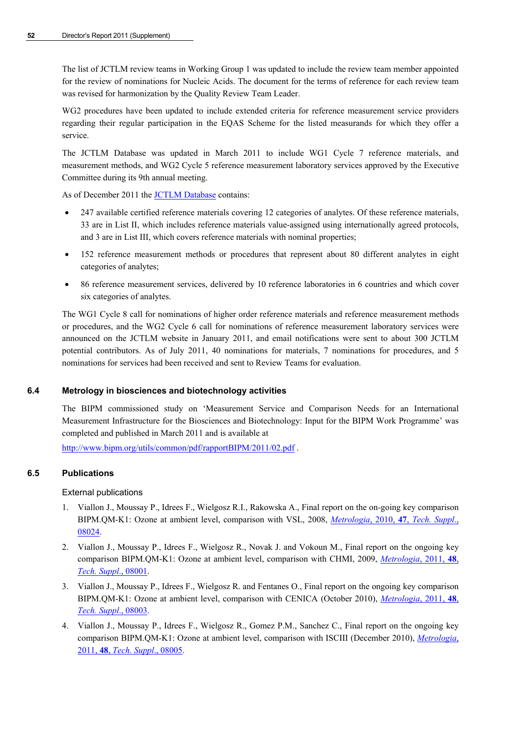The list of JCTLM review teams in Working Group 1 was updated to include the review team member appointed for the review of nominations for Nucleic Acids. The document for the terms of reference for each review team was revised for harmonization by the Quality Review Team Leader.

WG2 procedures have been updated to include extended criteria for reference measurement service providers regarding their regular participation in the EQAS Scheme for the listed measurands for which they offer a service.

The JCTLM Database was updated in March 2011 to include WG1 Cycle 7 reference materials, and measurement methods, and WG2 Cycle 5 reference measurement laboratory services approved by the Executive Committee during its 9th annual meeting.

As of December 2011 the JCTLM Database contains:

- 247 available certified reference materials covering 12 categories of analytes. Of these reference materials, 33 are in List II, which includes reference materials value-assigned using internationally agreed protocols, and 3 are in List III, which covers reference materials with nominal properties;
- 152 reference measurement methods or procedures that represent about 80 different analytes in eight categories of analytes;
- 86 reference measurement services, delivered by 10 reference laboratories in 6 countries and which cover six categories of analytes.

The WG1 Cycle 8 call for nominations of higher order reference materials and reference measurement methods or procedures, and the WG2 Cycle 6 call for nominations of reference measurement laboratory services were announced on the JCTLM website in January 2011, and email notifications were sent to about 300 JCTLM potential contributors. As of July 2011, 40 nominations for materials, 7 nominations for procedures, and 5 nominations for services had been received and sent to Review Teams for evaluation.

## 6.4 Metrology in biosciences and biotechnology activities

The BIPM commissioned study on 'Measurement Service and Comparison Needs for an International Measurement Infrastructure for the Biosciences and Biotechnology: Input for the BIPM Work Programme' was completed and published in March 2011 and is available at

http://www.bipm.org/utils/common/pdf/rapportBIPM/2011/02.pdf .

## 6.5 Publications

### External publications

1. Viallon J., Moussay P., Idrees F., Wielgosz R.I., Rakowska A., Final report on the on-going key comparison BIPM.QM-K1: Ozone at ambient level, comparison with VSL, 2008, *Metrologia*, 2010, **47**, *Tech. Suppl.*, 08024.
2. Viallon J., Moussay P., Idrees F., Wielgosz R., Novak J. and Vokoun M., Final report on the ongoing key comparison BIPM.QM-K1: Ozone at ambient level, comparison with CHMI, 2009, *Metrologia*, 2011, **48**, *Tech. Suppl.*, 08001.
3. Viallon J., Moussay P., Idrees F., Wielgosz R. and Fentanes O., Final report on the ongoing key comparison BIPM.QM-K1: Ozone at ambient level, comparison with CENICA (October 2010), *Metrologia*, 2011, **48**, *Tech. Suppl.*, 08003.
4. Viallon J., Moussay P., Idrees F., Wielgosz R., Gomez P.M., Sanchez C., Final report on the ongoing key comparison BIPM.QM-K1: Ozone at ambient level, comparison with ISCIII (December 2010), *Metrologia*, 2011, **48**, *Tech. Suppl.*, 08005.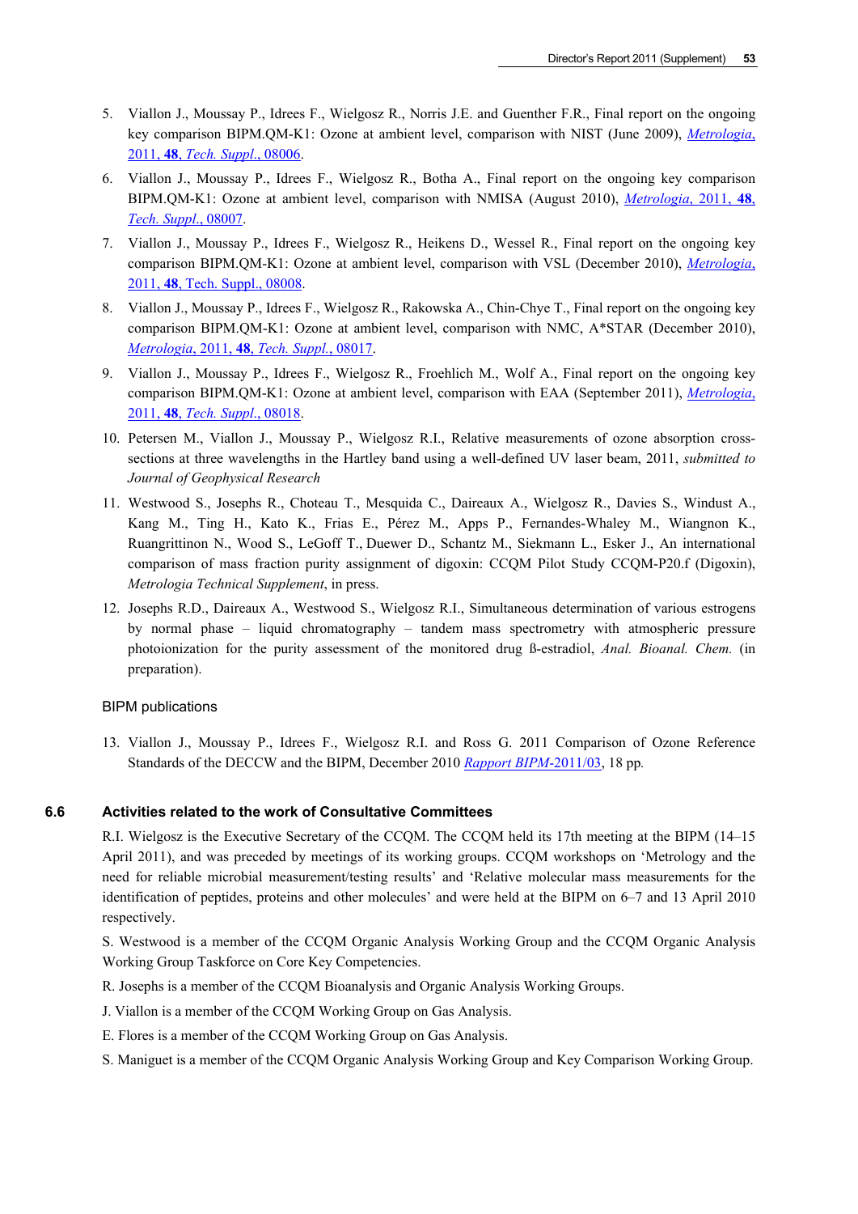5. Viallon J., Moussay P., Idrees F., Wielgosz R., Norris J.E. and Guenther F.R., Final report on the ongoing key comparison BIPM.QM-K1: Ozone at ambient level, comparison with NIST (June 2009), *Metrologia*, 2011, **48**, *Tech. Suppl.*, 08006.

6. Viallon J., Moussay P., Idrees F., Wielgosz R., Botha A., Final report on the ongoing key comparison BIPM.QM-K1: Ozone at ambient level, comparison with NMISA (August 2010), *Metrologia*, 2011, **48**, *Tech. Suppl.*, 08007.

7. Viallon J., Moussay P., Idrees F., Wielgosz R., Heikens D., Wessel R., Final report on the ongoing key comparison BIPM.QM-K1: Ozone at ambient level, comparison with VSL (December 2010), *Metrologia*, 2011, **48**, Tech. Suppl., 08008.

8. Viallon J., Moussay P., Idrees F., Wielgosz R., Rakowska A., Chin-Chye T., Final report on the ongoing key comparison BIPM.QM-K1: Ozone at ambient level, comparison with NMC, A*STAR (December 2010), *Metrologia*, 2011, **48**, *Tech. Suppl.*, 08017.

9. Viallon J., Moussay P., Idrees F., Wielgosz R., Froehlich M., Wolf A., Final report on the ongoing key comparison BIPM.QM-K1: Ozone at ambient level, comparison with EAA (September 2011), *Metrologia*, 2011, **48**, *Tech. Suppl.*, 08018.

10. Petersen M., Viallon J., Moussay P., Wielgosz R.I., Relative measurements of ozone absorption cross-sections at three wavelengths in the Hartley band using a well-defined UV laser beam, 2011, *submitted to Journal of Geophysical Research*

11. Westwood S., Josephs R., Choteau T., Mesquida C., Daireaux A., Wielgosz R., Davies S., Windust A., Kang M., Ting H., Kato K., Frias E., Pérez M., Apps P., Fernandes-Whaley M., Wiangnon K., Ruangrittinon N., Wood S., LeGoff T., Duewer D., Schantz M., Siekmann L., Esker J., An international comparison of mass fraction purity assignment of digoxin: CCQM Pilot Study CCQM-P20.f (Digoxin), *Metrologia Technical Supplement*, in press.

12. Josephs R.D., Daireaux A., Westwood S., Wielgosz R.I., Simultaneous determination of various estrogens by normal phase – liquid chromatography – tandem mass spectrometry with atmospheric pressure photoionization for the purity assessment of the monitored drug ß-estradiol, *Anal. Bioanal. Chem.* (in preparation).

BIPM publications

13. Viallon J., Moussay P., Idrees F., Wielgosz R.I. and Ross G. 2011 Comparison of Ozone Reference Standards of the DECCW and the BIPM, December 2010 *Rapport BIPM*-2011/03, 18 pp.

### 6.6 Activities related to the work of Consultative Committees

R.I. Wielgosz is the Executive Secretary of the CCQM. The CCQM held its 17th meeting at the BIPM (14–15 April 2011), and was preceded by meetings of its working groups. CCQM workshops on 'Metrology and the need for reliable microbial measurement/testing results' and 'Relative molecular mass measurements for the identification of peptides, proteins and other molecules' and were held at the BIPM on 6–7 and 13 April 2010 respectively.

S. Westwood is a member of the CCQM Organic Analysis Working Group and the CCQM Organic Analysis Working Group Taskforce on Core Key Competencies.

R. Josephs is a member of the CCQM Bioanalysis and Organic Analysis Working Groups.

J. Viallon is a member of the CCQM Working Group on Gas Analysis.

E. Flores is a member of the CCQM Working Group on Gas Analysis.

S. Maniguet is a member of the CCQM Organic Analysis Working Group and Key Comparison Working Group.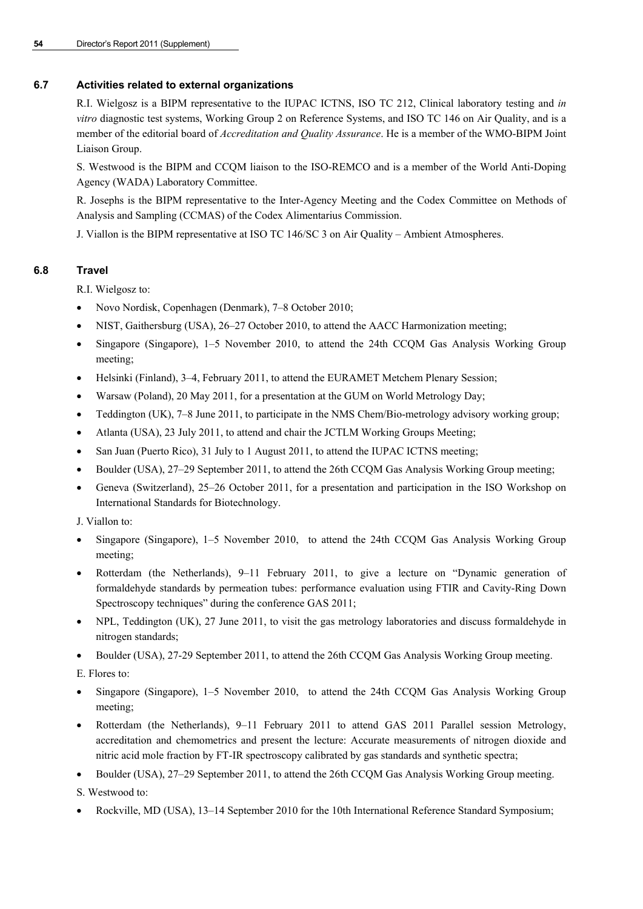### 6.7 Activities related to external organizations

R.I. Wielgosz is a BIPM representative to the IUPAC ICTNS, ISO TC 212, Clinical laboratory testing and *in vitro* diagnostic test systems, Working Group 2 on Reference Systems, and ISO TC 146 on Air Quality, and is a member of the editorial board of *Accreditation and Quality Assurance*. He is a member of the WMO-BIPM Joint Liaison Group.

S. Westwood is the BIPM and CCQM liaison to the ISO-REMCO and is a member of the World Anti-Doping Agency (WADA) Laboratory Committee.

R. Josephs is the BIPM representative to the Inter-Agency Meeting and the Codex Committee on Methods of Analysis and Sampling (CCMAS) of the Codex Alimentarius Commission.

J. Viallon is the BIPM representative at ISO TC 146/SC 3 on Air Quality – Ambient Atmospheres.

### 6.8 Travel

R.I. Wielgosz to:

- Novo Nordisk, Copenhagen (Denmark), 7–8 October 2010;
- NIST, Gaithersburg (USA), 26–27 October 2010, to attend the AACC Harmonization meeting;
- Singapore (Singapore), 1–5 November 2010, to attend the 24th CCQM Gas Analysis Working Group meeting;
- Helsinki (Finland), 3–4, February 2011, to attend the EURAMET Metchem Plenary Session;
- Warsaw (Poland), 20 May 2011, for a presentation at the GUM on World Metrology Day;
- Teddington (UK), 7–8 June 2011, to participate in the NMS Chem/Bio-metrology advisory working group;
- Atlanta (USA), 23 July 2011, to attend and chair the JCTLM Working Groups Meeting;
- San Juan (Puerto Rico), 31 July to 1 August 2011, to attend the IUPAC ICTNS meeting;
- Boulder (USA), 27–29 September 2011, to attend the 26th CCQM Gas Analysis Working Group meeting;
- Geneva (Switzerland), 25–26 October 2011, for a presentation and participation in the ISO Workshop on International Standards for Biotechnology.

J. Viallon to:

- Singapore (Singapore), 1–5 November 2010, to attend the 24th CCQM Gas Analysis Working Group meeting;
- Rotterdam (the Netherlands), 9–11 February 2011, to give a lecture on "Dynamic generation of formaldehyde standards by permeation tubes: performance evaluation using FTIR and Cavity-Ring Down Spectroscopy techniques" during the conference GAS 2011;
- NPL, Teddington (UK), 27 June 2011, to visit the gas metrology laboratories and discuss formaldehyde in nitrogen standards;
- Boulder (USA), 27-29 September 2011, to attend the 26th CCQM Gas Analysis Working Group meeting.

E. Flores to:

- Singapore (Singapore), 1–5 November 2010, to attend the 24th CCQM Gas Analysis Working Group meeting;
- Rotterdam (the Netherlands), 9–11 February 2011 to attend GAS 2011 Parallel session Metrology, accreditation and chemometrics and present the lecture: Accurate measurements of nitrogen dioxide and nitric acid mole fraction by FT-IR spectroscopy calibrated by gas standards and synthetic spectra;
- Boulder (USA), 27–29 September 2011, to attend the 26th CCQM Gas Analysis Working Group meeting.

S. Westwood to:

- Rockville, MD (USA), 13–14 September 2010 for the 10th International Reference Standard Symposium;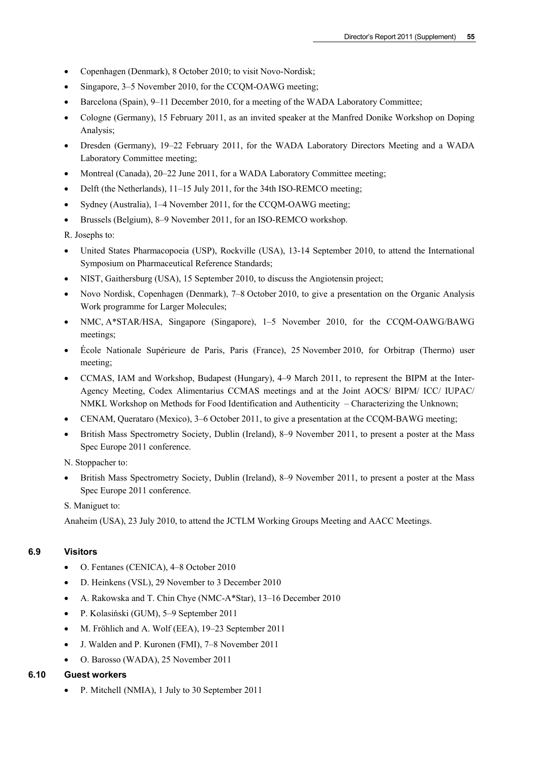- Copenhagen (Denmark), 8 October 2010; to visit Novo-Nordisk;
- Singapore, 3–5 November 2010, for the CCQM-OAWG meeting;
- Barcelona (Spain), 9–11 December 2010, for a meeting of the WADA Laboratory Committee;
- Cologne (Germany), 15 February 2011, as an invited speaker at the Manfred Donike Workshop on Doping Analysis;
- Dresden (Germany), 19–22 February 2011, for the WADA Laboratory Directors Meeting and a WADA Laboratory Committee meeting;
- Montreal (Canada), 20–22 June 2011, for a WADA Laboratory Committee meeting;
- Delft (the Netherlands), 11–15 July 2011, for the 34th ISO-REMCO meeting;
- Sydney (Australia), 1–4 November 2011, for the CCQM-OAWG meeting;
- Brussels (Belgium), 8–9 November 2011, for an ISO-REMCO workshop.

R. Josephs to:

- United States Pharmacopoeia (USP), Rockville (USA), 13-14 September 2010, to attend the International Symposium on Pharmaceutical Reference Standards;
- NIST, Gaithersburg (USA), 15 September 2010, to discuss the Angiotensin project;
- Novo Nordisk, Copenhagen (Denmark), 7–8 October 2010, to give a presentation on the Organic Analysis Work programme for Larger Molecules;
- NMC, A*STAR/HSA, Singapore (Singapore), 1–5 November 2010, for the CCQM-OAWG/BAWG meetings;
- École Nationale Supérieure de Paris, Paris (France), 25 November 2010, for Orbitrap (Thermo) user meeting;
- CCMAS, IAM and Workshop, Budapest (Hungary), 4–9 March 2011, to represent the BIPM at the Inter-Agency Meeting, Codex Alimentarius CCMAS meetings and at the Joint AOCS/ BIPM/ ICC/ IUPAC/ NMKL Workshop on Methods for Food Identification and Authenticity – Characterizing the Unknown;
- CENAM, Querataro (Mexico), 3–6 October 2011, to give a presentation at the CCQM-BAWG meeting;
- British Mass Spectrometry Society, Dublin (Ireland), 8–9 November 2011, to present a poster at the Mass Spec Europe 2011 conference.

N. Stoppacher to:

- British Mass Spectrometry Society, Dublin (Ireland), 8–9 November 2011, to present a poster at the Mass Spec Europe 2011 conference.

S. Maniguet to:

Anaheim (USA), 23 July 2010, to attend the JCTLM Working Groups Meeting and AACC Meetings.

### 6.9 Visitors

- O. Fentanes (CENICA), 4–8 October 2010
- D. Heinkens (VSL), 29 November to 3 December 2010
- A. Rakowska and T. Chin Chye (NMC-A*Star), 13–16 December 2010
- P. Kolasiński (GUM), 5–9 September 2011
- M. Fröhlich and A. Wolf (EEA), 19–23 September 2011
- J. Walden and P. Kuronen (FMI), 7–8 November 2011
- O. Barosso (WADA), 25 November 2011

### 6.10 Guest workers

- P. Mitchell (NMIA), 1 July to 30 September 2011